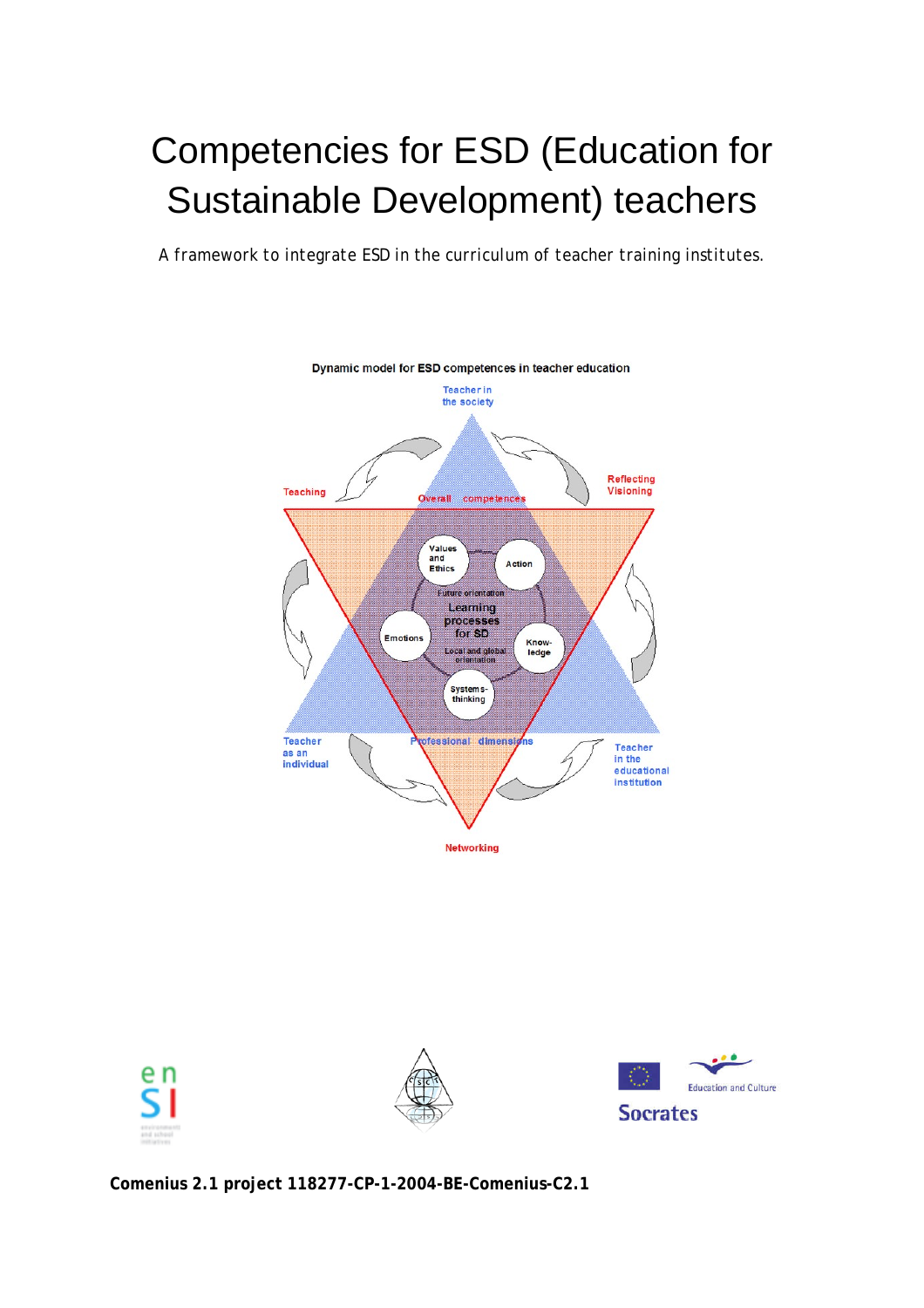# Competencies for ESD (Education for Sustainable Development) teachers

A framework to integrate ESD in the curriculum of teacher training institutes.

Dynamic model for ESD competences in teacher education

Teacher in the society

Teaching

Reflecting Visioning

Overall competences

Values and Ethics

Action

Future orientation

Learning processes for SD

Emotions

Know-ledge

Local and global orientation

Systems-thinking

Teacher as an individual

Professional dimensions

Teacher in the educational institution

Networking

**Comenius 2.1 project 118277-CP-1-2004-BE-Comenius-C2.1**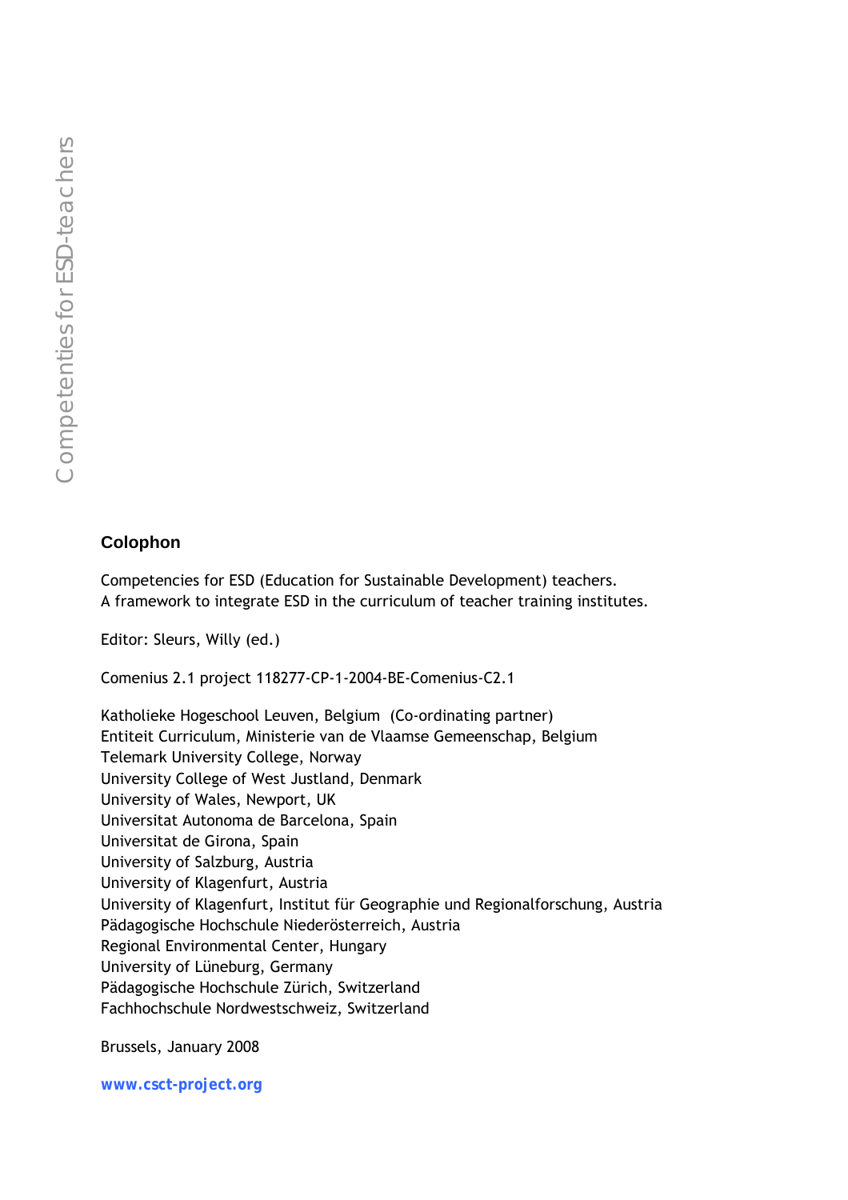## Colophon

Competencies for ESD (Education for Sustainable Development) teachers.
A framework to integrate ESD in the curriculum of teacher training institutes.

Editor: Sleurs, Willy (ed.)

Comenius 2.1 project 118277-CP-1-2004-BE-Comenius-C2.1

Katholieke Hogeschool Leuven, Belgium (Co-ordinating partner)
Entiteit Curriculum, Ministerie van de Vlaamse Gemeenschap, Belgium
Telemark University College, Norway
University College of West Justland, Denmark
University of Wales, Newport, UK
Universitat Autonoma de Barcelona, Spain
Universitat de Girona, Spain
University of Salzburg, Austria
University of Klagenfurt, Austria
University of Klagenfurt, Institut für Geographie und Regionalforschung, Austria
Pädagogische Hochschule Niederösterreich, Austria
Regional Environmental Center, Hungary
University of Lüneburg, Germany
Pädagogische Hochschule Zürich, Switzerland
Fachhochschule Nordwestschweiz, Switzerland

Brussels, January 2008

**www.csct-project.org**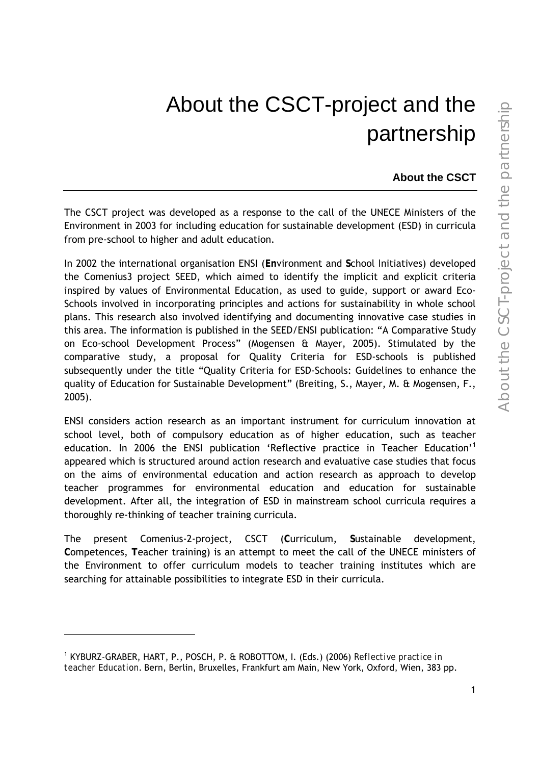# About the CSCT-project and the partnership

## About the CSCT

The CSCT project was developed as a response to the call of the UNECE Ministers of the Environment in 2003 for including education for sustainable development (ESD) in curricula from pre-school to higher and adult education.

In 2002 the international organisation ENSI (**En**vironment and **S**chool Initiatives) developed the Comenius3 project SEED, which aimed to identify the implicit and explicit criteria inspired by values of Environmental Education, as used to guide, support or award Eco-Schools involved in incorporating principles and actions for sustainability in whole school plans. This research also involved identifying and documenting innovative case studies in this area. The information is published in the SEED/ENSI publication: "A Comparative Study on Eco-school Development Process" (Mogensen & Mayer, 2005). Stimulated by the comparative study, a proposal for Quality Criteria for ESD-schools is published subsequently under the title "Quality Criteria for ESD-Schools: Guidelines to enhance the quality of Education for Sustainable Development" (Breiting, S., Mayer, M. & Mogensen, F., 2005).

ENSI considers action research as an important instrument for curriculum innovation at school level, both of compulsory education as of higher education, such as teacher education. In 2006 the ENSI publication 'Reflective practice in Teacher Education'[1] appeared which is structured around action research and evaluative case studies that focus on the aims of environmental education and action research as approach to develop teacher programmes for environmental education and education for sustainable development. After all, the integration of ESD in mainstream school curricula requires a thoroughly re-thinking of teacher training curricula.

The present Comenius-2-project, CSCT (**C**urriculum, **S**ustainable development, **C**ompetences, **T**eacher training) is an attempt to meet the call of the UNECE ministers of the Environment to offer curriculum models to teacher training institutes which are searching for attainable possibilities to integrate ESD in their curricula.

---

[1] KYBURZ-GRABER, HART, P., POSCH, P. & ROBOTTOM, I. (Eds.) (2006) *Reflective practice in teacher Education*. Bern, Berlin, Bruxelles, Frankfurt am Main, New York, Oxford, Wien, 383 pp.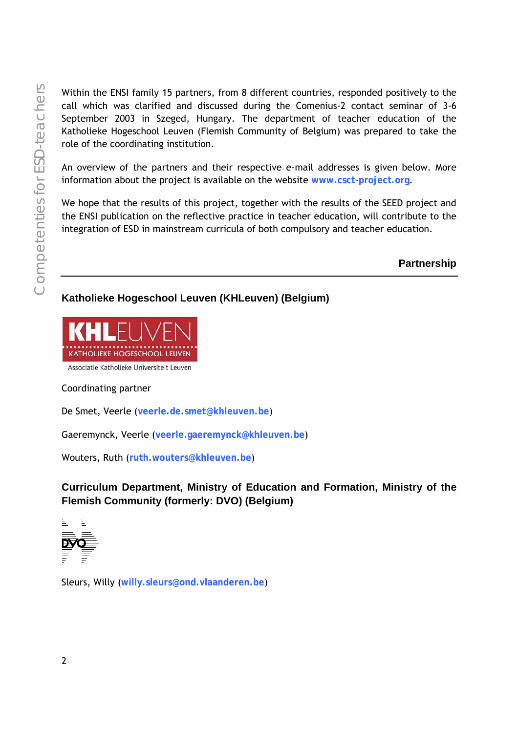Within the ENSI family 15 partners, from 8 different countries, responded positively to the call which was clarified and discussed during the Comenius-2 contact seminar of 3-6 September 2003 in Szeged, Hungary. The department of teacher education of the Katholieke Hogeschool Leuven (Flemish Community of Belgium) was prepared to take the role of the coordinating institution.

An overview of the partners and their respective e-mail addresses is given below. More information about the project is available on the website **www.csct-project.org**.

We hope that the results of this project, together with the results of the SEED project and the ENSI publication on the reflective practice in teacher education, will contribute to the integration of ESD in mainstream curricula of both compulsory and teacher education.

## Partnership

### Katholieke Hogeschool Leuven (KHLeuven) (Belgium)

KHLEUVEN
KATHOLIEKE HOGESCHOOL LEUVEN
Associatie Katholieke Universiteit Leuven

Coordinating partner

De Smet, Veerle (**veerle.de.smet@khleuven.be**)

Gaeremynck, Veerle (**veerle.gaeremynck@khleuven.be**)

Wouters, Ruth (**ruth.wouters@khleuven.be**)

### Curriculum Department, Ministry of Education and Formation, Ministry of the Flemish Community (formerly: DVO) (Belgium)

DVO

Sleurs, Willy (**willy.sleurs@ond.vlaanderen.be**)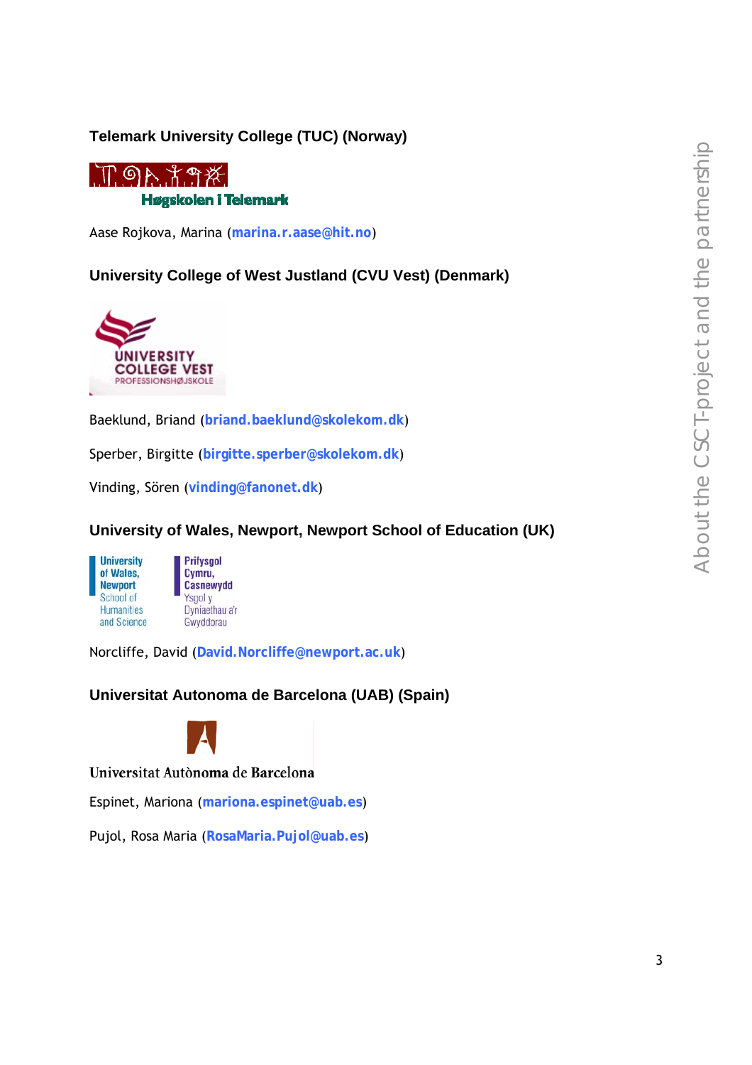### Telemark University College (TUC) (Norway)

Høgskolen i Telemark

Aase Rojkova, Marina (marina.r.aase@hit.no)

### University College of West Justland (CVU Vest) (Denmark)

UNIVERSITY COLLEGE VEST PROFESSIONSHØJSKOLE

Baeklund, Briand (briand.baeklund@skolekom.dk)

Sperber, Birgitte (birgitte.sperber@skolekom.dk)

Vinding, Sören (vinding@fanonet.dk)

### University of Wales, Newport, Newport School of Education (UK)

University of Wales, Newport School of Humanities and Science

Prifysgol Cymru, Casnewydd Ysgol y Dyniaethau a'r Gwyddorau

Norcliffe, David (David.Norcliffe@newport.ac.uk)

### Universitat Autonoma de Barcelona (UAB) (Spain)

Universitat Autònoma de Barcelona

Espinet, Mariona (mariona.espinet@uab.es)

Pujol, Rosa Maria (RosaMaria.Pujol@uab.es)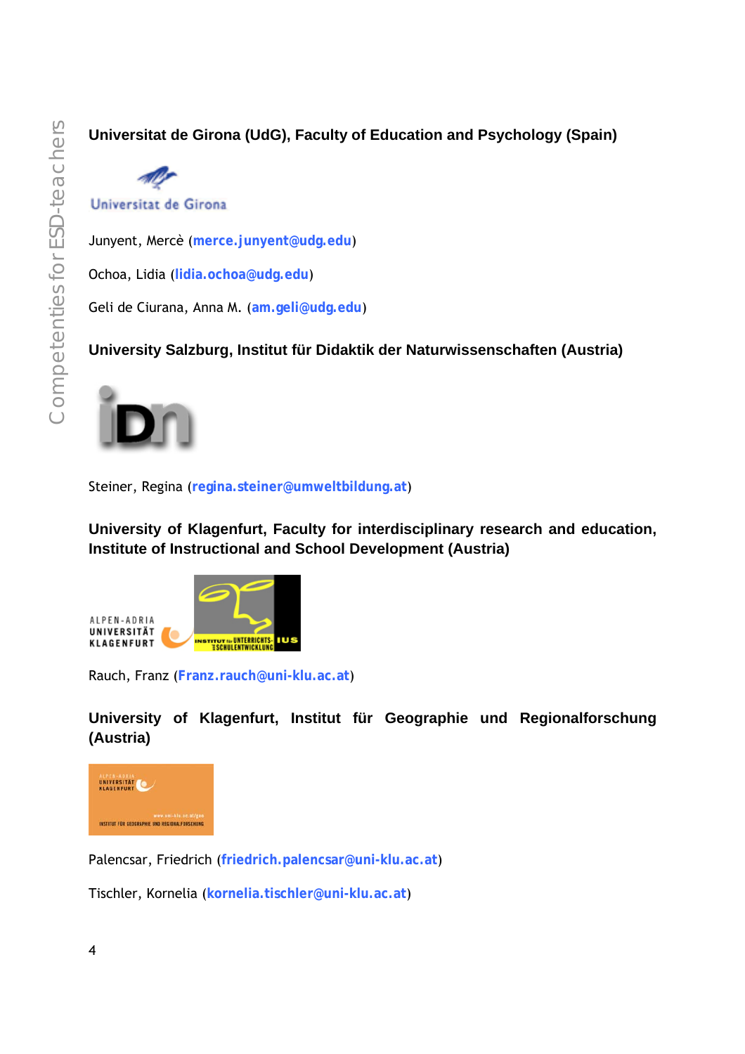**Universitat de Girona (UdG), Faculty of Education and Psychology (Spain)**

Junyent, Mercè (merce.junyent@udg.edu)

Ochoa, Lidia (lidia.ochoa@udg.edu)

Geli de Ciurana, Anna M. (am.geli@udg.edu)

**University Salzburg, Institut für Didaktik der Naturwissenschaften (Austria)**

Steiner, Regina (regina.steiner@umweltbildung.at)

**University of Klagenfurt, Faculty for interdisciplinary research and education, Institute of Instructional and School Development (Austria)**

Rauch, Franz (Franz.rauch@uni-klu.ac.at)

**University of Klagenfurt, Institut für Geographie und Regionalforschung (Austria)**

Palencsar, Friedrich (friedrich.palencsar@uni-klu.ac.at)

Tischler, Kornelia (kornelia.tischler@uni-klu.ac.at)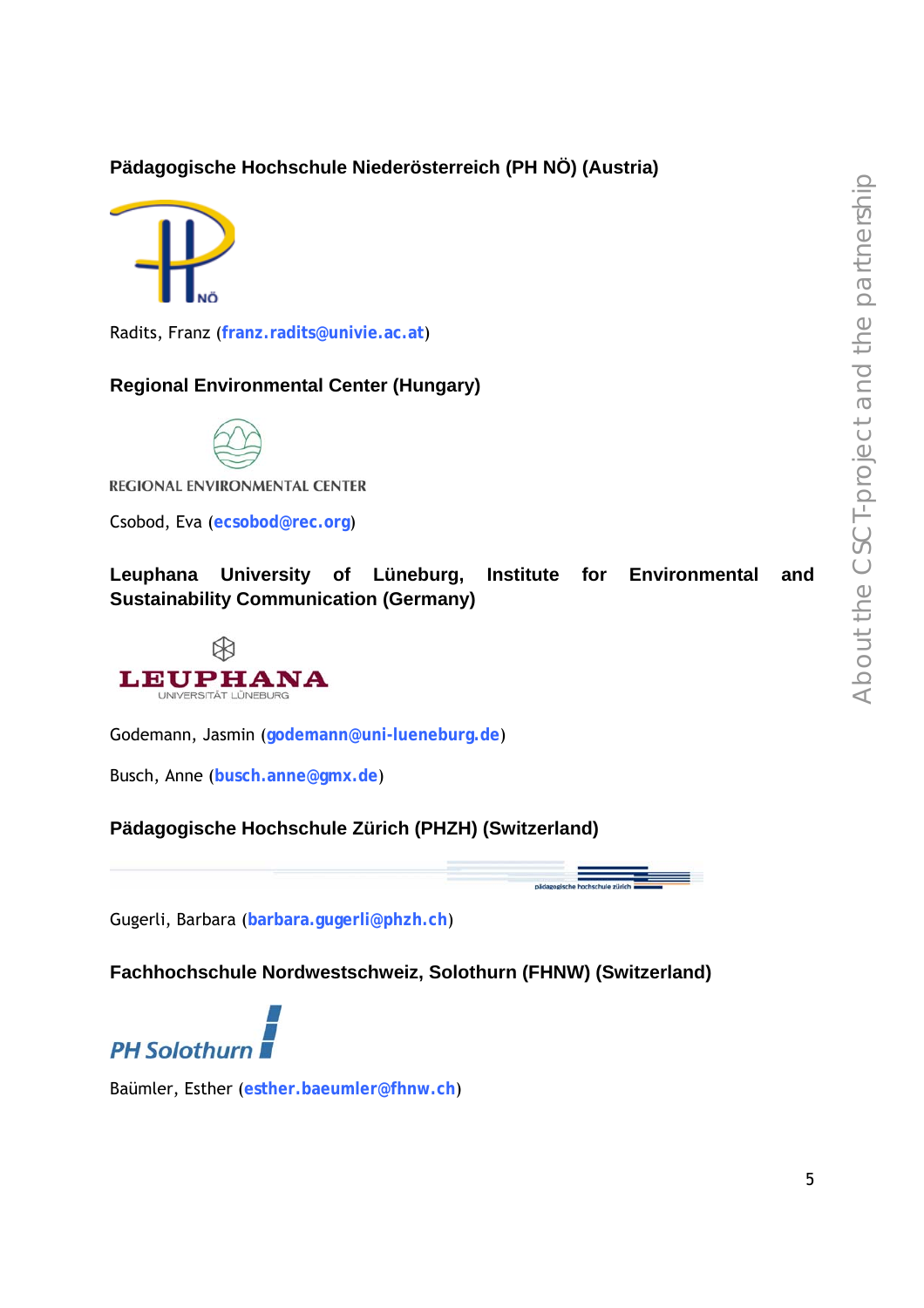**Pädagogische Hochschule Niederösterreich (PH NÖ) (Austria)**

Radits, Franz (**franz.radits@univie.ac.at**)

**Regional Environmental Center (Hungary)**

Csobod, Eva (**ecsobod@rec.org**)

**Leuphana University of Lüneburg, Institute for Environmental and Sustainability Communication (Germany)**

Godemann, Jasmin (**godemann@uni-lueneburg.de**)

Busch, Anne (**busch.anne@gmx.de**)

**Pädagogische Hochschule Zürich (PHZH) (Switzerland)**

Gugerli, Barbara (**barbara.gugerli@phzh.ch**)

**Fachhochschule Nordwestschweiz, Solothurn (FHNW) (Switzerland)**

Baümler, Esther (**esther.baeumler@fhnw.ch**)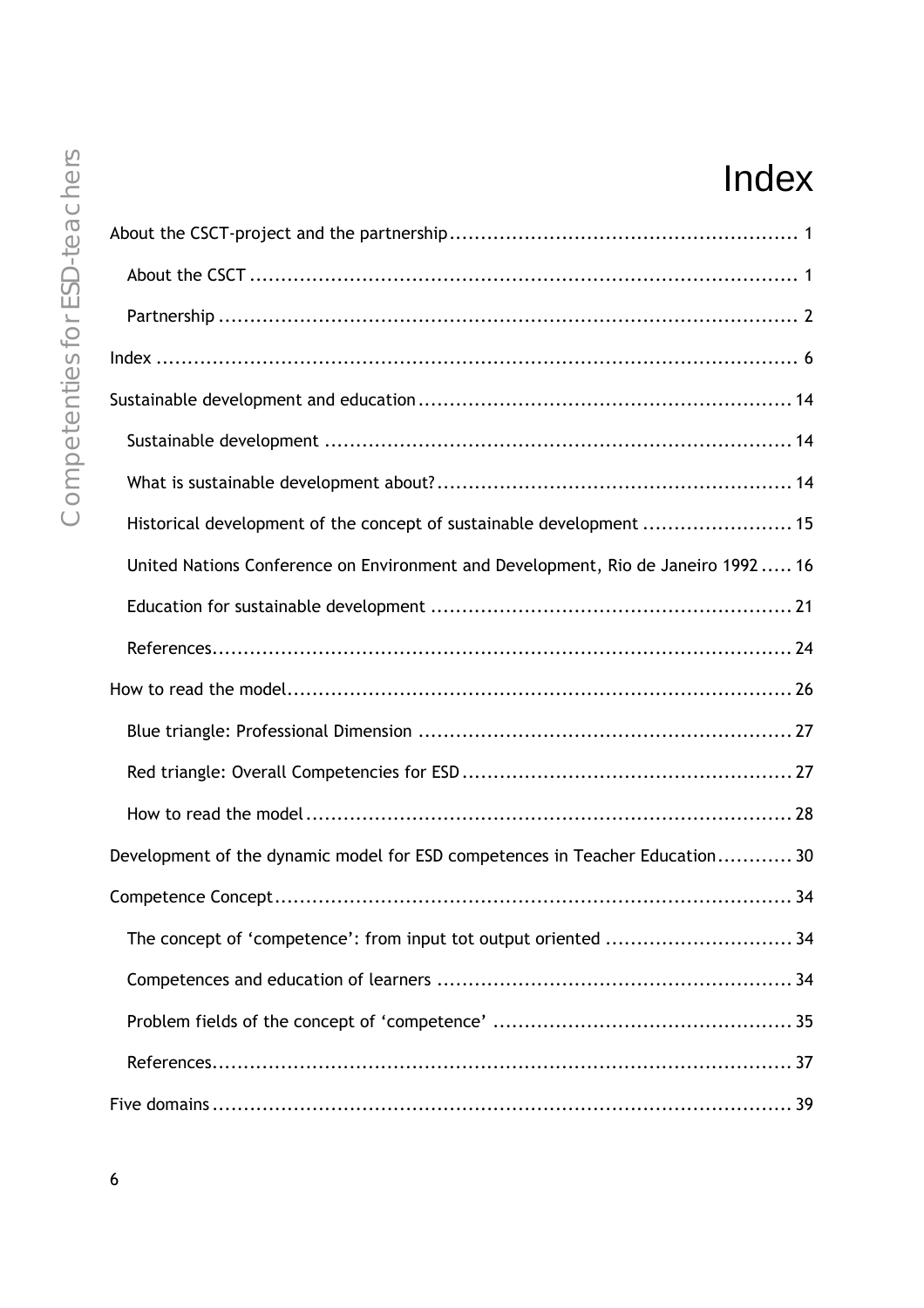# Index

About the CSCT-project and the partnership ........................................................ 1

- About the CSCT ........................................................................................ 1
- Partnership ............................................................................................. 2

Index ........................................................................................................ 6

Sustainable development and education ........................................................... 14

- Sustainable development ......................................................................... 14
- What is sustainable development about? ...................................................... 14
- Historical development of the concept of sustainable development ........................ 15
- United Nations Conference on Environment and Development, Rio de Janeiro 1992 ..... 16
- Education for sustainable development ........................................................ 21
- References.............................................................................................. 24

How to read the model.................................................................................. 26

- Blue triangle: Professional Dimension .......................................................... 27
- Red triangle: Overall Competencies for ESD ................................................... 27
- How to read the model ............................................................................. 28

Development of the dynamic model for ESD competences in Teacher Education............ 30

Competence Concept.................................................................................... 34

- The concept of 'competence': from input tot output oriented ............................. 34
- Competences and education of learners ....................................................... 34
- Problem fields of the concept of 'competence' ............................................... 35
- References.............................................................................................. 37

Five domains .............................................................................................. 39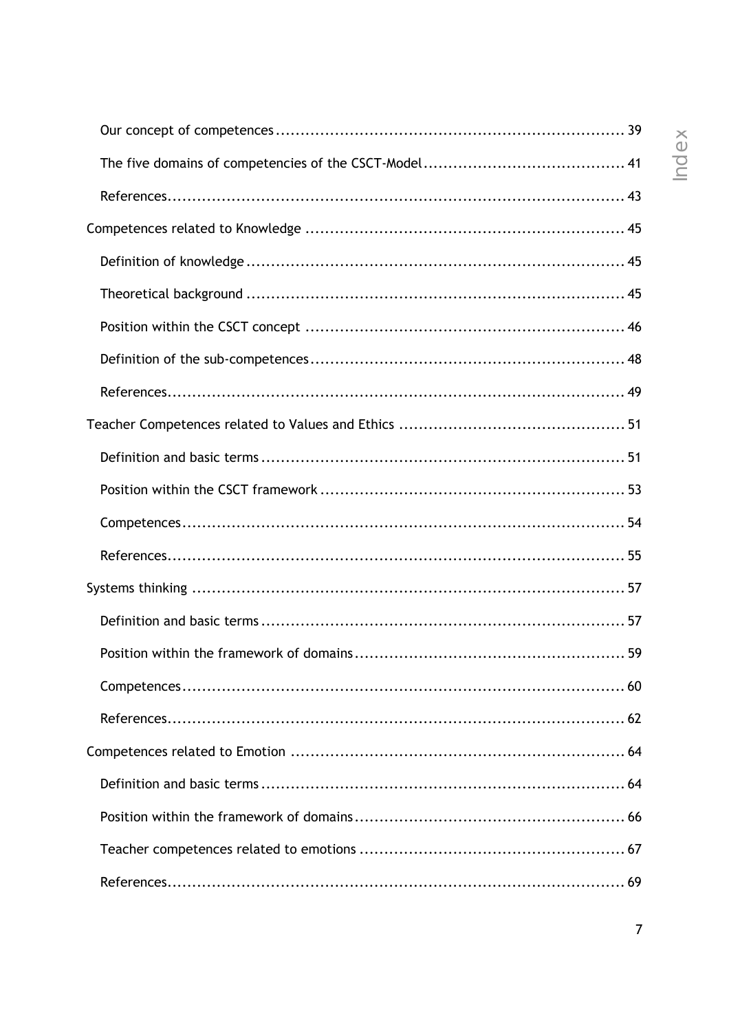- Our concept of competences ........................................................................ 39
- The five domains of competencies of the CSCT-Model ........................................ 41
- References ................................................................................................ 43

Competences related to Knowledge ................................................................... 45

- Definition of knowledge .............................................................................. 45
- Theoretical background .............................................................................. 45
- Position within the CSCT concept ................................................................. 46
- Definition of the sub-competences ................................................................ 48
- References ................................................................................................ 49

Teacher Competences related to Values and Ethics ............................................. 51

- Definition and basic terms ........................................................................... 51
- Position within the CSCT framework .............................................................. 53
- Competences ............................................................................................. 54
- References ................................................................................................ 55

Systems thinking ............................................................................................. 57

- Definition and basic terms ........................................................................... 57
- Position within the framework of domains ...................................................... 59
- Competences ............................................................................................. 60
- References ................................................................................................ 62

Competences related to Emotion ...................................................................... 64

- Definition and basic terms ........................................................................... 64
- Position within the framework of domains ...................................................... 66
- Teacher competences related to emotions ...................................................... 67
- References ................................................................................................ 69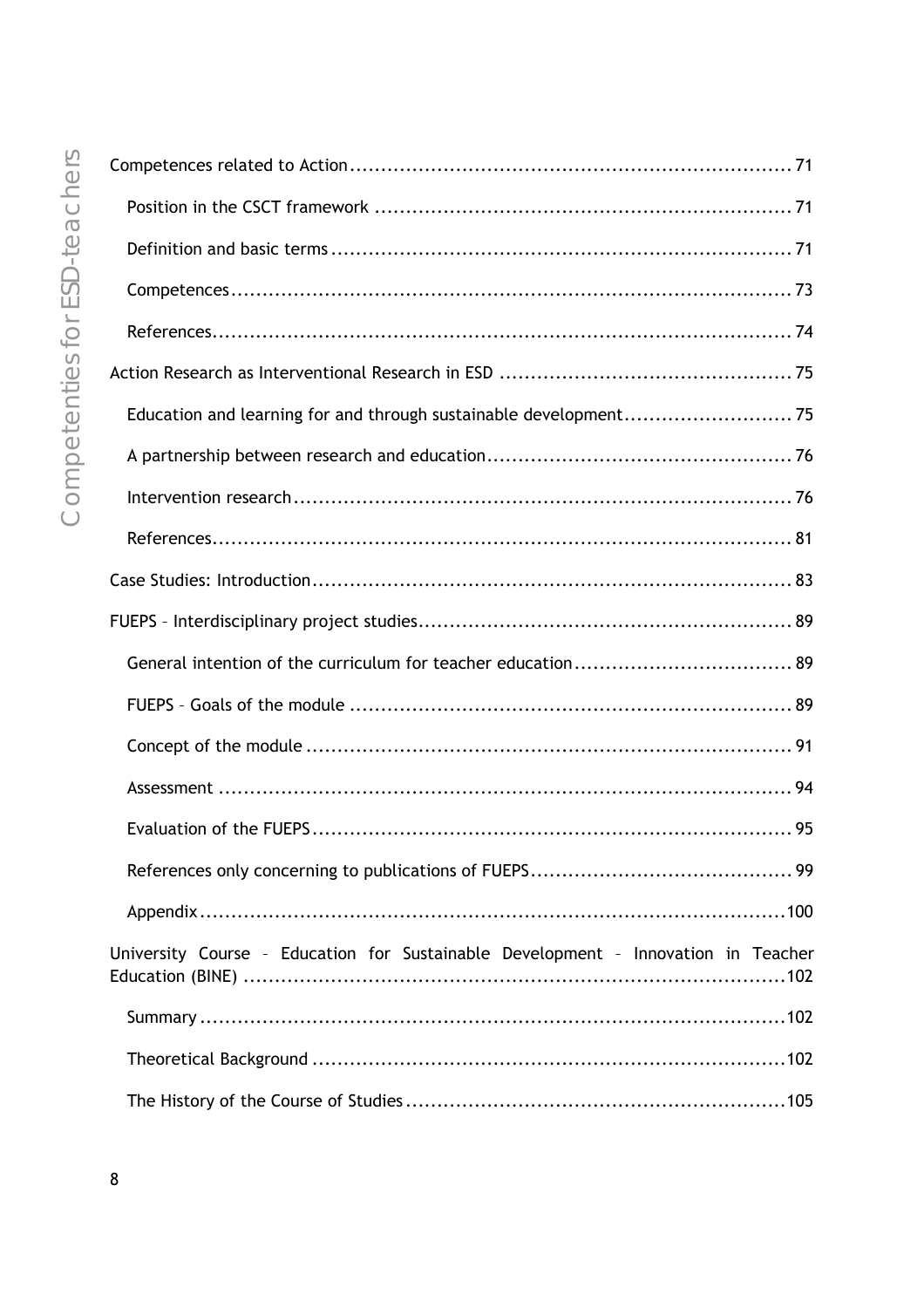Competences related to Action ........ 71

- Position in the CSCT framework ........ 71
- Definition and basic terms ........ 71
- Competences ........ 73
- References ........ 74

Action Research as Interventional Research in ESD ........ 75

- Education and learning for and through sustainable development ........ 75
- A partnership between research and education ........ 76
- Intervention research ........ 76
- References ........ 81

Case Studies: Introduction ........ 83

FUEPS – Interdisciplinary project studies ........ 89

- General intention of the curriculum for teacher education ........ 89
- FUEPS – Goals of the module ........ 89
- Concept of the module ........ 91
- Assessment ........ 94
- Evaluation of the FUEPS ........ 95
- References only concerning to publications of FUEPS ........ 99
- Appendix ........ 100

University Course – Education for Sustainable Development – Innovation in Teacher Education (BINE) ........ 102

- Summary ........ 102
- Theoretical Background ........ 102
- The History of the Course of Studies ........ 105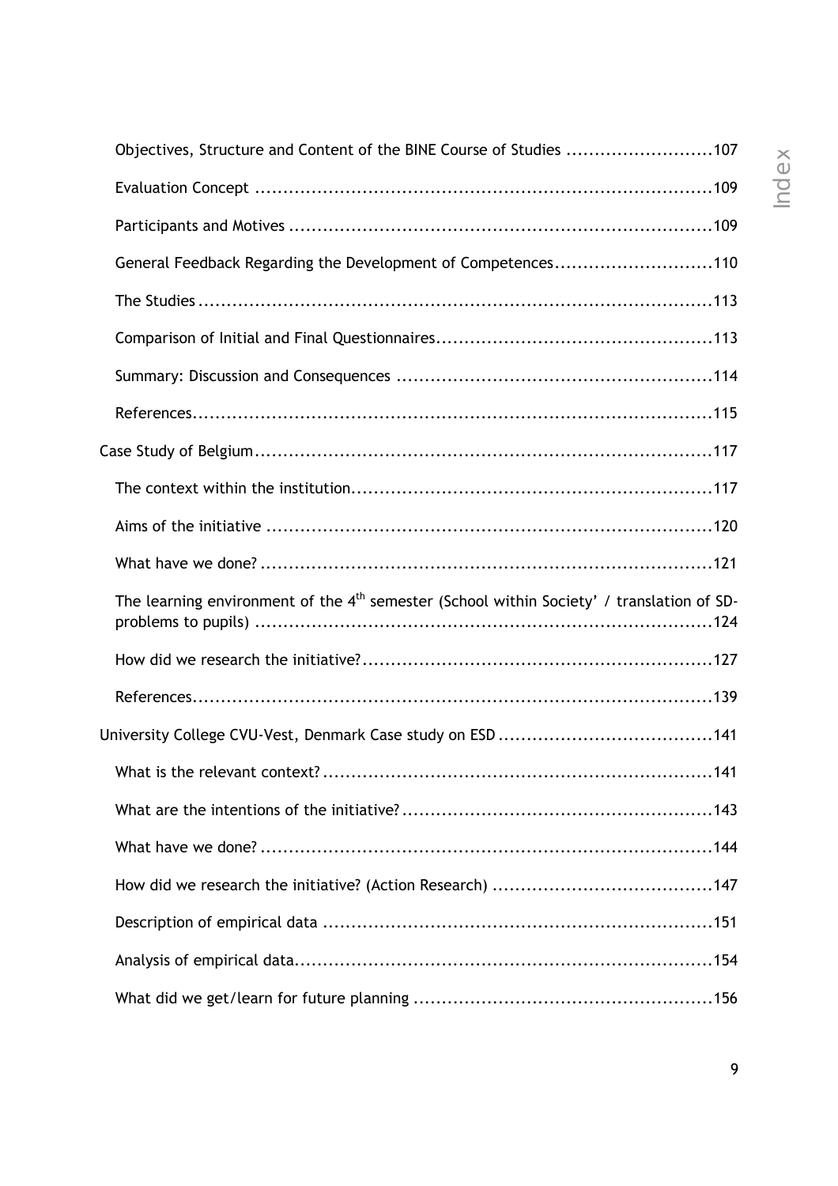Objectives, Structure and Content of the BINE Course of Studies ..........................107

Evaluation Concept ..........................109

Participants and Motives ..........................109

General Feedback Regarding the Development of Competences..........................110

The Studies ..........................113

Comparison of Initial and Final Questionnaires..........................113

Summary: Discussion and Consequences ..........................114

References..........................115

Case Study of Belgium..........................117

The context within the institution..........................117

Aims of the initiative ..........................120

What have we done? ..........................121

The learning environment of the 4th semester (School within Society' / translation of SD-problems to pupils) ..........................124

How did we research the initiative?..........................127

References..........................139

University College CVU-Vest, Denmark Case study on ESD ..........................141

What is the relevant context?..........................141

What are the intentions of the initiative?..........................143

What have we done? ..........................144

How did we research the initiative? (Action Research) ..........................147

Description of empirical data ..........................151

Analysis of empirical data..........................154

What did we get/learn for future planning ..........................156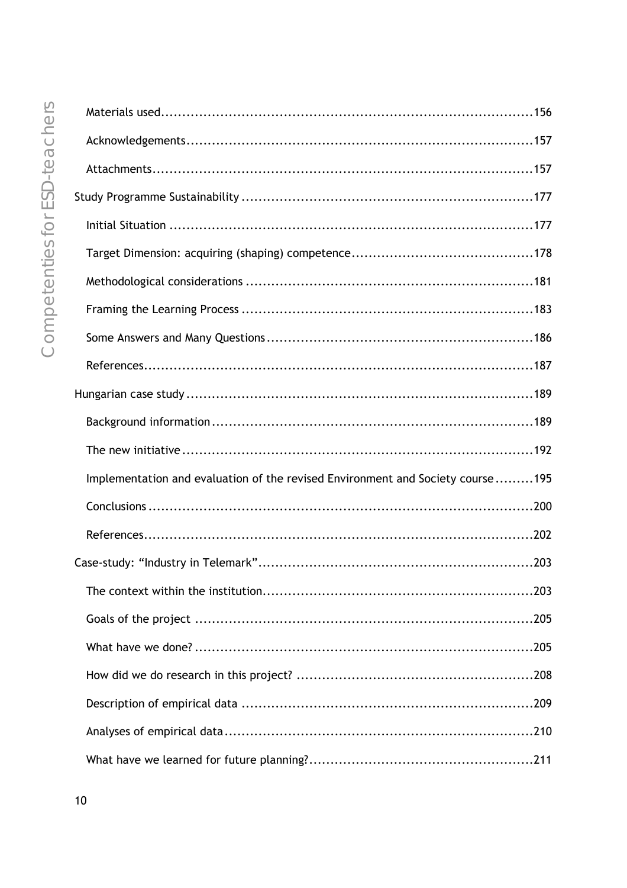- Materials used ........ 156
- Acknowledgements ........ 157
- Attachments ........ 157

Study Programme Sustainability ........ 177

- Initial Situation ........ 177
- Target Dimension: acquiring (shaping) competence ........ 178
- Methodological considerations ........ 181
- Framing the Learning Process ........ 183
- Some Answers and Many Questions ........ 186
- References ........ 187

Hungarian case study ........ 189

- Background information ........ 189
- The new initiative ........ 192
- Implementation and evaluation of the revised Environment and Society course ........ 195
- Conclusions ........ 200
- References ........ 202

Case-study: “Industry in Telemark” ........ 203

- The context within the institution ........ 203
- Goals of the project ........ 205
- What have we done? ........ 205
- How did we do research in this project? ........ 208
- Description of empirical data ........ 209
- Analyses of empirical data ........ 210
- What have we learned for future planning? ........ 211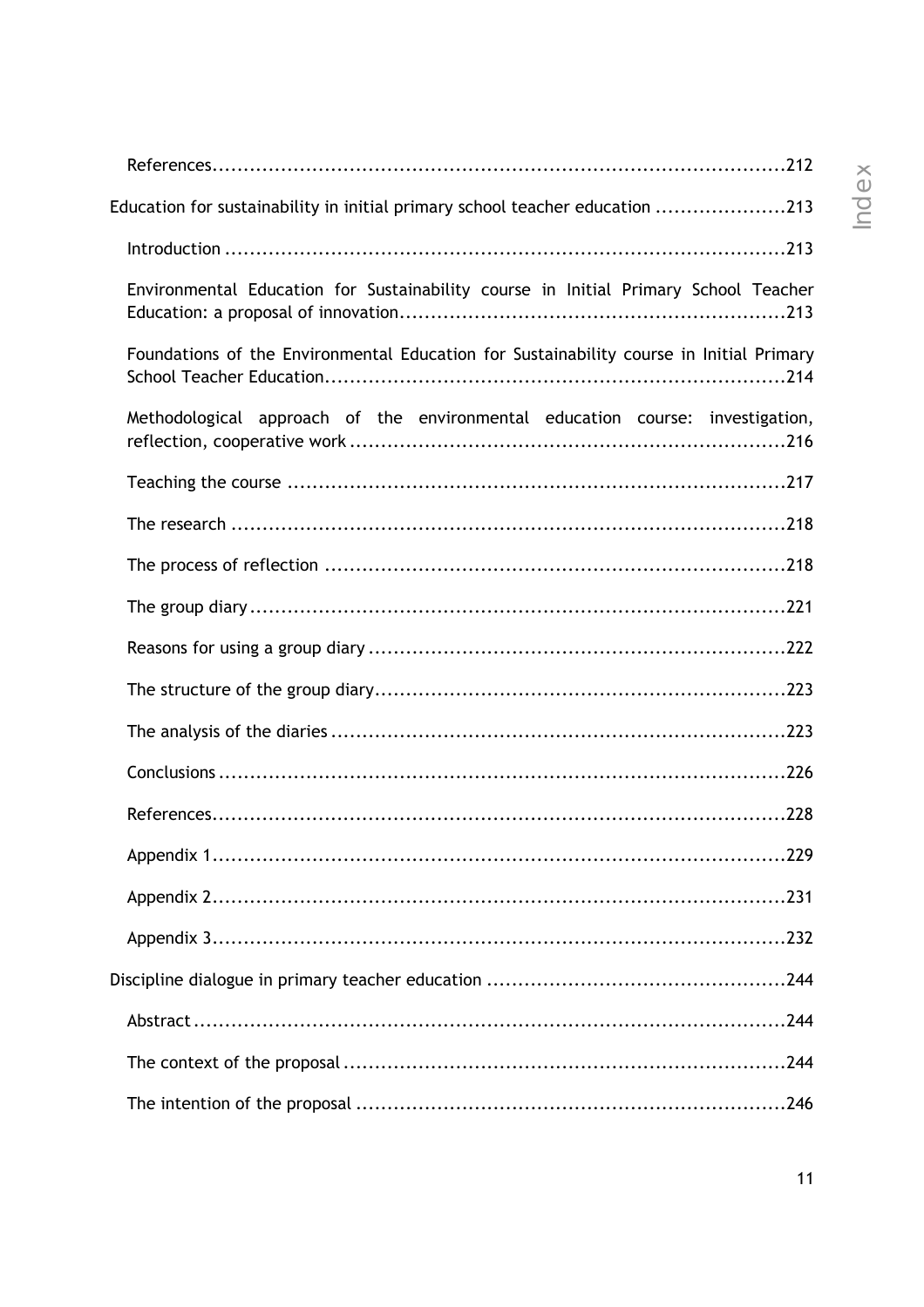References ....................................................................................212

Education for sustainability in initial primary school teacher education .....................213

Introduction ....................................................................................213

Environmental Education for Sustainability course in Initial Primary School Teacher Education: a proposal of innovation ....................................................................................213

Foundations of the Environmental Education for Sustainability course in Initial Primary School Teacher Education ....................................................................................214

Methodological approach of the environmental education course: investigation, reflection, cooperative work ....................................................................................216

Teaching the course ....................................................................................217

The research ....................................................................................218

The process of reflection ....................................................................................218

The group diary ....................................................................................221

Reasons for using a group diary ....................................................................................222

The structure of the group diary ....................................................................................223

The analysis of the diaries ....................................................................................223

Conclusions ....................................................................................226

References ....................................................................................228

Appendix 1 ....................................................................................229

Appendix 2 ....................................................................................231

Appendix 3 ....................................................................................232

Discipline dialogue in primary teacher education ....................................................................................244

Abstract ....................................................................................244

The context of the proposal ....................................................................................244

The intention of the proposal ....................................................................................246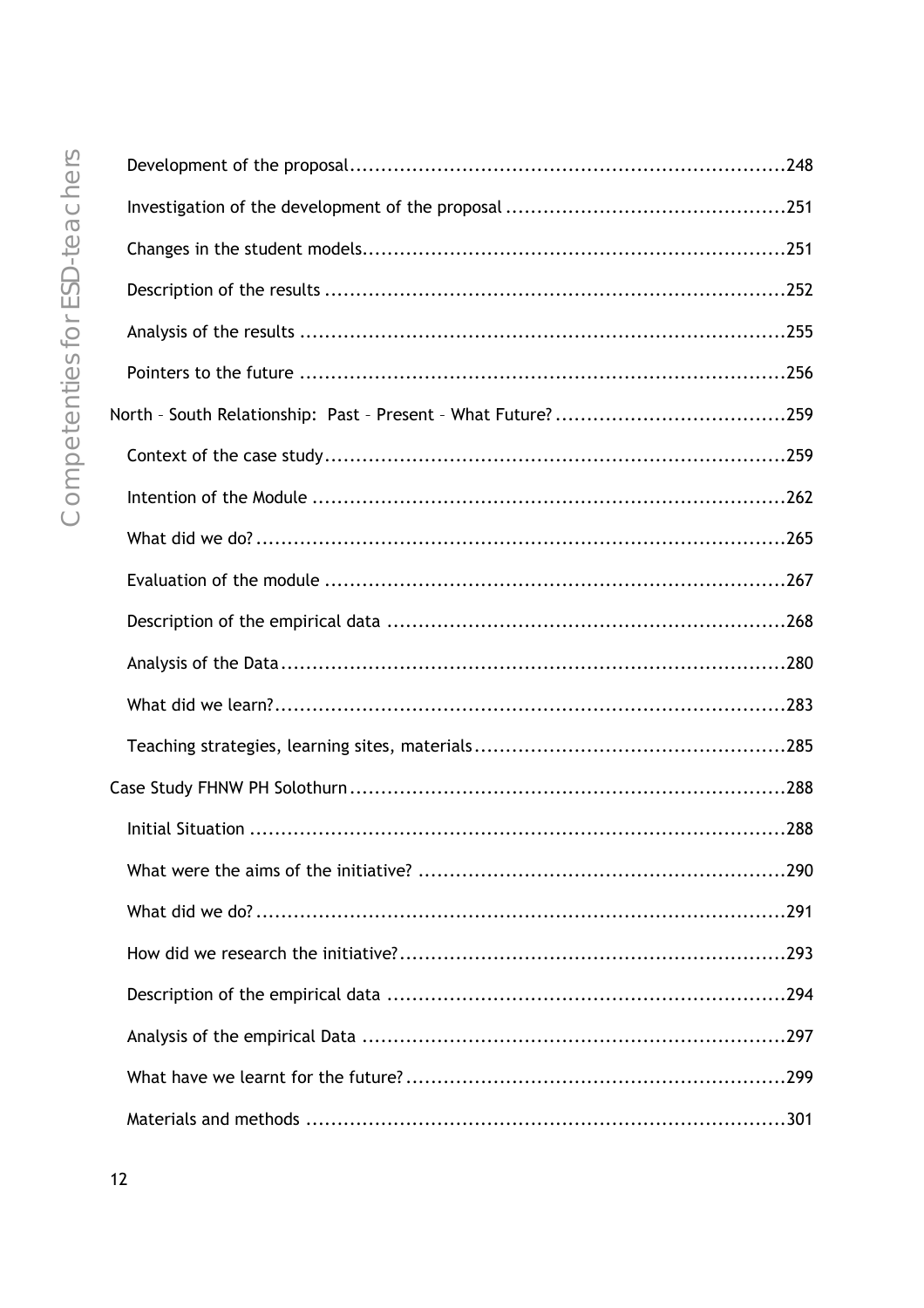Development of the proposal ..... 248

Investigation of the development of the proposal ..... 251

Changes in the student models ..... 251

Description of the results ..... 252

Analysis of the results ..... 255

Pointers to the future ..... 256

North – South Relationship: Past – Present – What Future? ..... 259

Context of the case study ..... 259

Intention of the Module ..... 262

What did we do? ..... 265

Evaluation of the module ..... 267

Description of the empirical data ..... 268

Analysis of the Data ..... 280

What did we learn? ..... 283

Teaching strategies, learning sites, materials ..... 285

Case Study FHNW PH Solothurn ..... 288

Initial Situation ..... 288

What were the aims of the initiative? ..... 290

What did we do? ..... 291

How did we research the initiative? ..... 293

Description of the empirical data ..... 294

Analysis of the empirical Data ..... 297

What have we learnt for the future? ..... 299

Materials and methods ..... 301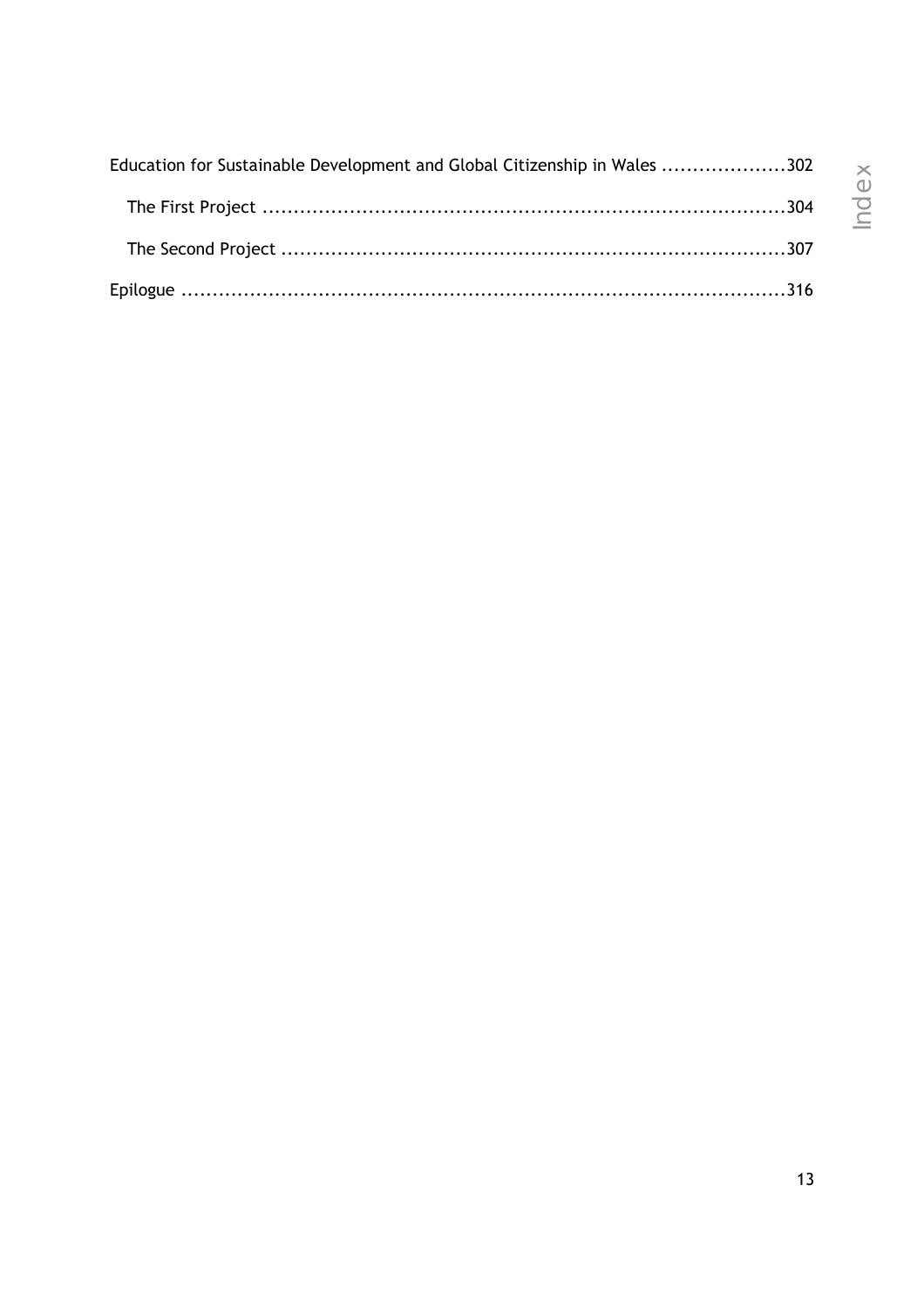Education for Sustainable Development and Global Citizenship in Wales ....................302

- The First Project ....................................................................................304
- The Second Project ...............................................................................307

Epilogue ..................................................................................................316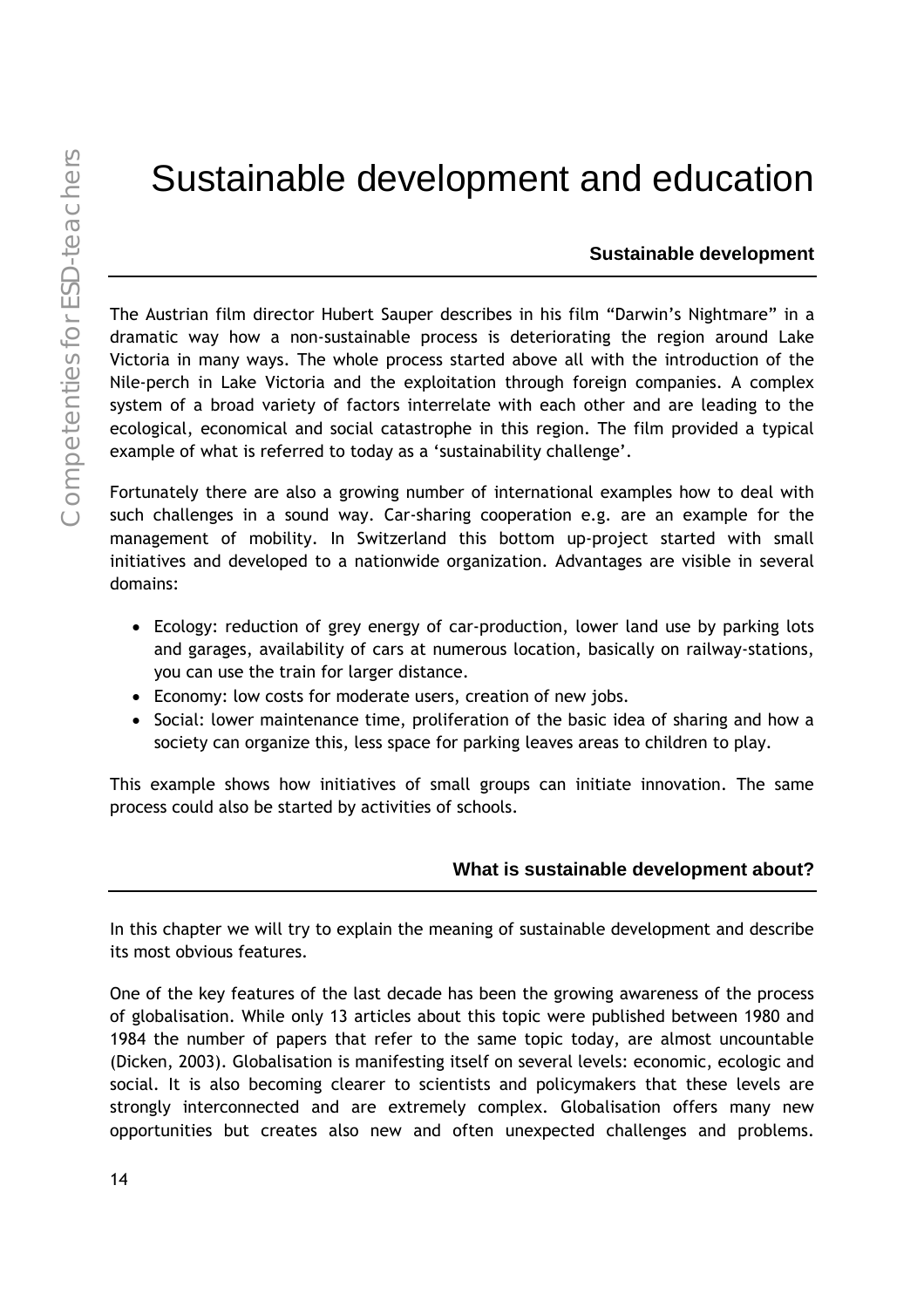# Sustainable development and education

## Sustainable development

The Austrian film director Hubert Sauper describes in his film “Darwin’s Nightmare” in a dramatic way how a non-sustainable process is deteriorating the region around Lake Victoria in many ways. The whole process started above all with the introduction of the Nile-perch in Lake Victoria and the exploitation through foreign companies. A complex system of a broad variety of factors interrelate with each other and are leading to the ecological, economical and social catastrophe in this region. The film provided a typical example of what is referred to today as a ‘sustainability challenge’.

Fortunately there are also a growing number of international examples how to deal with such challenges in a sound way. Car-sharing cooperation e.g. are an example for the management of mobility. In Switzerland this bottom up-project started with small initiatives and developed to a nationwide organization. Advantages are visible in several domains:

- Ecology: reduction of grey energy of car-production, lower land use by parking lots and garages, availability of cars at numerous location, basically on railway-stations, you can use the train for larger distance.
- Economy: low costs for moderate users, creation of new jobs.
- Social: lower maintenance time, proliferation of the basic idea of sharing and how a society can organize this, less space for parking leaves areas to children to play.

This example shows how initiatives of small groups can initiate innovation. The same process could also be started by activities of schools.

## What is sustainable development about?

In this chapter we will try to explain the meaning of sustainable development and describe its most obvious features.

One of the key features of the last decade has been the growing awareness of the process of globalisation. While only 13 articles about this topic were published between 1980 and 1984 the number of papers that refer to the same topic today, are almost uncountable (Dicken, 2003). Globalisation is manifesting itself on several levels: economic, ecologic and social. It is also becoming clearer to scientists and policymakers that these levels are strongly interconnected and are extremely complex. Globalisation offers many new opportunities but creates also new and often unexpected challenges and problems.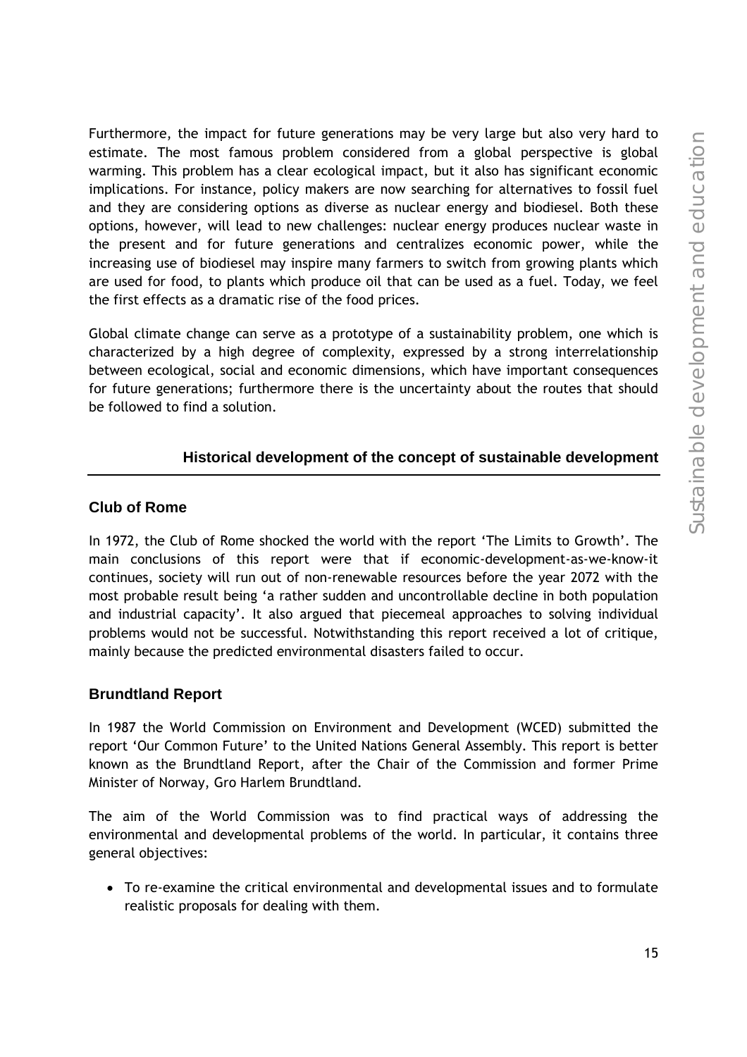Furthermore, the impact for future generations may be very large but also very hard to estimate. The most famous problem considered from a global perspective is global warming. This problem has a clear ecological impact, but it also has significant economic implications. For instance, policy makers are now searching for alternatives to fossil fuel and they are considering options as diverse as nuclear energy and biodiesel. Both these options, however, will lead to new challenges: nuclear energy produces nuclear waste in the present and for future generations and centralizes economic power, while the increasing use of biodiesel may inspire many farmers to switch from growing plants which are used for food, to plants which produce oil that can be used as a fuel. Today, we feel the first effects as a dramatic rise of the food prices.

Global climate change can serve as a prototype of a sustainability problem, one which is characterized by a high degree of complexity, expressed by a strong interrelationship between ecological, social and economic dimensions, which have important consequences for future generations; furthermore there is the uncertainty about the routes that should be followed to find a solution.

## Historical development of the concept of sustainable development

### Club of Rome

In 1972, the Club of Rome shocked the world with the report 'The Limits to Growth'. The main conclusions of this report were that if economic-development-as-we-know-it continues, society will run out of non-renewable resources before the year 2072 with the most probable result being 'a rather sudden and uncontrollable decline in both population and industrial capacity'. It also argued that piecemeal approaches to solving individual problems would not be successful. Notwithstanding this report received a lot of critique, mainly because the predicted environmental disasters failed to occur.

### Brundtland Report

In 1987 the World Commission on Environment and Development (WCED) submitted the report 'Our Common Future' to the United Nations General Assembly. This report is better known as the Brundtland Report, after the Chair of the Commission and former Prime Minister of Norway, Gro Harlem Brundtland.

The aim of the World Commission was to find practical ways of addressing the environmental and developmental problems of the world. In particular, it contains three general objectives:

- To re-examine the critical environmental and developmental issues and to formulate realistic proposals for dealing with them.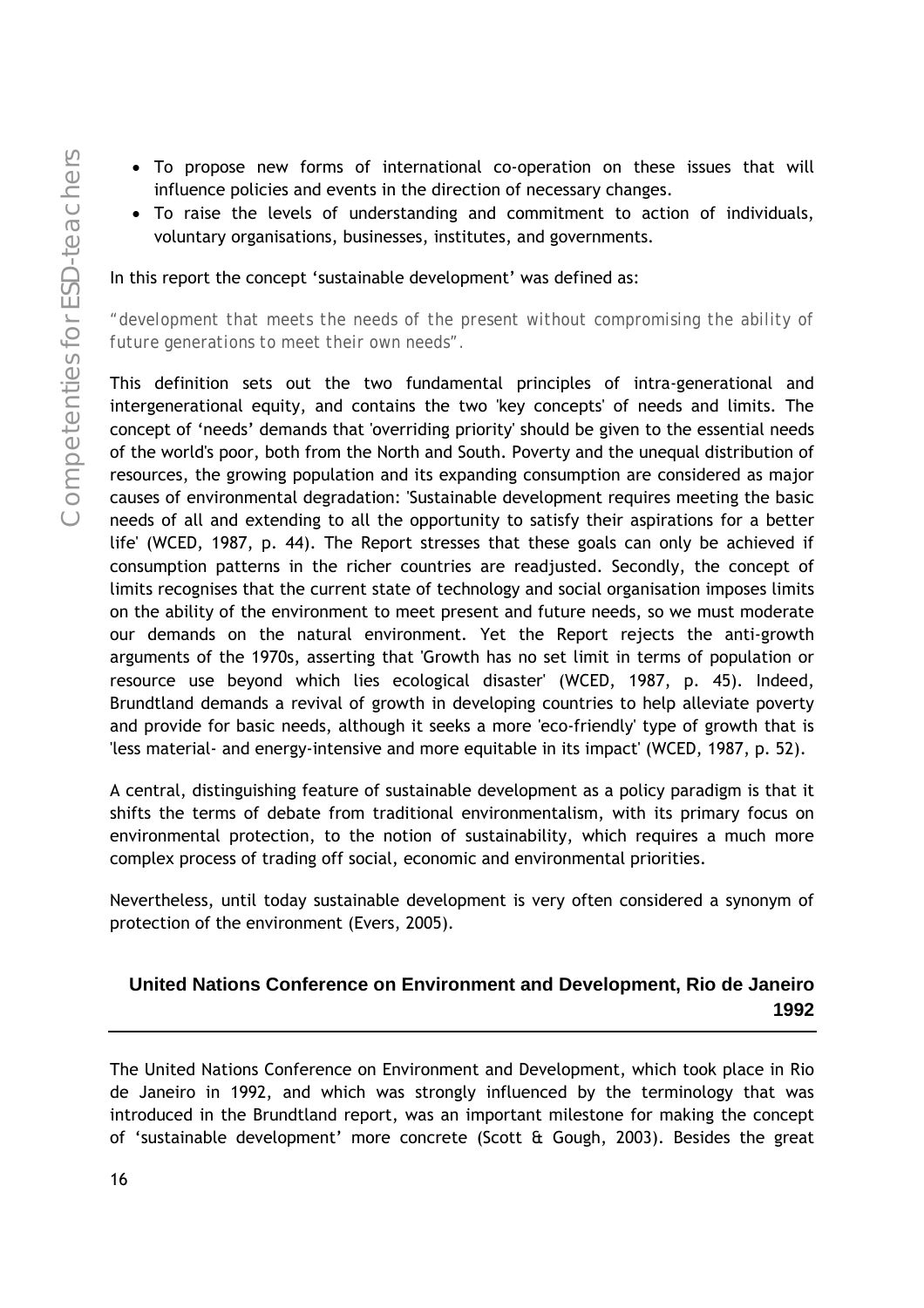- To propose new forms of international co-operation on these issues that will influence policies and events in the direction of necessary changes.
- To raise the levels of understanding and commitment to action of individuals, voluntary organisations, businesses, institutes, and governments.

In this report the concept 'sustainable development' was defined as:

*"development that meets the needs of the present without compromising the ability of future generations to meet their own needs".*

This definition sets out the two fundamental principles of intra-generational and intergenerational equity, and contains the two 'key concepts' of needs and limits. The concept of 'needs' demands that 'overriding priority' should be given to the essential needs of the world's poor, both from the North and South. Poverty and the unequal distribution of resources, the growing population and its expanding consumption are considered as major causes of environmental degradation: 'Sustainable development requires meeting the basic needs of all and extending to all the opportunity to satisfy their aspirations for a better life' (WCED, 1987, p. 44). The Report stresses that these goals can only be achieved if consumption patterns in the richer countries are readjusted. Secondly, the concept of limits recognises that the current state of technology and social organisation imposes limits on the ability of the environment to meet present and future needs, so we must moderate our demands on the natural environment. Yet the Report rejects the anti-growth arguments of the 1970s, asserting that 'Growth has no set limit in terms of population or resource use beyond which lies ecological disaster' (WCED, 1987, p. 45). Indeed, Brundtland demands a revival of growth in developing countries to help alleviate poverty and provide for basic needs, although it seeks a more 'eco-friendly' type of growth that is 'less material- and energy-intensive and more equitable in its impact' (WCED, 1987, p. 52).

A central, distinguishing feature of sustainable development as a policy paradigm is that it shifts the terms of debate from traditional environmentalism, with its primary focus on environmental protection, to the notion of sustainability, which requires a much more complex process of trading off social, economic and environmental priorities.

Nevertheless, until today sustainable development is very often considered a synonym of protection of the environment (Evers, 2005).

## United Nations Conference on Environment and Development, Rio de Janeiro 1992

The United Nations Conference on Environment and Development, which took place in Rio de Janeiro in 1992, and which was strongly influenced by the terminology that was introduced in the Brundtland report, was an important milestone for making the concept of 'sustainable development' more concrete (Scott & Gough, 2003). Besides the great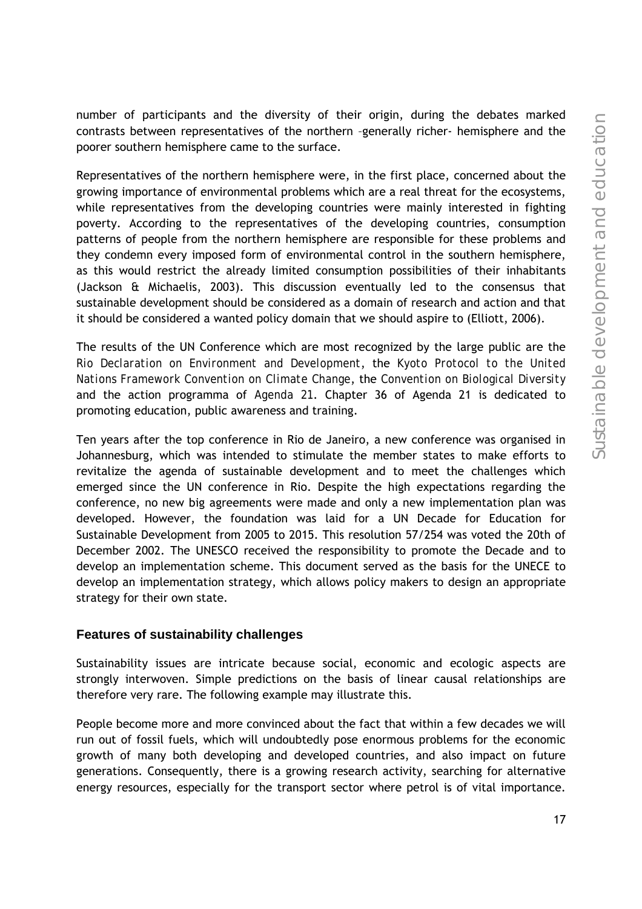number of participants and the diversity of their origin, during the debates marked contrasts between representatives of the northern –generally richer- hemisphere and the poorer southern hemisphere came to the surface.

Representatives of the northern hemisphere were, in the first place, concerned about the growing importance of environmental problems which are a real threat for the ecosystems, while representatives from the developing countries were mainly interested in fighting poverty. According to the representatives of the developing countries, consumption patterns of people from the northern hemisphere are responsible for these problems and they condemn every imposed form of environmental control in the southern hemisphere, as this would restrict the already limited consumption possibilities of their inhabitants (Jackson & Michaelis, 2003). This discussion eventually led to the consensus that sustainable development should be considered as a domain of research and action and that it should be considered a wanted policy domain that we should aspire to (Elliott, 2006).

The results of the UN Conference which are most recognized by the large public are the *Rio Declaration on Environment and Development*, the *Kyoto Protocol to the United Nations Framework Convention on Climate Change*, the *Convention on Biological Diversity* and the action programma of *Agenda 21*. Chapter 36 of Agenda 21 is dedicated to promoting education, public awareness and training.

Ten years after the top conference in Rio de Janeiro, a new conference was organised in Johannesburg, which was intended to stimulate the member states to make efforts to revitalize the agenda of sustainable development and to meet the challenges which emerged since the UN conference in Rio. Despite the high expectations regarding the conference, no new big agreements were made and only a new implementation plan was developed. However, the foundation was laid for a UN Decade for Education for Sustainable Development from 2005 to 2015. This resolution 57/254 was voted the 20th of December 2002. The UNESCO received the responsibility to promote the Decade and to develop an implementation scheme. This document served as the basis for the UNECE to develop an implementation strategy, which allows policy makers to design an appropriate strategy for their own state.

## Features of sustainability challenges

Sustainability issues are intricate because social, economic and ecologic aspects are strongly interwoven. Simple predictions on the basis of linear causal relationships are therefore very rare. The following example may illustrate this.

People become more and more convinced about the fact that within a few decades we will run out of fossil fuels, which will undoubtedly pose enormous problems for the economic growth of many both developing and developed countries, and also impact on future generations. Consequently, there is a growing research activity, searching for alternative energy resources, especially for the transport sector where petrol is of vital importance.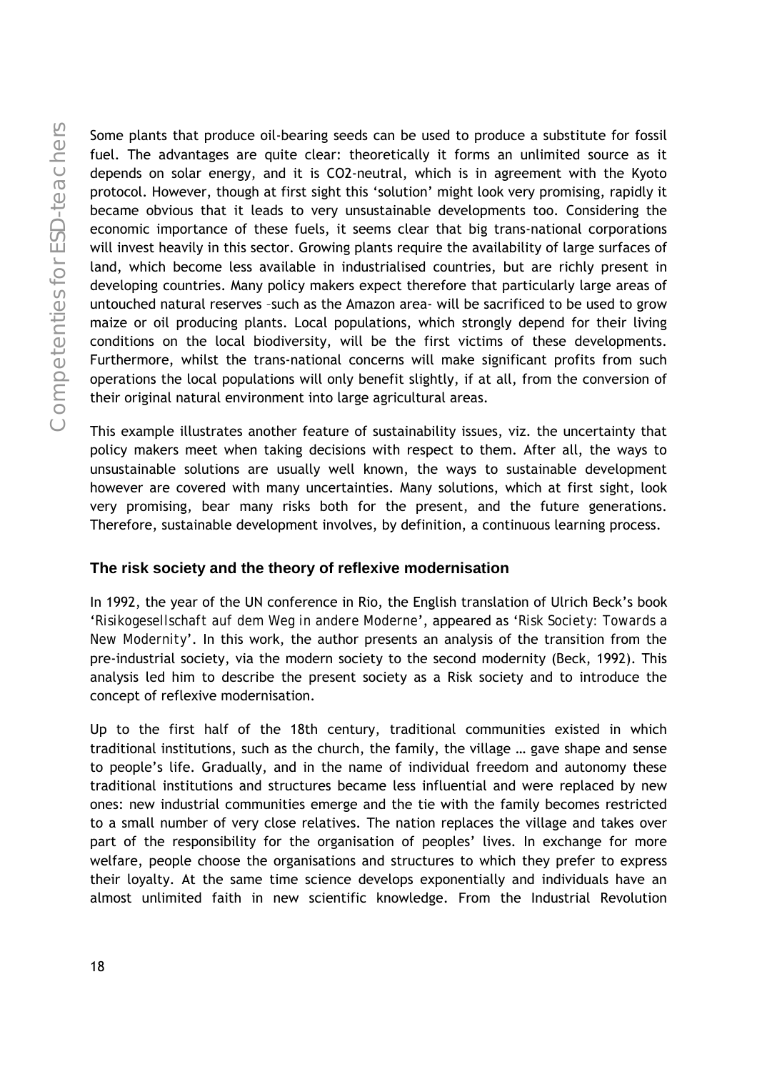Some plants that produce oil-bearing seeds can be used to produce a substitute for fossil fuel. The advantages are quite clear: theoretically it forms an unlimited source as it depends on solar energy, and it is CO2-neutral, which is in agreement with the Kyoto protocol. However, though at first sight this 'solution' might look very promising, rapidly it became obvious that it leads to very unsustainable developments too. Considering the economic importance of these fuels, it seems clear that big trans-national corporations will invest heavily in this sector. Growing plants require the availability of large surfaces of land, which become less available in industrialised countries, but are richly present in developing countries. Many policy makers expect therefore that particularly large areas of untouched natural reserves –such as the Amazon area- will be sacrificed to be used to grow maize or oil producing plants. Local populations, which strongly depend for their living conditions on the local biodiversity, will be the first victims of these developments. Furthermore, whilst the trans-national concerns will make significant profits from such operations the local populations will only benefit slightly, if at all, from the conversion of their original natural environment into large agricultural areas.

This example illustrates another feature of sustainability issues, viz. the uncertainty that policy makers meet when taking decisions with respect to them. After all, the ways to unsustainable solutions are usually well known, the ways to sustainable development however are covered with many uncertainties. Many solutions, which at first sight, look very promising, bear many risks both for the present, and the future generations. Therefore, sustainable development involves, by definition, a continuous learning process.

### The risk society and the theory of reflexive modernisation

In 1992, the year of the UN conference in Rio, the English translation of Ulrich Beck's book '*Risikogesellschaft auf dem Weg in andere Moderne*', appeared as '*Risk Society: Towards a New Modernity*'. In this work, the author presents an analysis of the transition from the pre-industrial society, via the modern society to the second modernity (Beck, 1992). This analysis led him to describe the present society as a Risk society and to introduce the concept of reflexive modernisation.

Up to the first half of the 18th century, traditional communities existed in which traditional institutions, such as the church, the family, the village … gave shape and sense to people's life. Gradually, and in the name of individual freedom and autonomy these traditional institutions and structures became less influential and were replaced by new ones: new industrial communities emerge and the tie with the family becomes restricted to a small number of very close relatives. The nation replaces the village and takes over part of the responsibility for the organisation of peoples' lives. In exchange for more welfare, people choose the organisations and structures to which they prefer to express their loyalty. At the same time science develops exponentially and individuals have an almost unlimited faith in new scientific knowledge. From the Industrial Revolution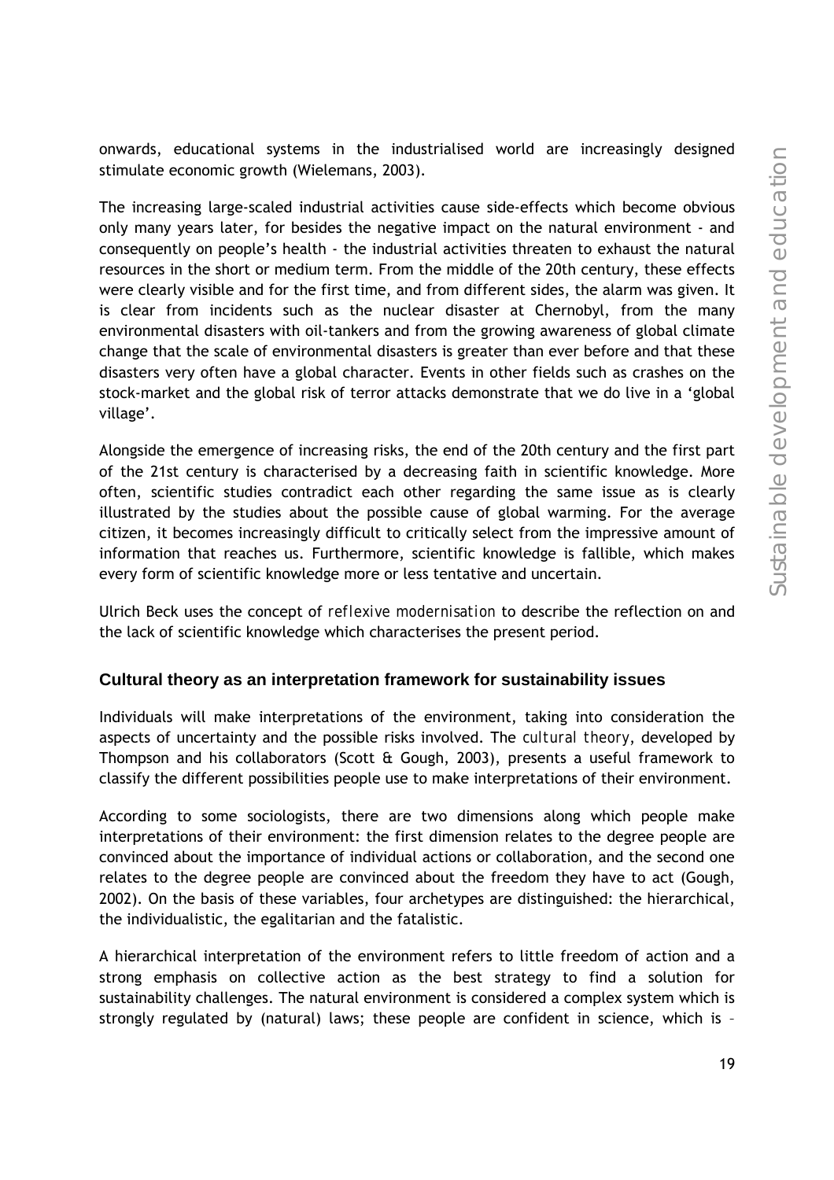onwards, educational systems in the industrialised world are increasingly designed stimulate economic growth (Wielemans, 2003).

The increasing large-scaled industrial activities cause side-effects which become obvious only many years later, for besides the negative impact on the natural environment - and consequently on people's health - the industrial activities threaten to exhaust the natural resources in the short or medium term. From the middle of the 20th century, these effects were clearly visible and for the first time, and from different sides, the alarm was given. It is clear from incidents such as the nuclear disaster at Chernobyl, from the many environmental disasters with oil-tankers and from the growing awareness of global climate change that the scale of environmental disasters is greater than ever before and that these disasters very often have a global character. Events in other fields such as crashes on the stock-market and the global risk of terror attacks demonstrate that we do live in a 'global village'.

Alongside the emergence of increasing risks, the end of the 20th century and the first part of the 21st century is characterised by a decreasing faith in scientific knowledge. More often, scientific studies contradict each other regarding the same issue as is clearly illustrated by the studies about the possible cause of global warming. For the average citizen, it becomes increasingly difficult to critically select from the impressive amount of information that reaches us. Furthermore, scientific knowledge is fallible, which makes every form of scientific knowledge more or less tentative and uncertain.

Ulrich Beck uses the concept of *reflexive modernisation* to describe the reflection on and the lack of scientific knowledge which characterises the present period.

## Cultural theory as an interpretation framework for sustainability issues

Individuals will make interpretations of the environment, taking into consideration the aspects of uncertainty and the possible risks involved. The *cultural theory*, developed by Thompson and his collaborators (Scott & Gough, 2003), presents a useful framework to classify the different possibilities people use to make interpretations of their environment.

According to some sociologists, there are two dimensions along which people make interpretations of their environment: the first dimension relates to the degree people are convinced about the importance of individual actions or collaboration, and the second one relates to the degree people are convinced about the freedom they have to act (Gough, 2002). On the basis of these variables, four archetypes are distinguished: the hierarchical, the individualistic, the egalitarian and the fatalistic.

A hierarchical interpretation of the environment refers to little freedom of action and a strong emphasis on collective action as the best strategy to find a solution for sustainability challenges. The natural environment is considered a complex system which is strongly regulated by (natural) laws; these people are confident in science, which is –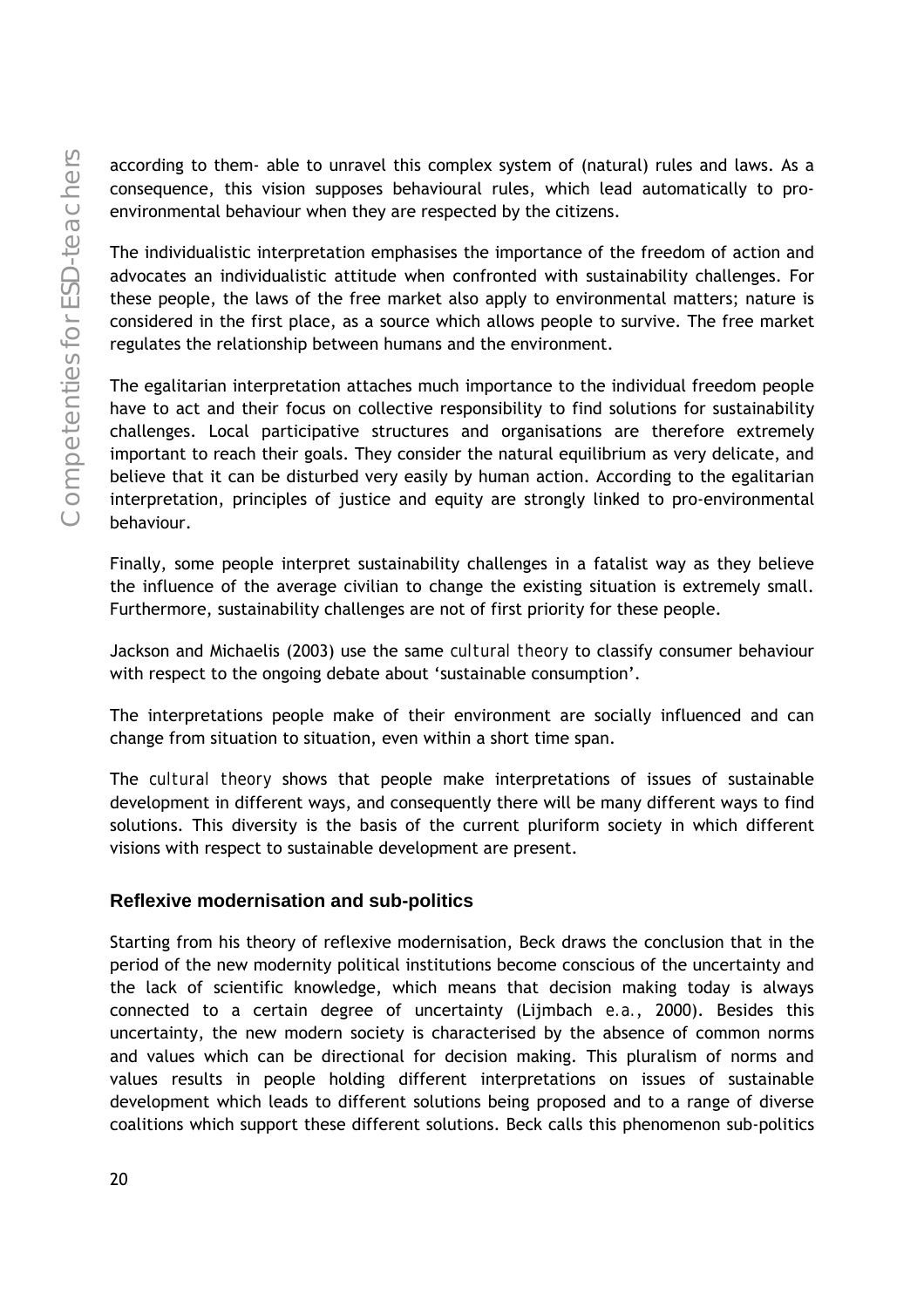according to them- able to unravel this complex system of (natural) rules and laws. As a consequence, this vision supposes behavioural rules, which lead automatically to pro-environmental behaviour when they are respected by the citizens.

The individualistic interpretation emphasises the importance of the freedom of action and advocates an individualistic attitude when confronted with sustainability challenges. For these people, the laws of the free market also apply to environmental matters; nature is considered in the first place, as a source which allows people to survive. The free market regulates the relationship between humans and the environment.

The egalitarian interpretation attaches much importance to the individual freedom people have to act and their focus on collective responsibility to find solutions for sustainability challenges. Local participative structures and organisations are therefore extremely important to reach their goals. They consider the natural equilibrium as very delicate, and believe that it can be disturbed very easily by human action. According to the egalitarian interpretation, principles of justice and equity are strongly linked to pro-environmental behaviour.

Finally, some people interpret sustainability challenges in a fatalist way as they believe the influence of the average civilian to change the existing situation is extremely small. Furthermore, sustainability challenges are not of first priority for these people.

Jackson and Michaelis (2003) use the same *cultural theory* to classify consumer behaviour with respect to the ongoing debate about 'sustainable consumption'.

The interpretations people make of their environment are socially influenced and can change from situation to situation, even within a short time span.

The *cultural theory* shows that people make interpretations of issues of sustainable development in different ways, and consequently there will be many different ways to find solutions. This diversity is the basis of the current pluriform society in which different visions with respect to sustainable development are present.

### Reflexive modernisation and sub-politics

Starting from his theory of reflexive modernisation, Beck draws the conclusion that in the period of the new modernity political institutions become conscious of the uncertainty and the lack of scientific knowledge, which means that decision making today is always connected to a certain degree of uncertainty (Lijmbach *e.a.*, 2000). Besides this uncertainty, the new modern society is characterised by the absence of common norms and values which can be directional for decision making. This pluralism of norms and values results in people holding different interpretations on issues of sustainable development which leads to different solutions being proposed and to a range of diverse coalitions which support these different solutions. Beck calls this phenomenon sub-politics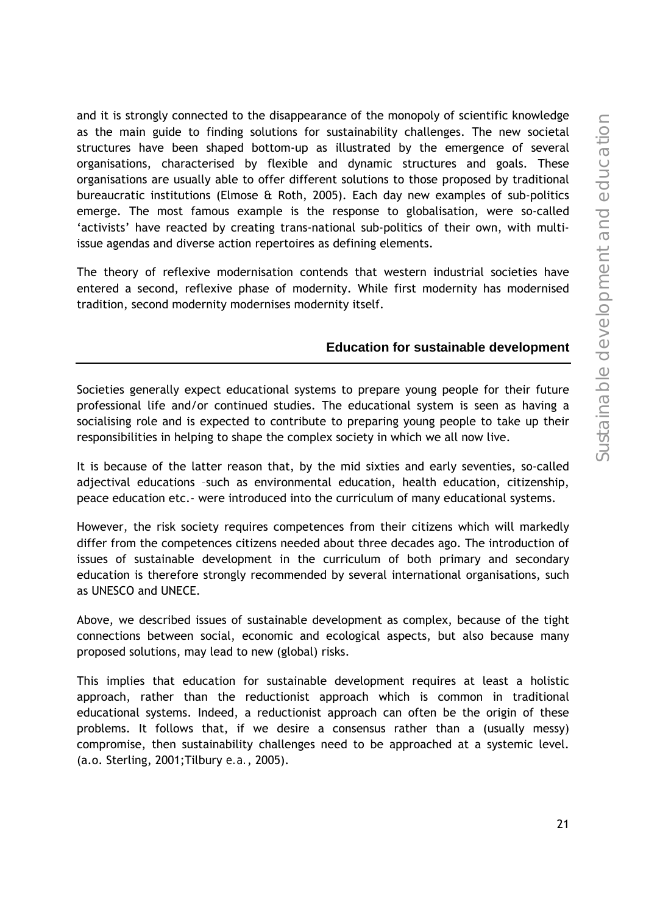and it is strongly connected to the disappearance of the monopoly of scientific knowledge as the main guide to finding solutions for sustainability challenges. The new societal structures have been shaped bottom-up as illustrated by the emergence of several organisations, characterised by flexible and dynamic structures and goals. These organisations are usually able to offer different solutions to those proposed by traditional bureaucratic institutions (Elmose & Roth, 2005). Each day new examples of sub-politics emerge. The most famous example is the response to globalisation, were so-called 'activists' have reacted by creating trans-national sub-politics of their own, with multi-issue agendas and diverse action repertoires as defining elements.

The theory of reflexive modernisation contends that western industrial societies have entered a second, reflexive phase of modernity. While first modernity has modernised tradition, second modernity modernises modernity itself.

## Education for sustainable development

Societies generally expect educational systems to prepare young people for their future professional life and/or continued studies. The educational system is seen as having a socialising role and is expected to contribute to preparing young people to take up their responsibilities in helping to shape the complex society in which we all now live.

It is because of the latter reason that, by the mid sixties and early seventies, so-called adjectival educations –such as environmental education, health education, citizenship, peace education etc.- were introduced into the curriculum of many educational systems.

However, the risk society requires competences from their citizens which will markedly differ from the competences citizens needed about three decades ago. The introduction of issues of sustainable development in the curriculum of both primary and secondary education is therefore strongly recommended by several international organisations, such as UNESCO and UNECE.

Above, we described issues of sustainable development as complex, because of the tight connections between social, economic and ecological aspects, but also because many proposed solutions, may lead to new (global) risks.

This implies that education for sustainable development requires at least a holistic approach, rather than the reductionist approach which is common in traditional educational systems. Indeed, a reductionist approach can often be the origin of these problems. It follows that, if we desire a consensus rather than a (usually messy) compromise, then sustainability challenges need to be approached at a systemic level. (a.o. Sterling, 2001;Tilbury *e.a.*, 2005).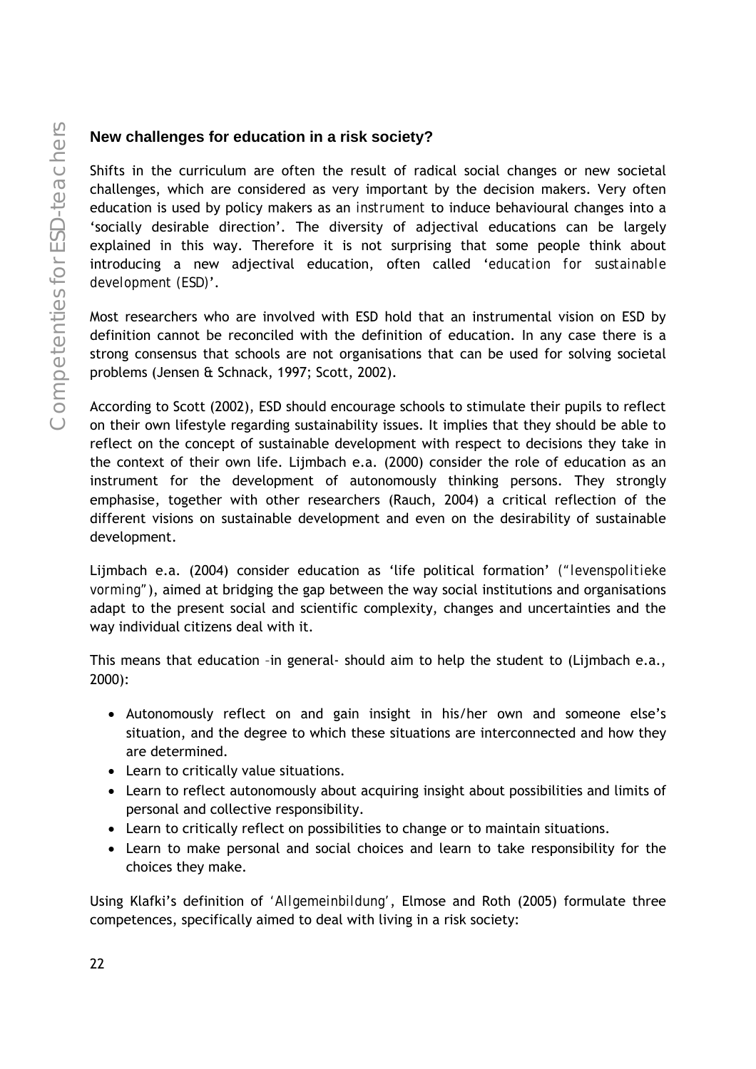### New challenges for education in a risk society?

Shifts in the curriculum are often the result of radical social changes or new societal challenges, which are considered as very important by the decision makers. Very often education is used by policy makers as an *instrument* to induce behavioural changes into a 'socially desirable direction'. The diversity of adjectival educations can be largely explained in this way. Therefore it is not surprising that some people think about introducing a new adjectival education, often called '*education for sustainable development (ESD)*'.

Most researchers who are involved with ESD hold that an instrumental vision on ESD by definition cannot be reconciled with the definition of education. In any case there is a strong consensus that schools are not organisations that can be used for solving societal problems (Jensen & Schnack, 1997; Scott, 2002).

According to Scott (2002), ESD should encourage schools to stimulate their pupils to reflect on their own lifestyle regarding sustainability issues. It implies that they should be able to reflect on the concept of sustainable development with respect to decisions they take in the context of their own life. Lijmbach e.a. (2000) consider the role of education as an instrument for the development of autonomously thinking persons. They strongly emphasise, together with other researchers (Rauch, 2004) a critical reflection of the different visions on sustainable development and even on the desirability of sustainable development.

Lijmbach e.a. (2004) consider education as 'life political formation' (*"levenspolitieke vorming"*), aimed at bridging the gap between the way social institutions and organisations adapt to the present social and scientific complexity, changes and uncertainties and the way individual citizens deal with it.

This means that education –in general- should aim to help the student to (Lijmbach e.a., 2000):

- Autonomously reflect on and gain insight in his/her own and someone else's situation, and the degree to which these situations are interconnected and how they are determined.
- Learn to critically value situations.
- Learn to reflect autonomously about acquiring insight about possibilities and limits of personal and collective responsibility.
- Learn to critically reflect on possibilities to change or to maintain situations.
- Learn to make personal and social choices and learn to take responsibility for the choices they make.

Using Klafki's definition of '*Allgemeinbildung*', Elmose and Roth (2005) formulate three competences, specifically aimed to deal with living in a risk society: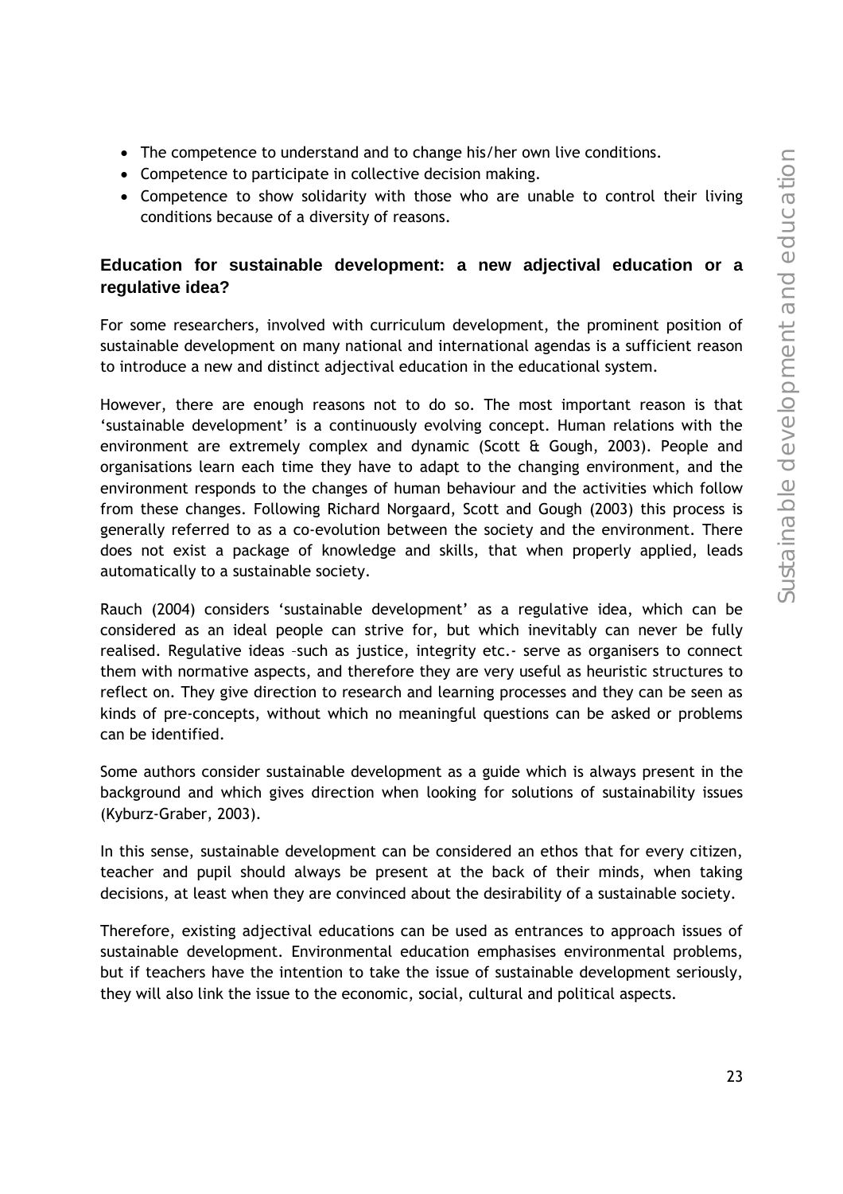- The competence to understand and to change his/her own live conditions.
- Competence to participate in collective decision making.
- Competence to show solidarity with those who are unable to control their living conditions because of a diversity of reasons.

## Education for sustainable development: a new adjectival education or a regulative idea?

For some researchers, involved with curriculum development, the prominent position of sustainable development on many national and international agendas is a sufficient reason to introduce a new and distinct adjectival education in the educational system.

However, there are enough reasons not to do so. The most important reason is that 'sustainable development' is a continuously evolving concept. Human relations with the environment are extremely complex and dynamic (Scott & Gough, 2003). People and organisations learn each time they have to adapt to the changing environment, and the environment responds to the changes of human behaviour and the activities which follow from these changes. Following Richard Norgaard, Scott and Gough (2003) this process is generally referred to as a co-evolution between the society and the environment. There does not exist a package of knowledge and skills, that when properly applied, leads automatically to a sustainable society.

Rauch (2004) considers 'sustainable development' as a regulative idea, which can be considered as an ideal people can strive for, but which inevitably can never be fully realised. Regulative ideas –such as justice, integrity etc.- serve as organisers to connect them with normative aspects, and therefore they are very useful as heuristic structures to reflect on. They give direction to research and learning processes and they can be seen as kinds of pre-concepts, without which no meaningful questions can be asked or problems can be identified.

Some authors consider sustainable development as a guide which is always present in the background and which gives direction when looking for solutions of sustainability issues (Kyburz-Graber, 2003).

In this sense, sustainable development can be considered an ethos that for every citizen, teacher and pupil should always be present at the back of their minds, when taking decisions, at least when they are convinced about the desirability of a sustainable society.

Therefore, existing adjectival educations can be used as entrances to approach issues of sustainable development. Environmental education emphasises environmental problems, but if teachers have the intention to take the issue of sustainable development seriously, they will also link the issue to the economic, social, cultural and political aspects.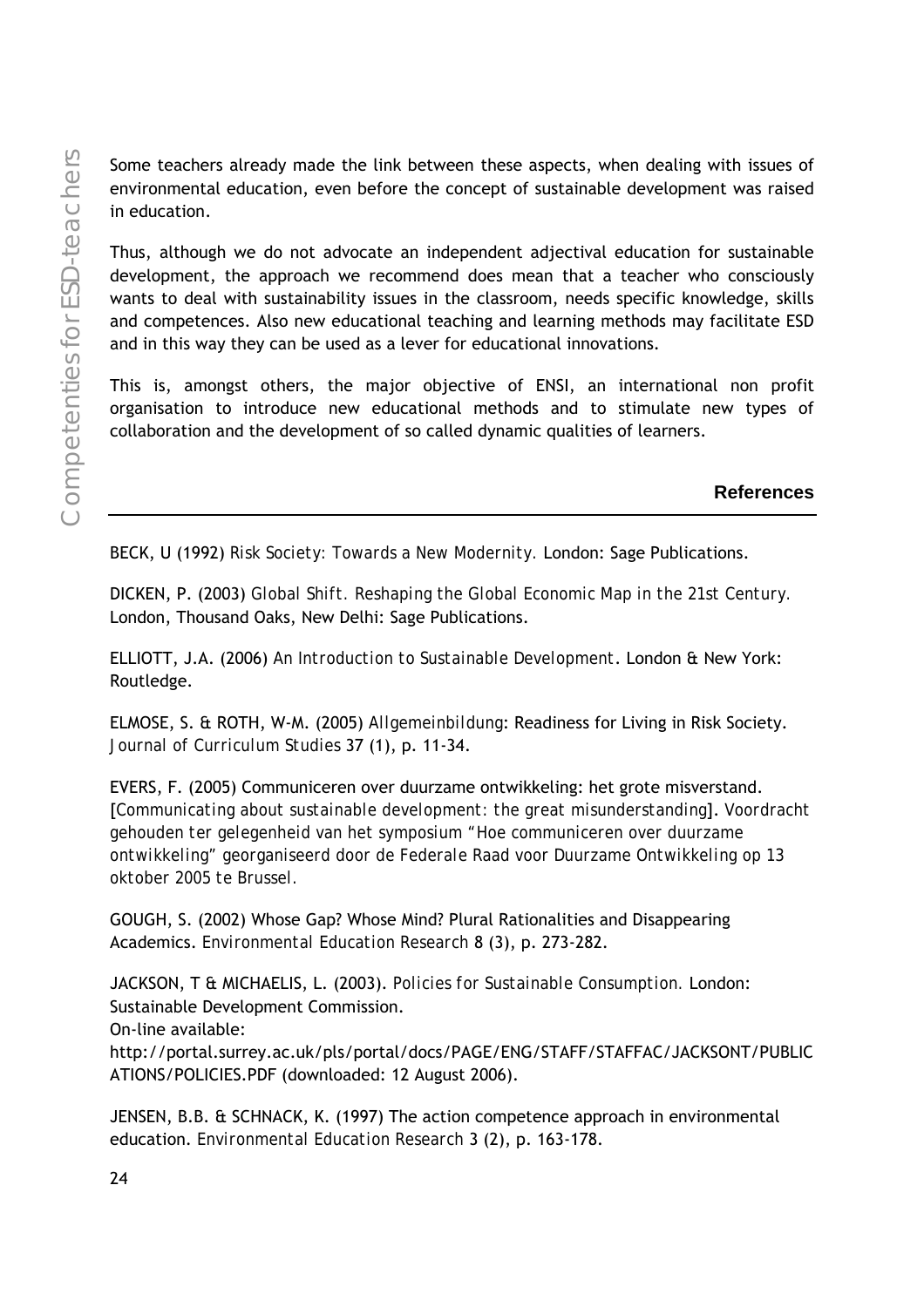Some teachers already made the link between these aspects, when dealing with issues of environmental education, even before the concept of sustainable development was raised in education.

Thus, although we do not advocate an independent adjectival education for sustainable development, the approach we recommend does mean that a teacher who consciously wants to deal with sustainability issues in the classroom, needs specific knowledge, skills and competences. Also new educational teaching and learning methods may facilitate ESD and in this way they can be used as a lever for educational innovations.

This is, amongst others, the major objective of ENSI, an international non profit organisation to introduce new educational methods and to stimulate new types of collaboration and the development of so called dynamic qualities of learners.

## References

BECK, U (1992) *Risk Society: Towards a New Modernity.* London: Sage Publications.

DICKEN, P. (2003) *Global Shift. Reshaping the Global Economic Map in the 21st Century.* London, Thousand Oaks, New Delhi: Sage Publications.

ELLIOTT, J.A. (2006) *An Introduction to Sustainable Development*. London & New York: Routledge.

ELMOSE, S. & ROTH, W-M. (2005) *Allgemeinbildung*: Readiness for Living in Risk Society. *Journal of Curriculum Studies* 37 (1), p. 11-34.

EVERS, F. (2005) Communiceren over duurzame ontwikkeling: het grote misverstand. [*Communicating about sustainable development: the great misunderstanding*]. *Voordracht gehouden ter gelegenheid van het symposium "Hoe communiceren over duurzame ontwikkeling" georganiseerd door de Federale Raad voor Duurzame Ontwikkeling op 13 oktober 2005 te Brussel.*

GOUGH, S. (2002) Whose Gap? Whose Mind? Plural Rationalities and Disappearing Academics. *Environmental Education Research* 8 (3), p. 273-282.

JACKSON, T & MICHAELIS, L. (2003). *Policies for Sustainable Consumption.* London: Sustainable Development Commission.
On-line available:
http://portal.surrey.ac.uk/pls/portal/docs/PAGE/ENG/STAFF/STAFFAC/JACKSONT/PUBLICATIONS/POLICIES.PDF (downloaded: 12 August 2006).

JENSEN, B.B. & SCHNACK, K. (1997) The action competence approach in environmental education. *Environmental Education Research* 3 (2), p. 163-178.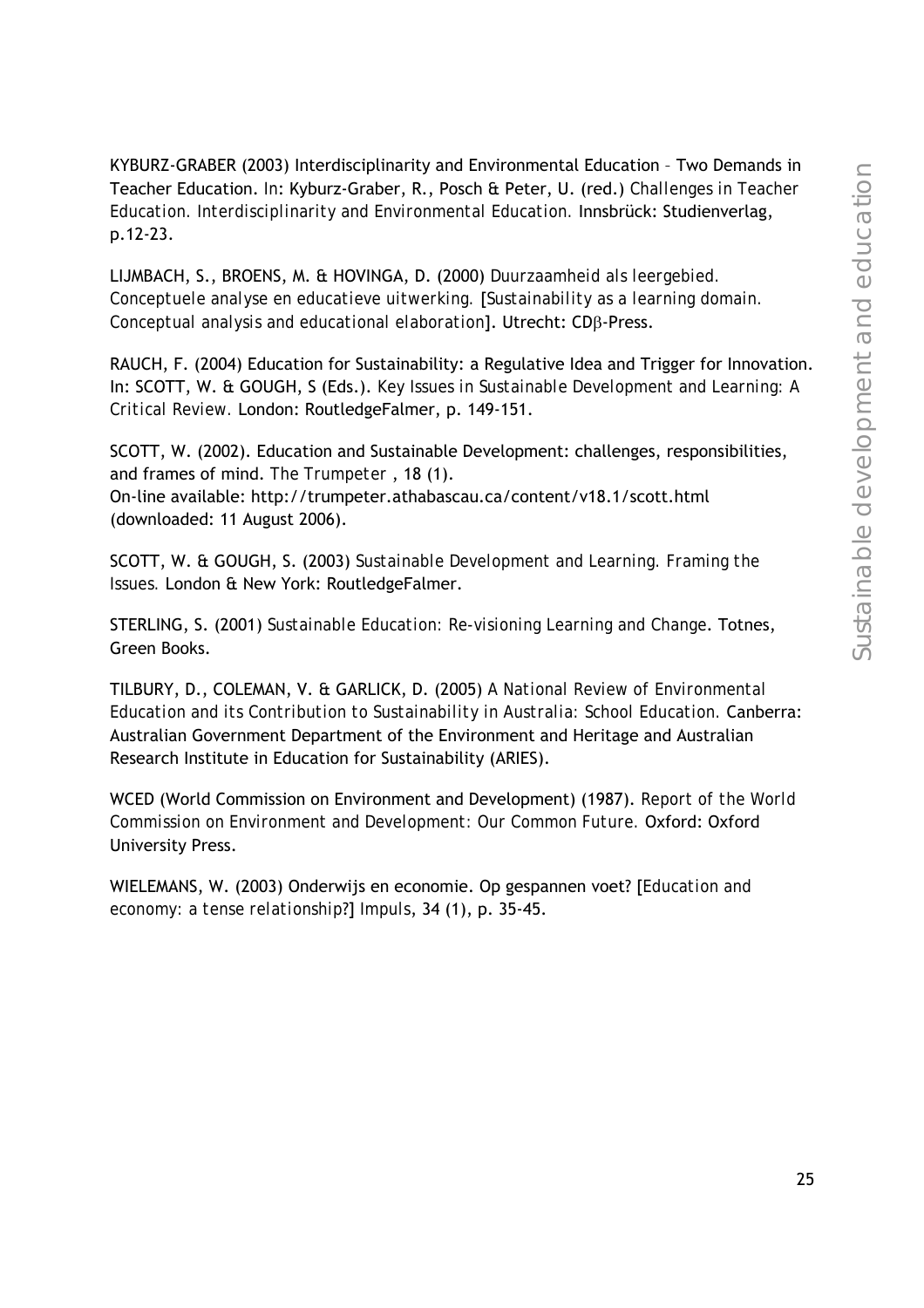KYBURZ-GRABER (2003) Interdisciplinarity and Environmental Education – Two Demands in Teacher Education. In: Kyburz-Graber, R., Posch & Peter, U. (red.) *Challenges in Teacher Education. Interdisciplinarity and Environmental Education.* Innsbrück: Studienverlag, p.12-23.

LIJMBACH, S., BROENS, M. & HOVINGA, D. (2000) *Duurzaamheid als leergebied. Conceptuele analyse en educatieve uitwerking.* [*Sustainability as a learning domain. Conceptual analysis and educational elaboration*]. Utrecht: CDβ-Press.

RAUCH, F. (2004) Education for Sustainability: a Regulative Idea and Trigger for Innovation. In: SCOTT, W. & GOUGH, S (Eds.). *Key Issues in Sustainable Development and Learning: A Critical Review.* London: RoutledgeFalmer, p. 149-151.

SCOTT, W. (2002). Education and Sustainable Development: challenges, responsibilities, and frames of mind. *The Trumpeter* , 18 (1).
On-line available: http://trumpeter.athabascau.ca/content/v18.1/scott.html (downloaded: 11 August 2006).

SCOTT, W. & GOUGH, S. (2003) *Sustainable Development and Learning. Framing the Issues.* London & New York: RoutledgeFalmer.

STERLING, S. (2001) *Sustainable Education: Re-visioning Learning and Change*. Totnes, Green Books.

TILBURY, D., COLEMAN, V. & GARLICK, D. (2005) *A National Review of Environmental Education and its Contribution to Sustainability in Australia: School Education.* Canberra: Australian Government Department of the Environment and Heritage and Australian Research Institute in Education for Sustainability (ARIES).

WCED (World Commission on Environment and Development) (1987). *Report of the World Commission on Environment and Development: Our Common Future.* Oxford: Oxford University Press.

WIELEMANS, W. (2003) Onderwijs en economie. Op gespannen voet? [*Education and economy: a tense relationship?*] *Impuls*, 34 (1), p. 35-45.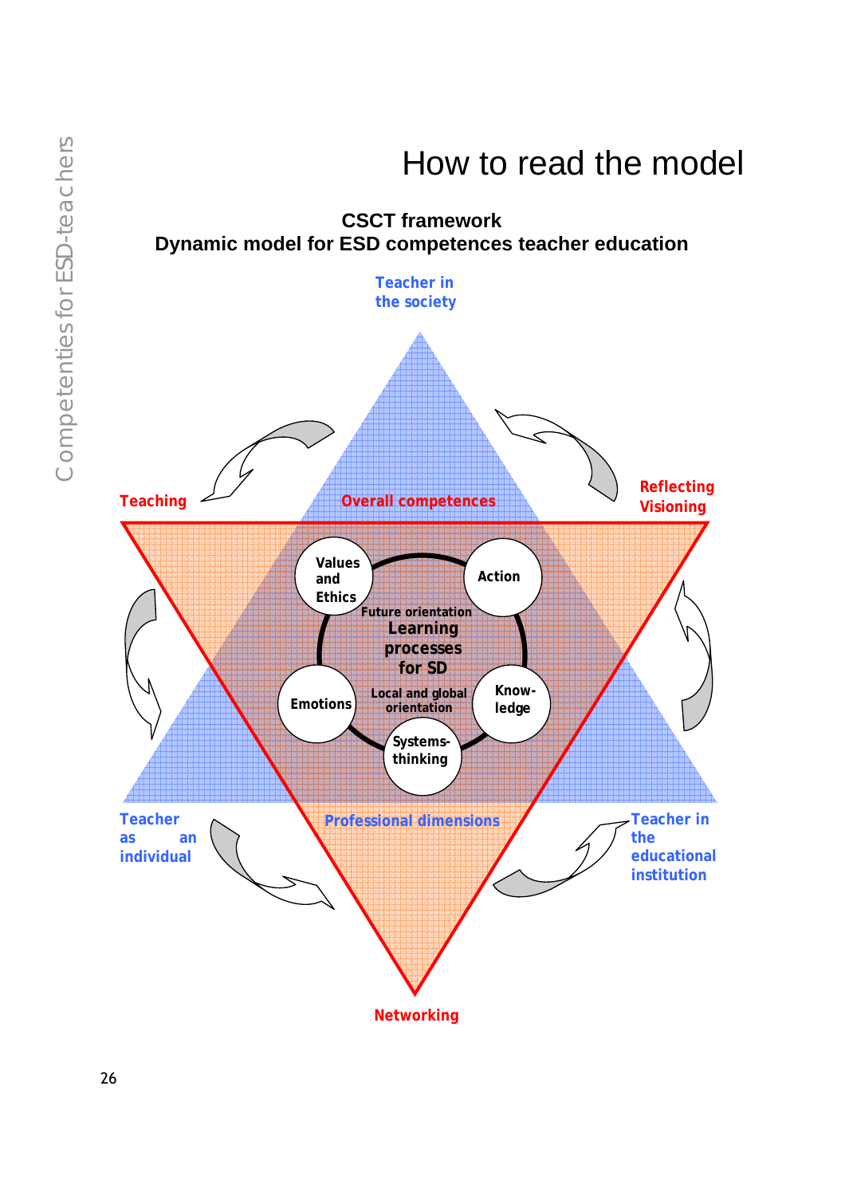# How to read the model

**CSCT framework**
**Dynamic model for ESD competences teacher education**

Teacher in the society

Teaching

Overall competences

Reflecting Visioning

Values and Ethics

Action

Future orientation

Learning processes for SD

Emotions

Local and global orientation

Know-ledge

Systems-thinking

Teacher as an individual

Professional dimensions

Teacher in the educational institution

Networking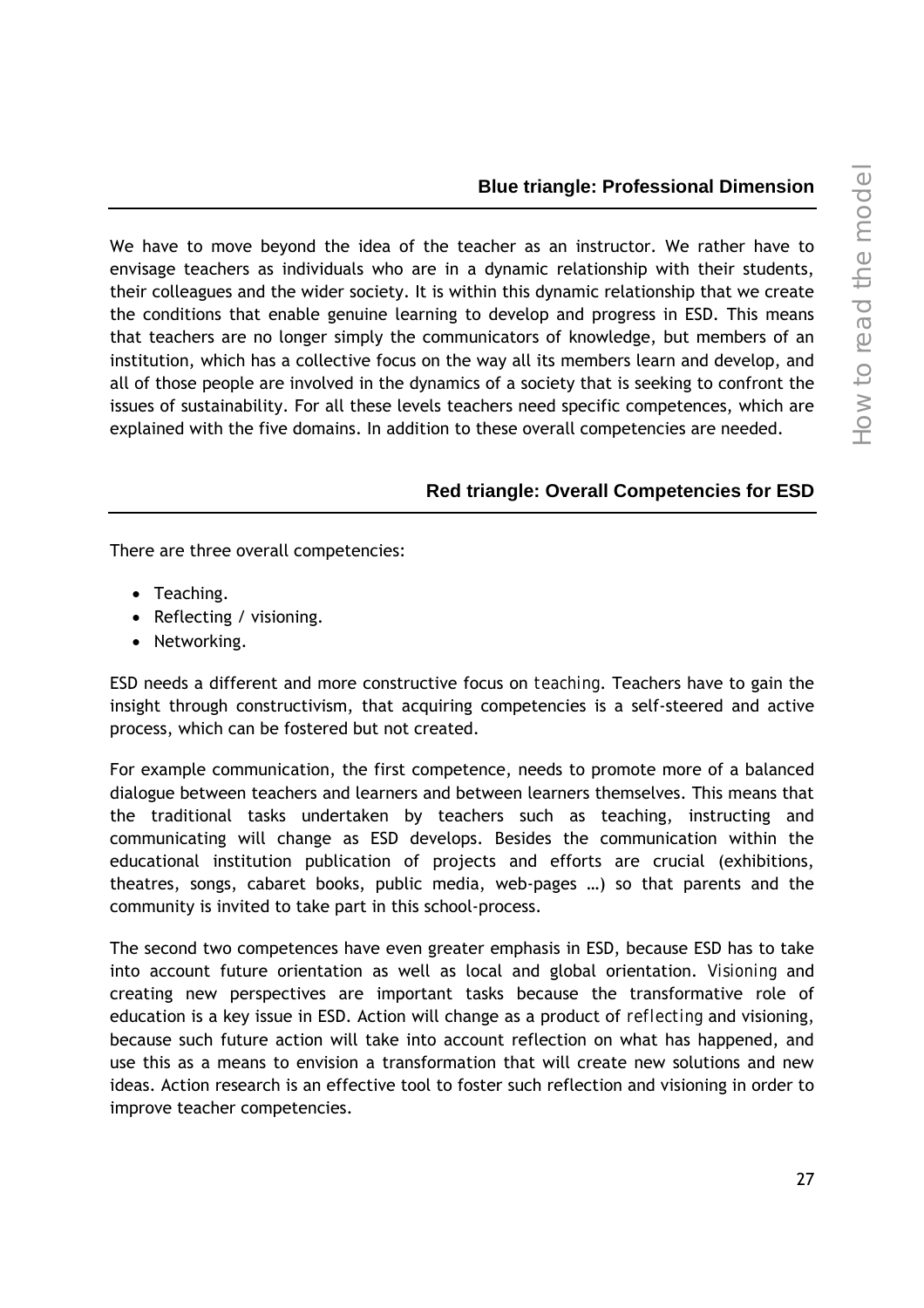## Blue triangle: Professional Dimension

We have to move beyond the idea of the teacher as an instructor. We rather have to envisage teachers as individuals who are in a dynamic relationship with their students, their colleagues and the wider society. It is within this dynamic relationship that we create the conditions that enable genuine learning to develop and progress in ESD. This means that teachers are no longer simply the communicators of knowledge, but members of an institution, which has a collective focus on the way all its members learn and develop, and all of those people are involved in the dynamics of a society that is seeking to confront the issues of sustainability. For all these levels teachers need specific competences, which are explained with the five domains. In addition to these overall competencies are needed.

## Red triangle: Overall Competencies for ESD

There are three overall competencies:

- Teaching.
- Reflecting / visioning.
- Networking.

ESD needs a different and more constructive focus on *teaching*. Teachers have to gain the insight through constructivism, that acquiring competencies is a self-steered and active process, which can be fostered but not created.

For example communication, the first competence, needs to promote more of a balanced dialogue between teachers and learners and between learners themselves. This means that the traditional tasks undertaken by teachers such as teaching, instructing and communicating will change as ESD develops. Besides the communication within the educational institution publication of projects and efforts are crucial (exhibitions, theatres, songs, cabaret books, public media, web-pages …) so that parents and the community is invited to take part in this school-process.

The second two competences have even greater emphasis in ESD, because ESD has to take into account future orientation as well as local and global orientation. *Visioning* and creating new perspectives are important tasks because the transformative role of education is a key issue in ESD. Action will change as a product of *reflecting* and visioning, because such future action will take into account reflection on what has happened, and use this as a means to envision a transformation that will create new solutions and new ideas. Action research is an effective tool to foster such reflection and visioning in order to improve teacher competencies.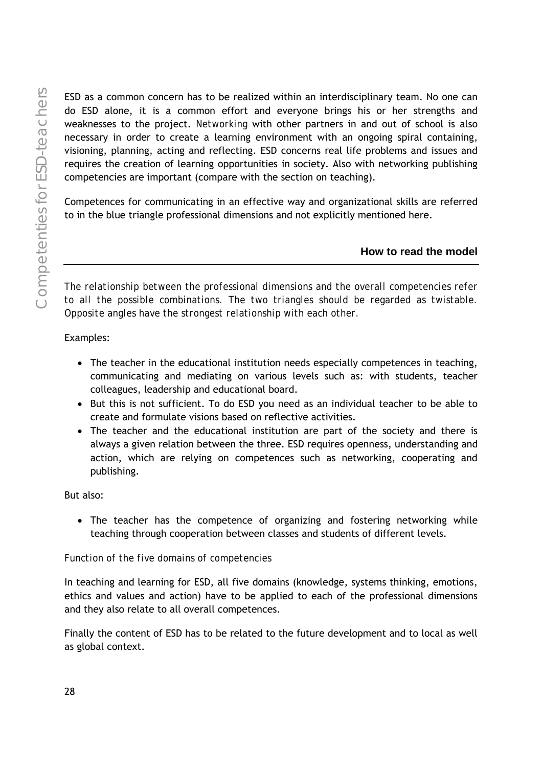ESD as a common concern has to be realized within an interdisciplinary team. No one can do ESD alone, it is a common effort and everyone brings his or her strengths and weaknesses to the project. *Networking* with other partners in and out of school is also necessary in order to create a learning environment with an ongoing spiral containing, visioning, planning, acting and reflecting. ESD concerns real life problems and issues and requires the creation of learning opportunities in society. Also with networking publishing competencies are important (compare with the section on teaching).

Competences for communicating in an effective way and organizational skills are referred to in the blue triangle professional dimensions and not explicitly mentioned here.

## How to read the model

*The relationship between the professional dimensions and the overall competencies refer to all the possible combinations. The two triangles should be regarded as twistable. Opposite angles have the strongest relationship with each other.*

Examples:

- The teacher in the educational institution needs especially competences in teaching, communicating and mediating on various levels such as: with students, teacher colleagues, leadership and educational board.
- But this is not sufficient. To do ESD you need as an individual teacher to be able to create and formulate visions based on reflective activities.
- The teacher and the educational institution are part of the society and there is always a given relation between the three. ESD requires openness, understanding and action, which are relying on competences such as networking, cooperating and publishing.

But also:

- The teacher has the competence of organizing and fostering networking while teaching through cooperation between classes and students of different levels.

*Function of the five domains of competencies*

In teaching and learning for ESD, all five domains (knowledge, systems thinking, emotions, ethics and values and action) have to be applied to each of the professional dimensions and they also relate to all overall competences.

Finally the content of ESD has to be related to the future development and to local as well as global context.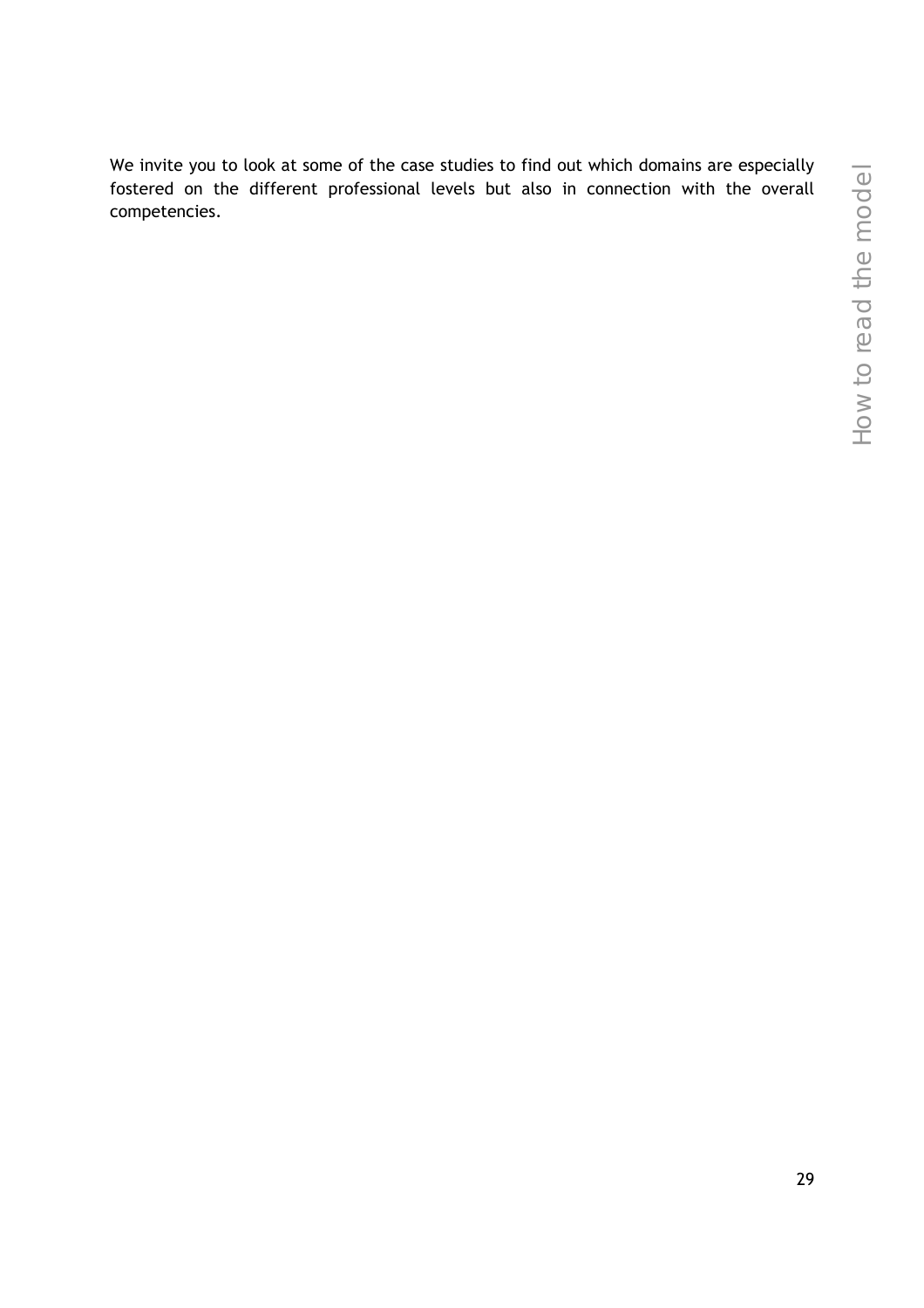We invite you to look at some of the case studies to find out which domains are especially fostered on the different professional levels but also in connection with the overall competencies.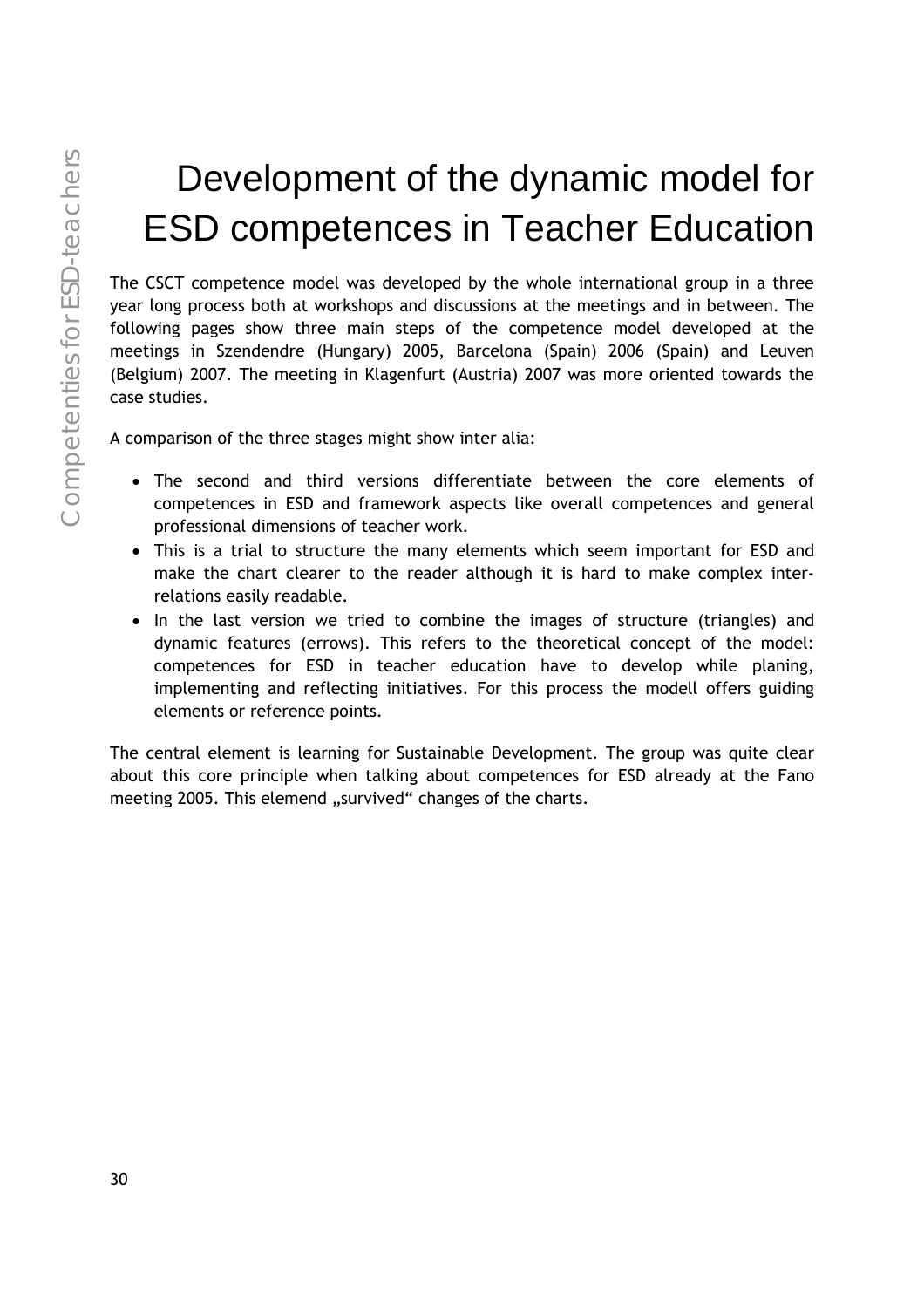# Development of the dynamic model for ESD competences in Teacher Education

The CSCT competence model was developed by the whole international group in a three year long process both at workshops and discussions at the meetings and in between. The following pages show three main steps of the competence model developed at the meetings in Szendendre (Hungary) 2005, Barcelona (Spain) 2006 (Spain) and Leuven (Belgium) 2007. The meeting in Klagenfurt (Austria) 2007 was more oriented towards the case studies.

A comparison of the three stages might show inter alia:

- The second and third versions differentiate between the core elements of competences in ESD and framework aspects like overall competences and general professional dimensions of teacher work.
- This is a trial to structure the many elements which seem important for ESD and make the chart clearer to the reader although it is hard to make complex inter-relations easily readable.
- In the last version we tried to combine the images of structure (triangles) and dynamic features (errows). This refers to the theoretical concept of the model: competences for ESD in teacher education have to develop while planing, implementing and reflecting initiatives. For this process the modell offers guiding elements or reference points.

The central element is learning for Sustainable Development. The group was quite clear about this core principle when talking about competences for ESD already at the Fano meeting 2005. This elemend „survived" changes of the charts.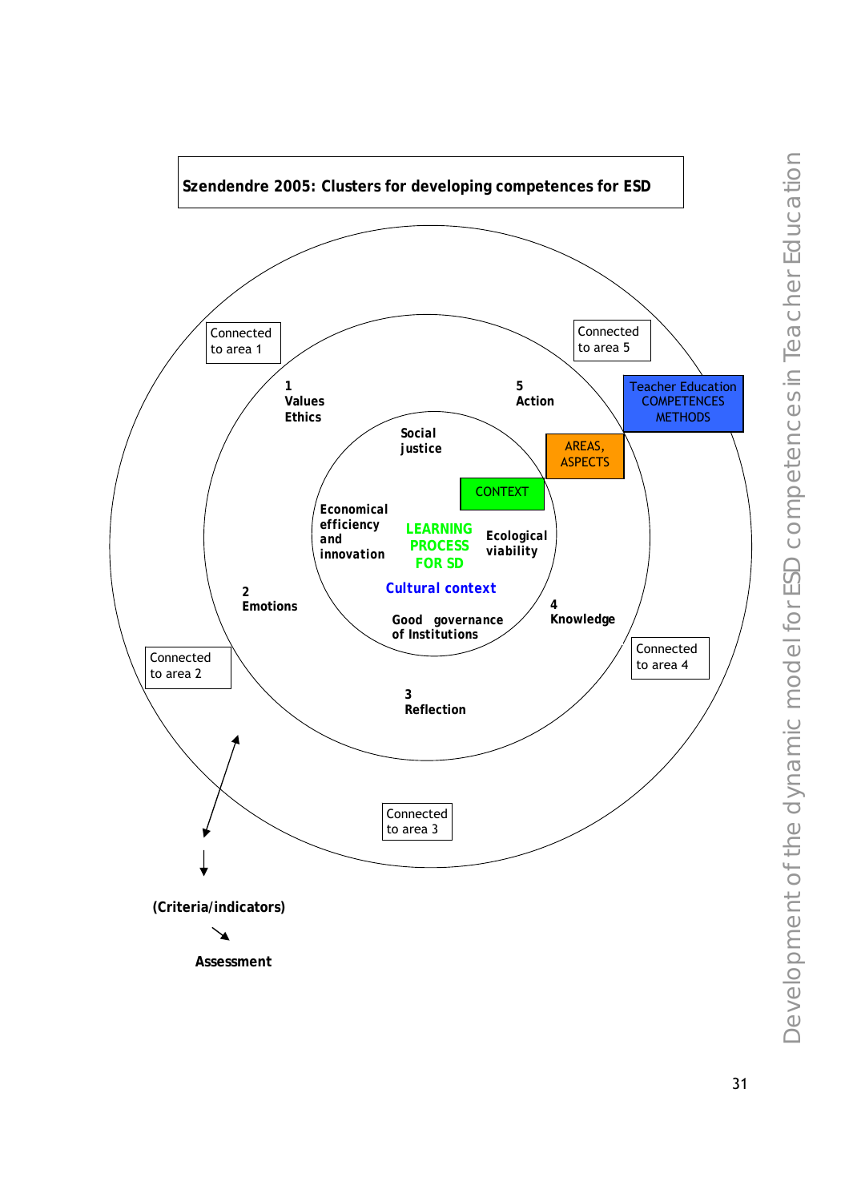**Szendendre 2005: Clusters for developing competences for ESD**

Connected to area 1

Connected to area 5

1
Values
Ethics

5
Action

Teacher Education
COMPETENCES
METHODS

Social justice

AREAS, ASPECTS

CONTEXT

Economical efficiency and innovation

LEARNING PROCESS FOR SD

Ecological viability

Cultural context

2
Emotions

4
Knowledge

Good governance of Institutions

Connected to area 2

Connected to area 4

3
Reflection

Connected to area 3

(Criteria/indicators)

Assessment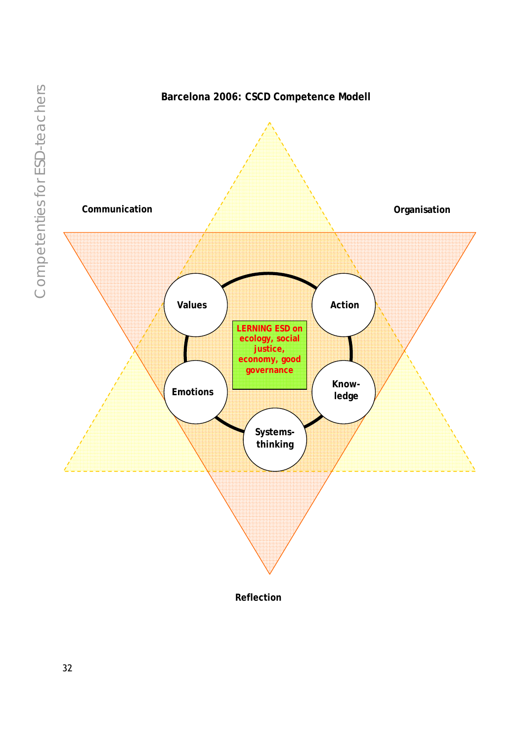**Barcelona 2006: CSCD Competence Modell**

Communication

Organisation

Values

Action

LERNING ESD on ecology, social justice, economy, good governance

Emotions

Know-ledge

Systems-thinking

Reflection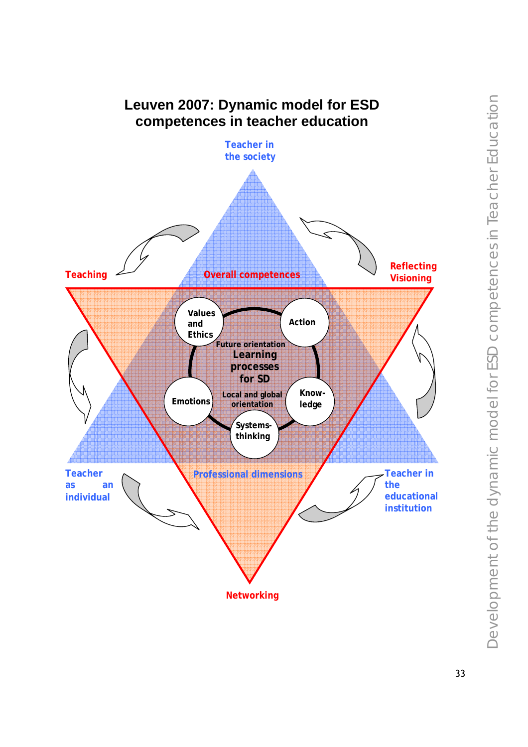# Leuven 2007: Dynamic model for ESD competences in teacher education

Teacher in the society

Teaching

Overall competences

Reflecting Visioning

Values and Ethics

Action

Future orientation

Learning processes for SD

Emotions

Local and global orientation

Know-ledge

Systems-thinking

Teacher as an individual

Professional dimensions

Teacher in the educational institution

Networking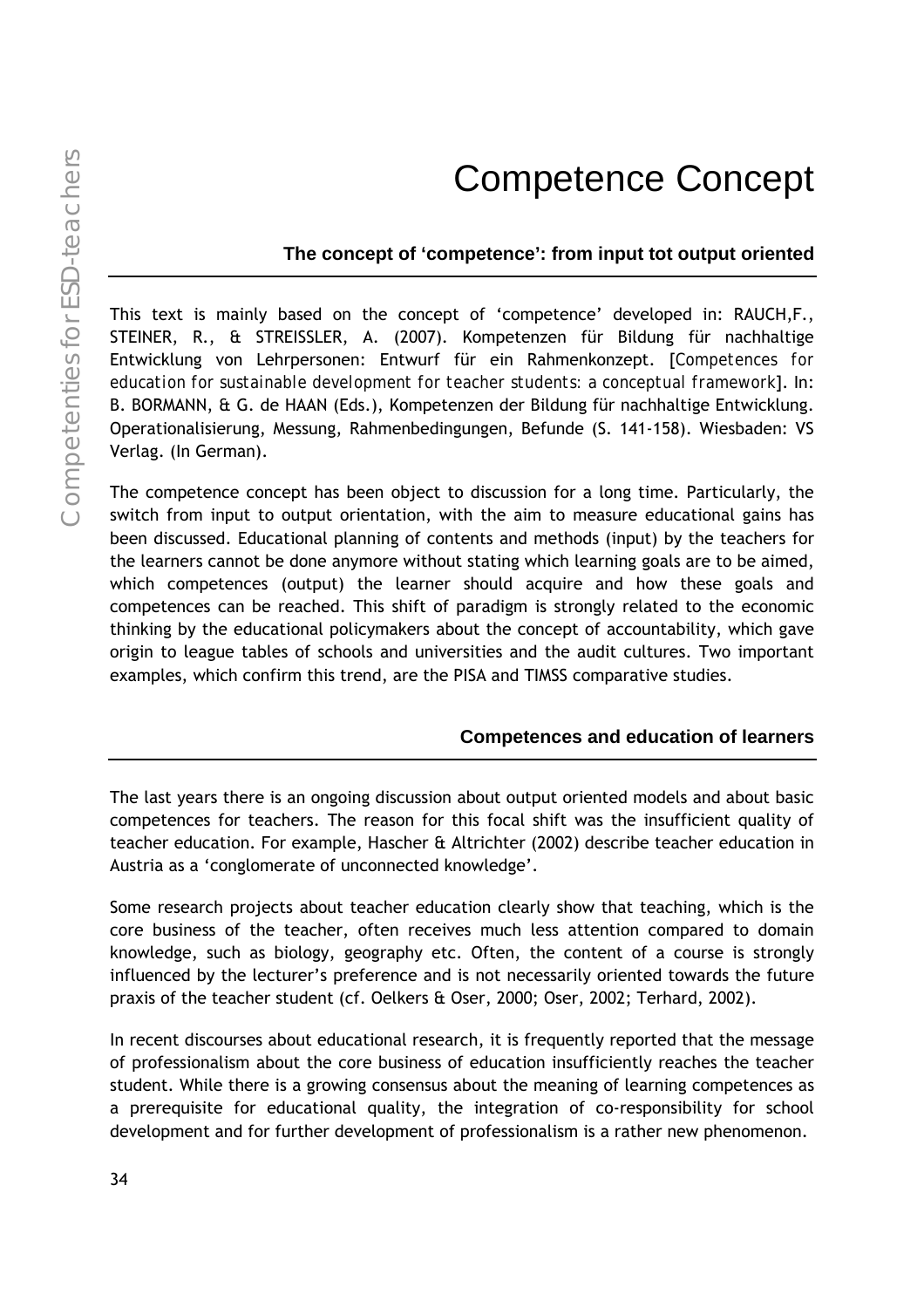# Competence Concept

## The concept of 'competence': from input tot output oriented

This text is mainly based on the concept of 'competence' developed in: RAUCH,F., STEINER, R., & STREISSLER, A. (2007). Kompetenzen für Bildung für nachhaltige Entwicklung von Lehrpersonen: Entwurf für ein Rahmenkonzept. [*Competences for education for sustainable development for teacher students: a conceptual framework*]. In: B. BORMANN, & G. de HAAN (Eds.), Kompetenzen der Bildung für nachhaltige Entwicklung. Operationalisierung, Messung, Rahmenbedingungen, Befunde (S. 141-158). Wiesbaden: VS Verlag. (In German).

The competence concept has been object to discussion for a long time. Particularly, the switch from input to output orientation, with the aim to measure educational gains has been discussed. Educational planning of contents and methods (input) by the teachers for the learners cannot be done anymore without stating which learning goals are to be aimed, which competences (output) the learner should acquire and how these goals and competences can be reached. This shift of paradigm is strongly related to the economic thinking by the educational policymakers about the concept of accountability, which gave origin to league tables of schools and universities and the audit cultures. Two important examples, which confirm this trend, are the PISA and TIMSS comparative studies.

## Competences and education of learners

The last years there is an ongoing discussion about output oriented models and about basic competences for teachers. The reason for this focal shift was the insufficient quality of teacher education. For example, Hascher & Altrichter (2002) describe teacher education in Austria as a 'conglomerate of unconnected knowledge'.

Some research projects about teacher education clearly show that teaching, which is the core business of the teacher, often receives much less attention compared to domain knowledge, such as biology, geography etc. Often, the content of a course is strongly influenced by the lecturer's preference and is not necessarily oriented towards the future praxis of the teacher student (cf. Oelkers & Oser, 2000; Oser, 2002; Terhard, 2002).

In recent discourses about educational research, it is frequently reported that the message of professionalism about the core business of education insufficiently reaches the teacher student. While there is a growing consensus about the meaning of learning competences as a prerequisite for educational quality, the integration of co-responsibility for school development and for further development of professionalism is a rather new phenomenon.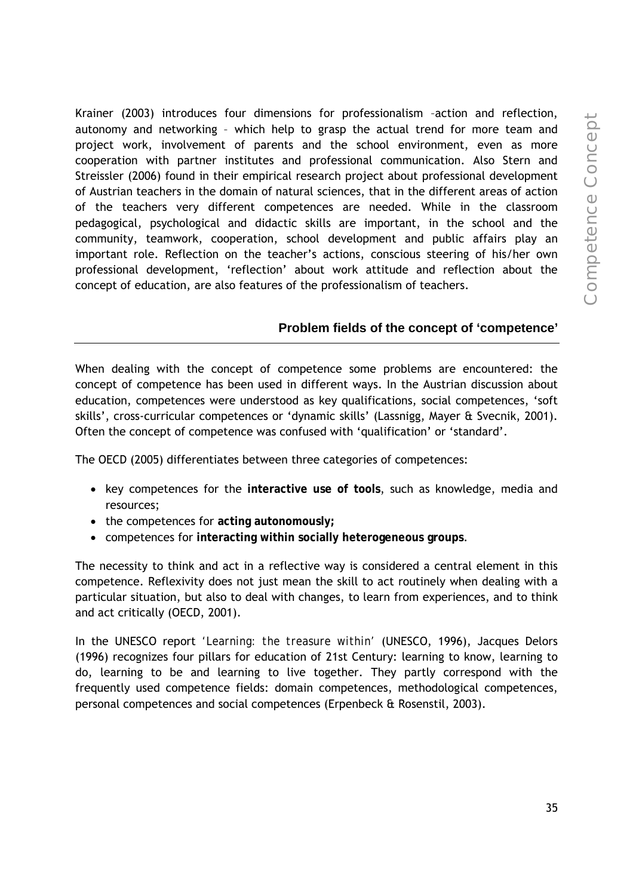Krainer (2003) introduces four dimensions for professionalism –action and reflection, autonomy and networking – which help to grasp the actual trend for more team and project work, involvement of parents and the school environment, even as more cooperation with partner institutes and professional communication. Also Stern and Streissler (2006) found in their empirical research project about professional development of Austrian teachers in the domain of natural sciences, that in the different areas of action of the teachers very different competences are needed. While in the classroom pedagogical, psychological and didactic skills are important, in the school and the community, teamwork, cooperation, school development and public affairs play an important role. Reflection on the teacher's actions, conscious steering of his/her own professional development, 'reflection' about work attitude and reflection about the concept of education, are also features of the professionalism of teachers.

## Problem fields of the concept of 'competence'

When dealing with the concept of competence some problems are encountered: the concept of competence has been used in different ways. In the Austrian discussion about education, competences were understood as key qualifications, social competences, 'soft skills', cross-curricular competences or 'dynamic skills' (Lassnigg, Mayer & Svecnik, 2001). Often the concept of competence was confused with 'qualification' or 'standard'.

The OECD (2005) differentiates between three categories of competences:

- key competences for the **interactive use of tools**, such as knowledge, media and resources;
- the competences for **acting autonomously;**
- competences for **interacting within socially heterogeneous groups**.

The necessity to think and act in a reflective way is considered a central element in this competence. Reflexivity does not just mean the skill to act routinely when dealing with a particular situation, but also to deal with changes, to learn from experiences, and to think and act critically (OECD, 2001).

In the UNESCO report '*Learning: the treasure within*' (UNESCO, 1996), Jacques Delors (1996) recognizes four pillars for education of 21st Century: learning to know, learning to do, learning to be and learning to live together. They partly correspond with the frequently used competence fields: domain competences, methodological competences, personal competences and social competences (Erpenbeck & Rosenstil, 2003).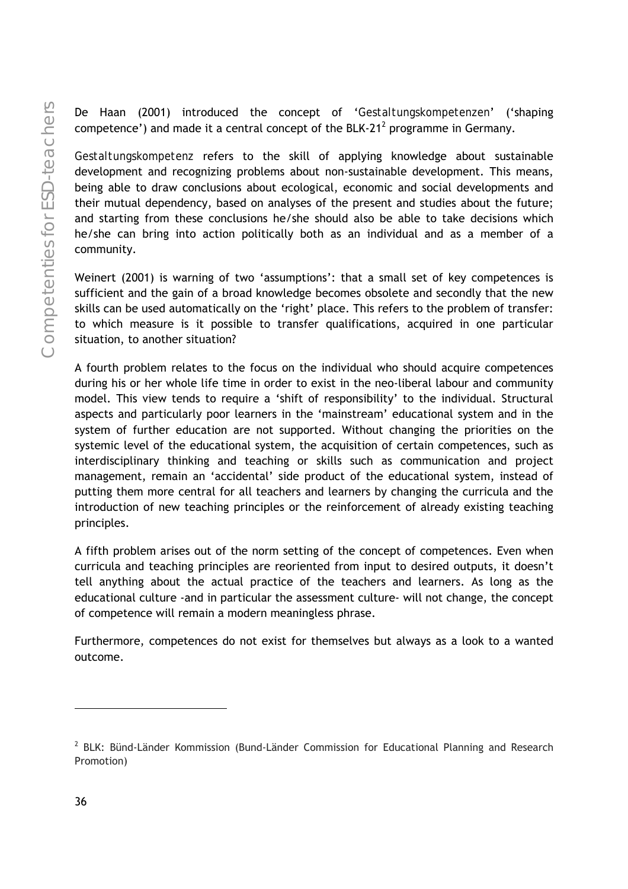De Haan (2001) introduced the concept of '*Gestaltungskompetenzen*' ('shaping competence') and made it a central concept of the BLK-21[2] programme in Germany.

*Gestaltungskompetenz* refers to the skill of applying knowledge about sustainable development and recognizing problems about non-sustainable development. This means, being able to draw conclusions about ecological, economic and social developments and their mutual dependency, based on analyses of the present and studies about the future; and starting from these conclusions he/she should also be able to take decisions which he/she can bring into action politically both as an individual and as a member of a community.

Weinert (2001) is warning of two 'assumptions': that a small set of key competences is sufficient and the gain of a broad knowledge becomes obsolete and secondly that the new skills can be used automatically on the 'right' place. This refers to the problem of transfer: to which measure is it possible to transfer qualifications, acquired in one particular situation, to another situation?

A fourth problem relates to the focus on the individual who should acquire competences during his or her whole life time in order to exist in the neo-liberal labour and community model. This view tends to require a 'shift of responsibility' to the individual. Structural aspects and particularly poor learners in the 'mainstream' educational system and in the system of further education are not supported. Without changing the priorities on the systemic level of the educational system, the acquisition of certain competences, such as interdisciplinary thinking and teaching or skills such as communication and project management, remain an 'accidental' side product of the educational system, instead of putting them more central for all teachers and learners by changing the curricula and the introduction of new teaching principles or the reinforcement of already existing teaching principles.

A fifth problem arises out of the norm setting of the concept of competences. Even when curricula and teaching principles are reoriented from input to desired outputs, it doesn't tell anything about the actual practice of the teachers and learners. As long as the educational culture -and in particular the assessment culture- will not change, the concept of competence will remain a modern meaningless phrase.

Furthermore, competences do not exist for themselves but always as a look to a wanted outcome.

---

[2] BLK: Bünd-Länder Kommission (Bund-Länder Commission for Educational Planning and Research Promotion)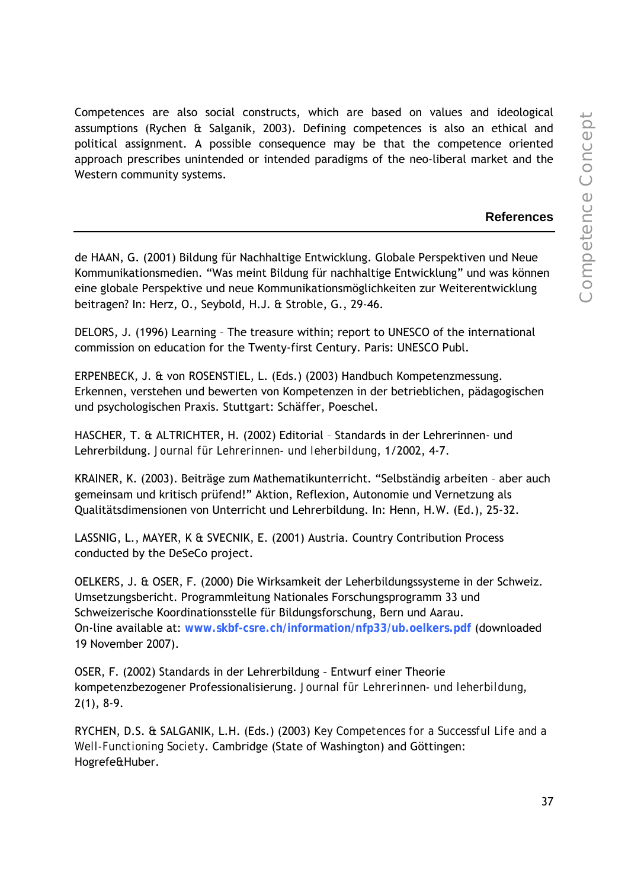Competences are also social constructs, which are based on values and ideological assumptions (Rychen & Salganik, 2003). Defining competences is also an ethical and political assignment. A possible consequence may be that the competence oriented approach prescribes unintended or intended paradigms of the neo-liberal market and the Western community systems.

## References

de HAAN, G. (2001) Bildung für Nachhaltige Entwicklung. Globale Perspektiven und Neue Kommunikationsmedien. "Was meint Bildung für nachhaltige Entwicklung" und was können eine globale Perspektive und neue Kommunikationsmöglichkeiten zur Weiterentwicklung beitragen? In: Herz, O., Seybold, H.J. & Stroble, G., 29-46.

DELORS, J. (1996) Learning – The treasure within; report to UNESCO of the international commission on education for the Twenty-first Century. Paris: UNESCO Publ.

ERPENBECK, J. & von ROSENSTIEL, L. (Eds.) (2003) Handbuch Kompetenzmessung. Erkennen, verstehen und bewerten von Kompetenzen in der betrieblichen, pädagogischen und psychologischen Praxis. Stuttgart: Schäffer, Poeschel.

HASCHER, T. & ALTRICHTER, H. (2002) Editorial – Standards in der Lehrerinnen- und Lehrerbildung. *Journal für Lehrerinnen- und leherbildung*, 1/2002, 4-7.

KRAINER, K. (2003). Beiträge zum Mathematikunterricht. "Selbständig arbeiten – aber auch gemeinsam und kritisch prüfend!" Aktion, Reflexion, Autonomie und Vernetzung als Qualitätsdimensionen von Unterricht und Lehrerbildung. In: Henn, H.W. (Ed.), 25-32.

LASSNIG, L., MAYER, K & SVECNIK, E. (2001) Austria. Country Contribution Process conducted by the DeSeCo project.

OELKERS, J. & OSER, F. (2000) Die Wirksamkeit der Leherbildungssysteme in der Schweiz. Umsetzungsbericht. Programmleitung Nationales Forschungsprogramm 33 und Schweizerische Koordinationsstelle für Bildungsforschung, Bern und Aarau. On-line available at: **www.skbf-csre.ch/information/nfp33/ub.oelkers.pdf** (downloaded 19 November 2007).

OSER, F. (2002) Standards in der Lehrerbildung – Entwurf einer Theorie kompetenzbezogener Professionalisierung. *Journal für Lehrerinnen- und leherbildung*, 2(1), 8-9.

RYCHEN, D.S. & SALGANIK, L.H. (Eds.) (2003) *Key Competences for a Successful Life and a Well-Functioning Society*. Cambridge (State of Washington) and Göttingen: Hogrefe&Huber.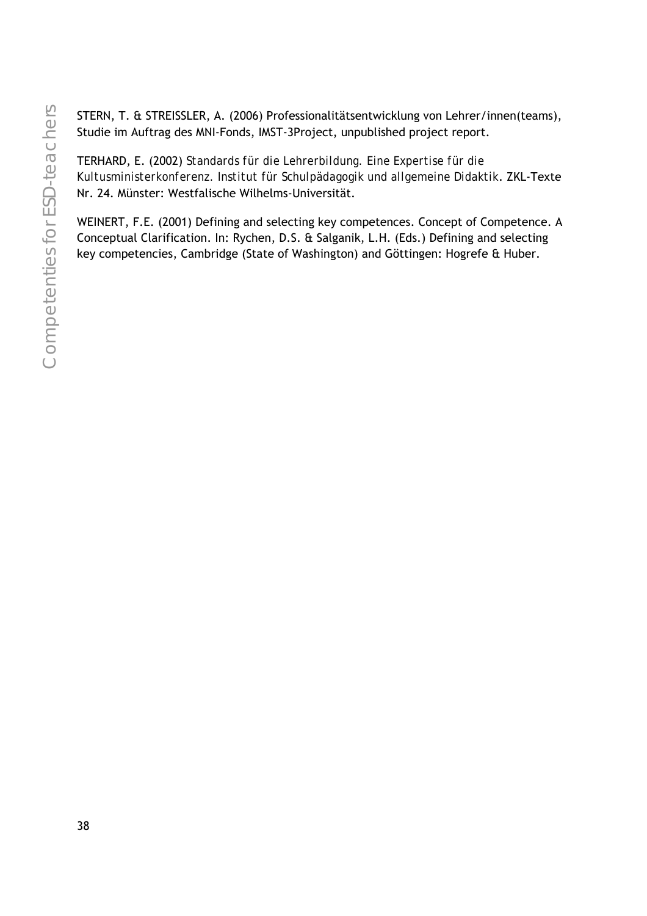STERN, T. & STREISSLER, A. (2006) Professionalitätsentwicklung von Lehrer/innen(teams), Studie im Auftrag des MNI-Fonds, IMST-3Project, unpublished project report.

TERHARD, E. (2002) *Standards für die Lehrerbildung. Eine Expertise für die Kultusministerkonferenz. Institut für Schulpädagogik und allgemeine Didaktik.* ZKL-Texte Nr. 24. Münster: Westfalische Wilhelms-Universität.

WEINERT, F.E. (2001) Defining and selecting key competences. Concept of Competence. A Conceptual Clarification. In: Rychen, D.S. & Salganik, L.H. (Eds.) Defining and selecting key competencies, Cambridge (State of Washington) and Göttingen: Hogrefe & Huber.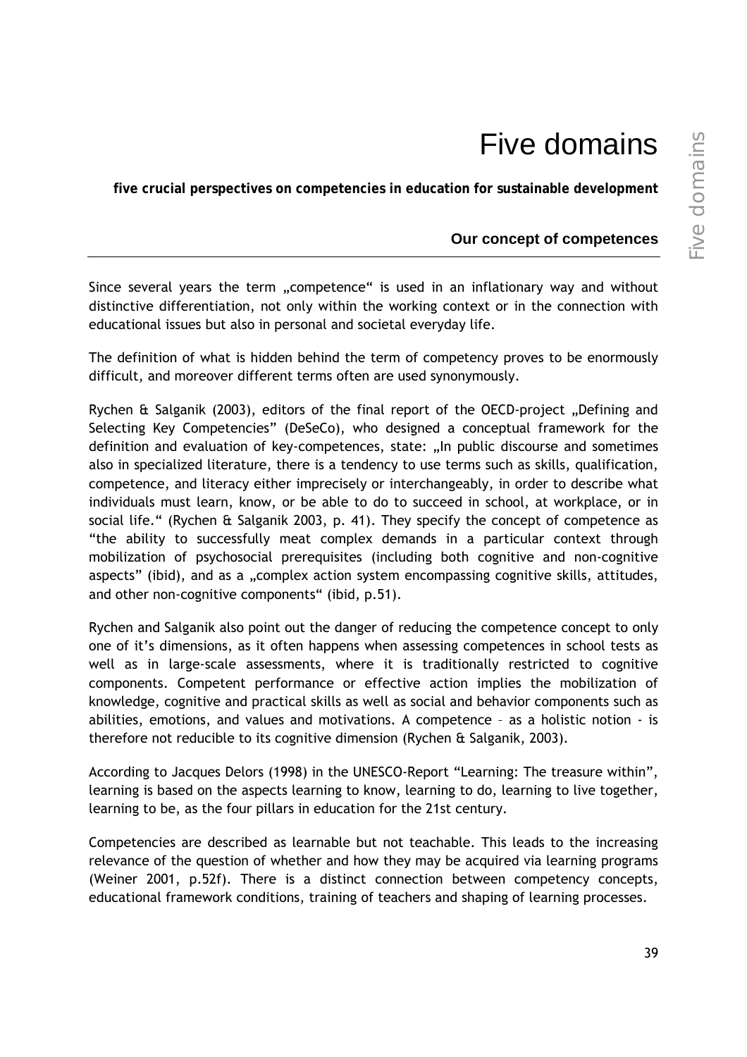# Five domains

**five crucial perspectives on competencies in education for sustainable development**

### Our concept of competences

Since several years the term „competence" is used in an inflationary way and without distinctive differentiation, not only within the working context or in the connection with educational issues but also in personal and societal everyday life.

The definition of what is hidden behind the term of competency proves to be enormously difficult, and moreover different terms often are used synonymously.

Rychen & Salganik (2003), editors of the final report of the OECD-project „Defining and Selecting Key Competencies" (DeSeCo), who designed a conceptual framework for the definition and evaluation of key-competences, state: „In public discourse and sometimes also in specialized literature, there is a tendency to use terms such as skills, qualification, competence, and literacy either imprecisely or interchangeably, in order to describe what individuals must learn, know, or be able to do to succeed in school, at workplace, or in social life." (Rychen & Salganik 2003, p. 41). They specify the concept of competence as "the ability to successfully meat complex demands in a particular context through mobilization of psychosocial prerequisites (including both cognitive and non-cognitive aspects" (ibid), and as a „complex action system encompassing cognitive skills, attitudes, and other non-cognitive components" (ibid, p.51).

Rychen and Salganik also point out the danger of reducing the competence concept to only one of it's dimensions, as it often happens when assessing competences in school tests as well as in large-scale assessments, where it is traditionally restricted to cognitive components. Competent performance or effective action implies the mobilization of knowledge, cognitive and practical skills as well as social and behavior components such as abilities, emotions, and values and motivations. A competence – as a holistic notion - is therefore not reducible to its cognitive dimension (Rychen & Salganik, 2003).

According to Jacques Delors (1998) in the UNESCO-Report "Learning: The treasure within", learning is based on the aspects learning to know, learning to do, learning to live together, learning to be, as the four pillars in education for the 21st century.

Competencies are described as learnable but not teachable. This leads to the increasing relevance of the question of whether and how they may be acquired via learning programs (Weiner 2001, p.52f). There is a distinct connection between competency concepts, educational framework conditions, training of teachers and shaping of learning processes.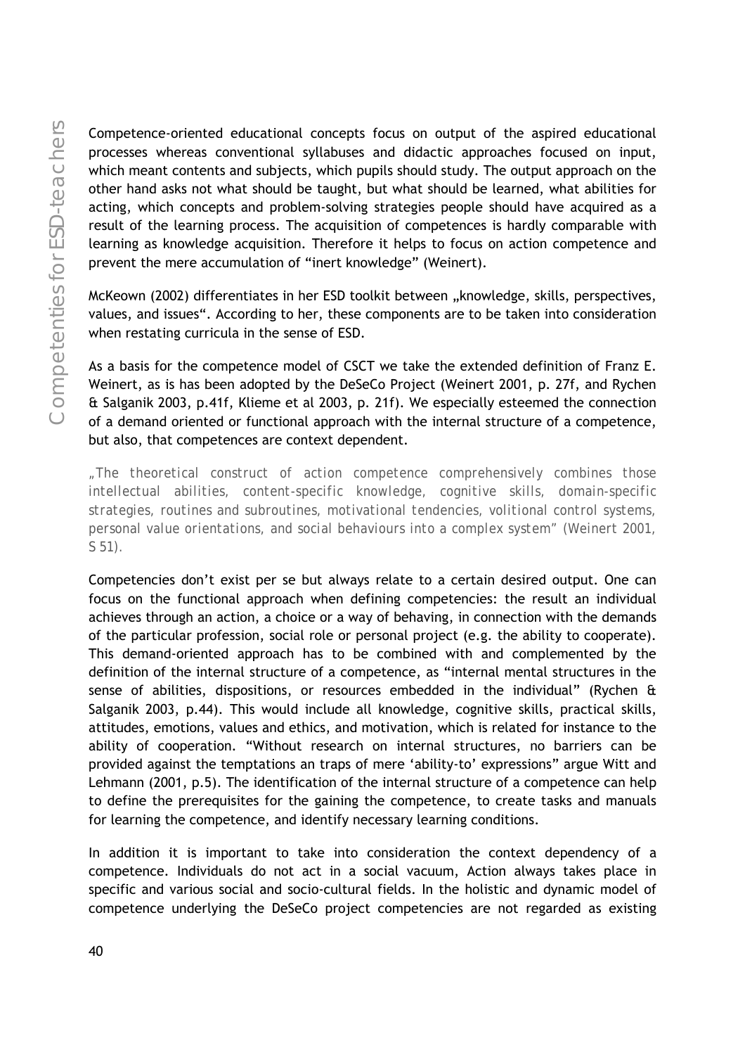Competence-oriented educational concepts focus on output of the aspired educational processes whereas conventional syllabuses and didactic approaches focused on input, which meant contents and subjects, which pupils should study. The output approach on the other hand asks not what should be taught, but what should be learned, what abilities for acting, which concepts and problem-solving strategies people should have acquired as a result of the learning process. The acquisition of competences is hardly comparable with learning as knowledge acquisition. Therefore it helps to focus on action competence and prevent the mere accumulation of "inert knowledge" (Weinert).

McKeown (2002) differentiates in her ESD toolkit between „knowledge, skills, perspectives, values, and issues". According to her, these components are to be taken into consideration when restating curricula in the sense of ESD.

As a basis for the competence model of CSCT we take the extended definition of Franz E. Weinert, as is has been adopted by the DeSeCo Project (Weinert 2001, p. 27f, and Rychen & Salganik 2003, p.41f, Klieme et al 2003, p. 21f). We especially esteemed the connection of a demand oriented or functional approach with the internal structure of a competence, but also, that competences are context dependent.

*„The theoretical construct of action competence comprehensively combines those intellectual abilities, content-specific knowledge, cognitive skills, domain-specific strategies, routines and subroutines, motivational tendencies, volitional control systems, personal value orientations, and social behaviours into a complex system" (Weinert 2001, S 51).*

Competencies don't exist per se but always relate to a certain desired output. One can focus on the functional approach when defining competencies: the result an individual achieves through an action, a choice or a way of behaving, in connection with the demands of the particular profession, social role or personal project (e.g. the ability to cooperate). This demand-oriented approach has to be combined with and complemented by the definition of the internal structure of a competence, as "internal mental structures in the sense of abilities, dispositions, or resources embedded in the individual" (Rychen & Salganik 2003, p.44). This would include all knowledge, cognitive skills, practical skills, attitudes, emotions, values and ethics, and motivation, which is related for instance to the ability of cooperation. "Without research on internal structures, no barriers can be provided against the temptations an traps of mere 'ability-to' expressions" argue Witt and Lehmann (2001, p.5). The identification of the internal structure of a competence can help to define the prerequisites for the gaining the competence, to create tasks and manuals for learning the competence, and identify necessary learning conditions.

In addition it is important to take into consideration the context dependency of a competence. Individuals do not act in a social vacuum, Action always takes place in specific and various social and socio-cultural fields. In the holistic and dynamic model of competence underlying the DeSeCo project competencies are not regarded as existing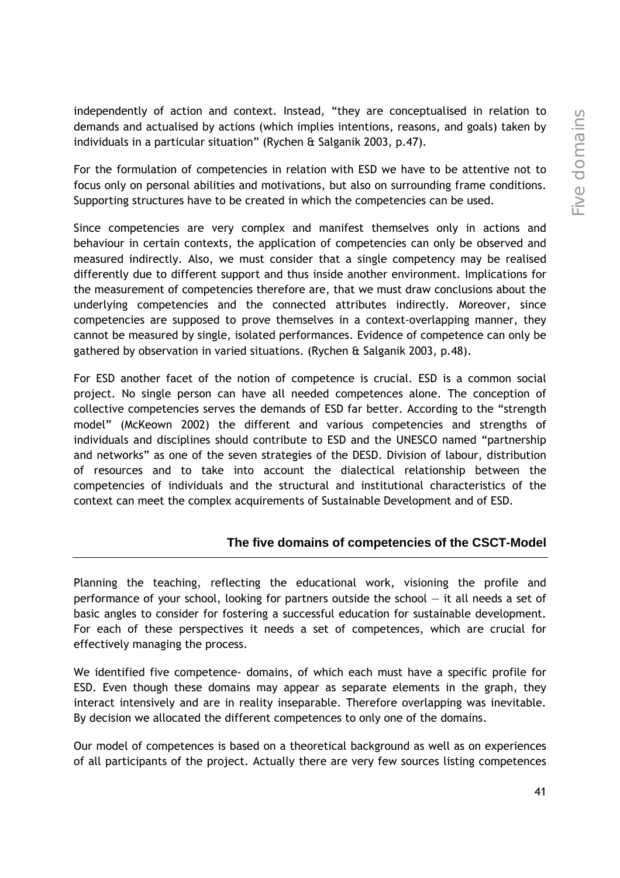independently of action and context. Instead, "they are conceptualised in relation to demands and actualised by actions (which implies intentions, reasons, and goals) taken by individuals in a particular situation" (Rychen & Salganik 2003, p.47).

For the formulation of competencies in relation with ESD we have to be attentive not to focus only on personal abilities and motivations, but also on surrounding frame conditions. Supporting structures have to be created in which the competencies can be used.

Since competencies are very complex and manifest themselves only in actions and behaviour in certain contexts, the application of competencies can only be observed and measured indirectly. Also, we must consider that a single competency may be realised differently due to different support and thus inside another environment. Implications for the measurement of competencies therefore are, that we must draw conclusions about the underlying competencies and the connected attributes indirectly. Moreover, since competencies are supposed to prove themselves in a context-overlapping manner, they cannot be measured by single, isolated performances. Evidence of competence can only be gathered by observation in varied situations. (Rychen & Salganik 2003, p.48).

For ESD another facet of the notion of competence is crucial. ESD is a common social project. No single person can have all needed competences alone. The conception of collective competencies serves the demands of ESD far better. According to the "strength model" (McKeown 2002) the different and various competencies and strengths of individuals and disciplines should contribute to ESD and the UNESCO named "partnership and networks" as one of the seven strategies of the DESD. Division of labour, distribution of resources and to take into account the dialectical relationship between the competencies of individuals and the structural and institutional characteristics of the context can meet the complex acquirements of Sustainable Development and of ESD.

## The five domains of competencies of the CSCT-Model

Planning the teaching, reflecting the educational work, visioning the profile and performance of your school, looking for partners outside the school — it all needs a set of basic angles to consider for fostering a successful education for sustainable development. For each of these perspectives it needs a set of competences, which are crucial for effectively managing the process.

We identified five competence- domains, of which each must have a specific profile for ESD. Even though these domains may appear as separate elements in the graph, they interact intensively and are in reality inseparable. Therefore overlapping was inevitable. By decision we allocated the different competences to only one of the domains.

Our model of competences is based on a theoretical background as well as on experiences of all participants of the project. Actually there are very few sources listing competences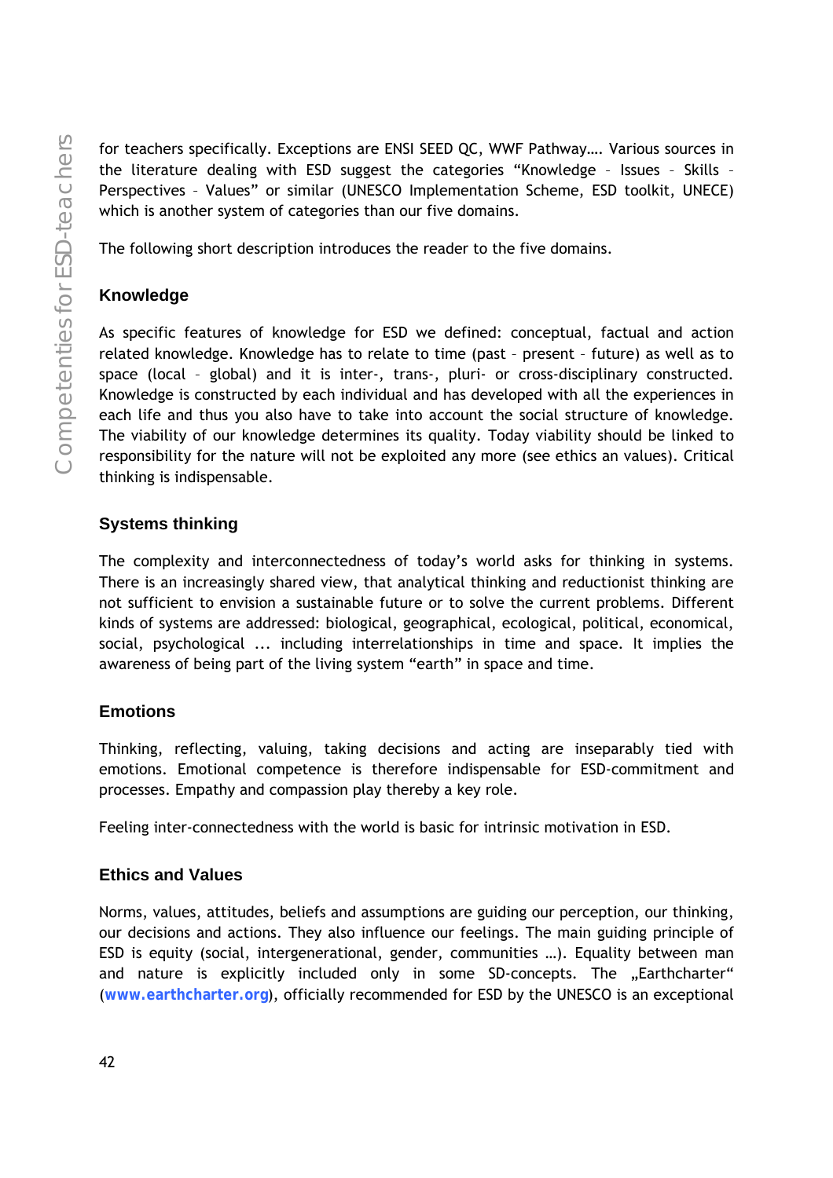for teachers specifically. Exceptions are ENSI SEED QC, WWF Pathway…. Various sources in the literature dealing with ESD suggest the categories "Knowledge – Issues – Skills – Perspectives – Values" or similar (UNESCO Implementation Scheme, ESD toolkit, UNECE) which is another system of categories than our five domains.

The following short description introduces the reader to the five domains.

### Knowledge

As specific features of knowledge for ESD we defined: conceptual, factual and action related knowledge. Knowledge has to relate to time (past – present – future) as well as to space (local – global) and it is inter-, trans-, pluri- or cross-disciplinary constructed. Knowledge is constructed by each individual and has developed with all the experiences in each life and thus you also have to take into account the social structure of knowledge. The viability of our knowledge determines its quality. Today viability should be linked to responsibility for the nature will not be exploited any more (see ethics an values). Critical thinking is indispensable.

### Systems thinking

The complexity and interconnectedness of today's world asks for thinking in systems. There is an increasingly shared view, that analytical thinking and reductionist thinking are not sufficient to envision a sustainable future or to solve the current problems. Different kinds of systems are addressed: biological, geographical, ecological, political, economical, social, psychological ... including interrelationships in time and space. It implies the awareness of being part of the living system "earth" in space and time.

### Emotions

Thinking, reflecting, valuing, taking decisions and acting are inseparably tied with emotions. Emotional competence is therefore indispensable for ESD-commitment and processes. Empathy and compassion play thereby a key role.

Feeling inter-connectedness with the world is basic for intrinsic motivation in ESD.

### Ethics and Values

Norms, values, attitudes, beliefs and assumptions are guiding our perception, our thinking, our decisions and actions. They also influence our feelings. The main guiding principle of ESD is equity (social, intergenerational, gender, communities …). Equality between man and nature is explicitly included only in some SD-concepts. The „Earthcharter" (**www.earthcharter.org**), officially recommended for ESD by the UNESCO is an exceptional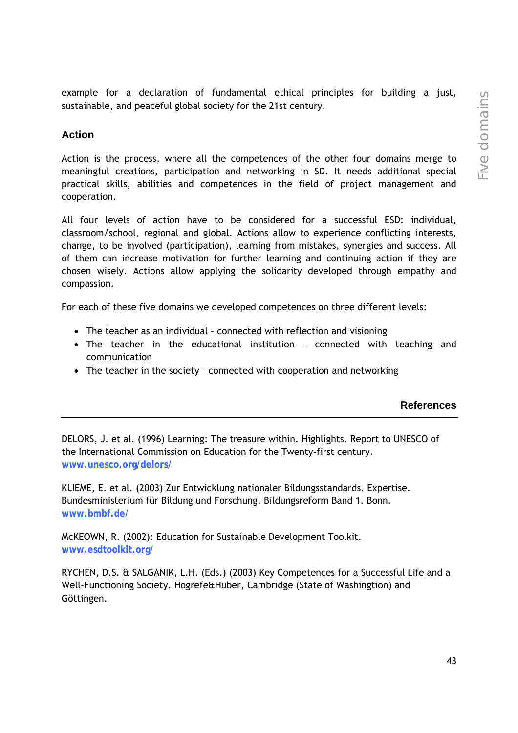example for a declaration of fundamental ethical principles for building a just, sustainable, and peaceful global society for the 21st century.

### Action

Action is the process, where all the competences of the other four domains merge to meaningful creations, participation and networking in SD. It needs additional special practical skills, abilities and competences in the field of project management and cooperation.

All four levels of action have to be considered for a successful ESD: individual, classroom/school, regional and global. Actions allow to experience conflicting interests, change, to be involved (participation), learning from mistakes, synergies and success. All of them can increase motivation for further learning and continuing action if they are chosen wisely. Actions allow applying the solidarity developed through empathy and compassion.

For each of these five domains we developed competences on three different levels:

- The teacher as an individual – connected with reflection and visioning
- The teacher in the educational institution – connected with teaching and communication
- The teacher in the society – connected with cooperation and networking

## References

DELORS, J. et al. (1996) Learning: The treasure within. Highlights. Report to UNESCO of the International Commission on Education for the Twenty-first century.
**www.unesco.org/delors/**

KLIEME, E. et al. (2003) Zur Entwicklung nationaler Bildungsstandards. Expertise. Bundesministerium für Bildung und Forschung. Bildungsreform Band 1. Bonn.
**www.bmbf.de/**

McKEOWN, R. (2002): Education for Sustainable Development Toolkit.
**www.esdtoolkit.org/**

RYCHEN, D.S. & SALGANIK, L.H. (Eds.) (2003) Key Competences for a Successful Life and a Well-Functioning Society. Hogrefe&Huber, Cambridge (State of Washingtion) and Göttingen.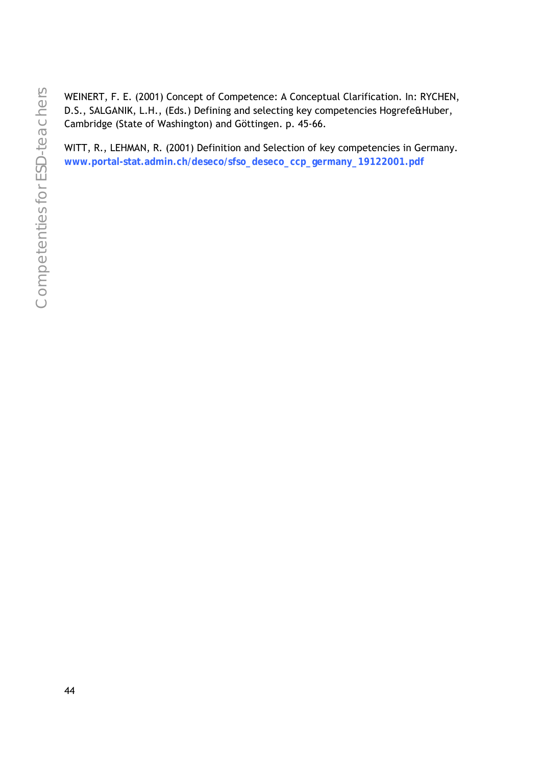WEINERT, F. E. (2001) Concept of Competence: A Conceptual Clarification. In: RYCHEN, D.S., SALGANIK, L.H., (Eds.) Defining and selecting key competencies Hogrefe&Huber, Cambridge (State of Washington) and Göttingen. p. 45-66.

WITT, R., LEHMAN, R. (2001) Definition and Selection of key competencies in Germany. **www.portal-stat.admin.ch/deseco/sfso_deseco_ccp_germany_19122001.pdf**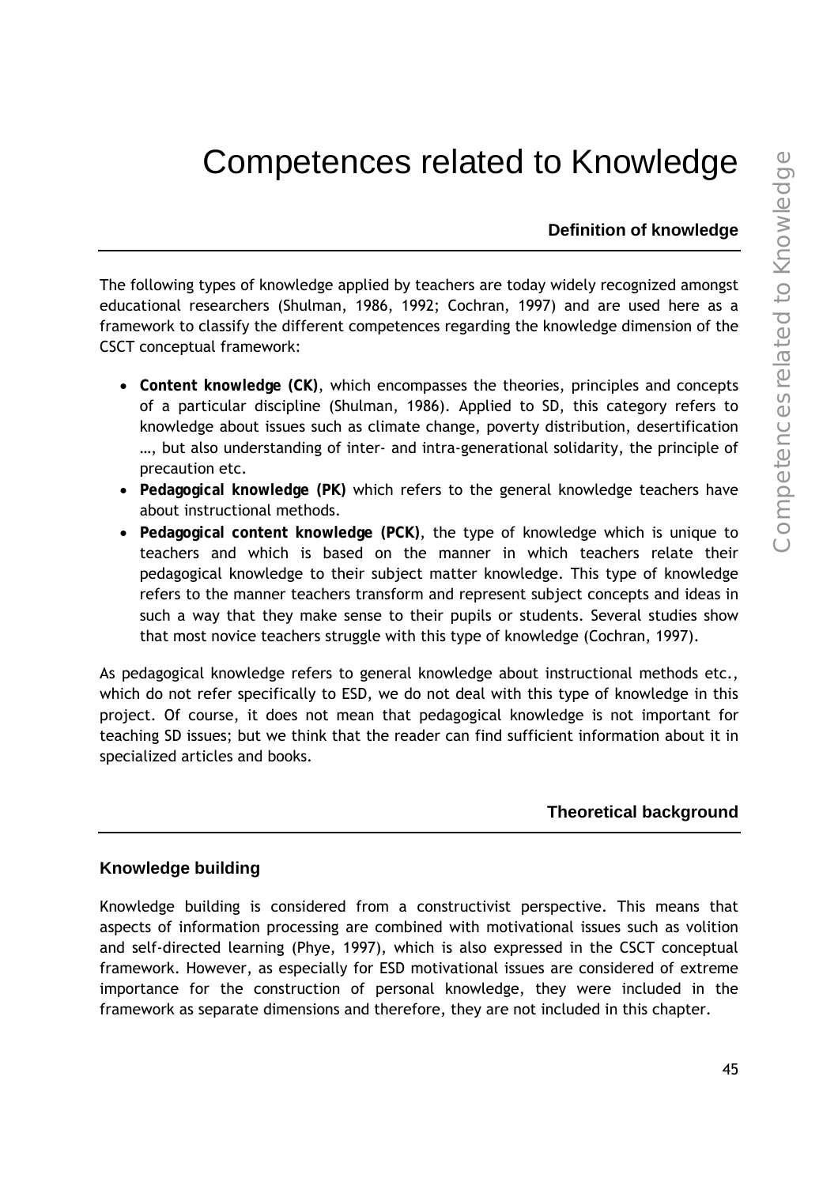# Competences related to Knowledge

## Definition of knowledge

The following types of knowledge applied by teachers are today widely recognized amongst educational researchers (Shulman, 1986, 1992; Cochran, 1997) and are used here as a framework to classify the different competences regarding the knowledge dimension of the CSCT conceptual framework:

- **Content knowledge (CK)**, which encompasses the theories, principles and concepts of a particular discipline (Shulman, 1986). Applied to SD, this category refers to knowledge about issues such as climate change, poverty distribution, desertification …, but also understanding of inter- and intra-generational solidarity, the principle of precaution etc.
- **Pedagogical knowledge (PK)** which refers to the general knowledge teachers have about instructional methods.
- **Pedagogical content knowledge (PCK)**, the type of knowledge which is unique to teachers and which is based on the manner in which teachers relate their pedagogical knowledge to their subject matter knowledge. This type of knowledge refers to the manner teachers transform and represent subject concepts and ideas in such a way that they make sense to their pupils or students. Several studies show that most novice teachers struggle with this type of knowledge (Cochran, 1997).

As pedagogical knowledge refers to general knowledge about instructional methods etc., which do not refer specifically to ESD, we do not deal with this type of knowledge in this project. Of course, it does not mean that pedagogical knowledge is not important for teaching SD issues; but we think that the reader can find sufficient information about it in specialized articles and books.

## Theoretical background

### Knowledge building

Knowledge building is considered from a constructivist perspective. This means that aspects of information processing are combined with motivational issues such as volition and self-directed learning (Phye, 1997), which is also expressed in the CSCT conceptual framework. However, as especially for ESD motivational issues are considered of extreme importance for the construction of personal knowledge, they were included in the framework as separate dimensions and therefore, they are not included in this chapter.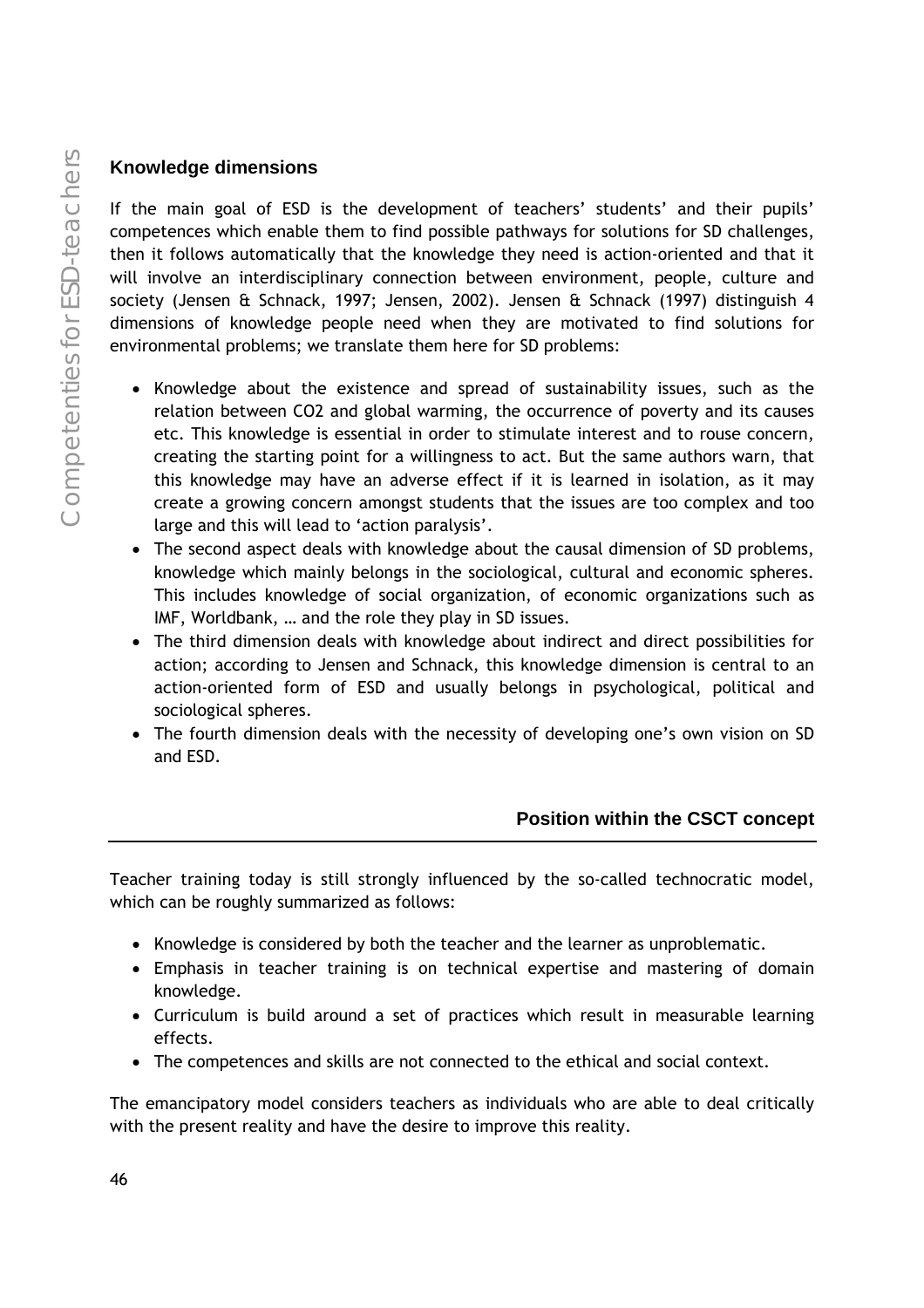## Knowledge dimensions

If the main goal of ESD is the development of teachers' students' and their pupils' competences which enable them to find possible pathways for solutions for SD challenges, then it follows automatically that the knowledge they need is action-oriented and that it will involve an interdisciplinary connection between environment, people, culture and society (Jensen & Schnack, 1997; Jensen, 2002). Jensen & Schnack (1997) distinguish 4 dimensions of knowledge people need when they are motivated to find solutions for environmental problems; we translate them here for SD problems:

- Knowledge about the existence and spread of sustainability issues, such as the relation between $CO_2$ and global warming, the occurrence of poverty and its causes etc. This knowledge is essential in order to stimulate interest and to rouse concern, creating the starting point for a willingness to act. But the same authors warn, that this knowledge may have an adverse effect if it is learned in isolation, as it may create a growing concern amongst students that the issues are too complex and too large and this will lead to 'action paralysis'.
- The second aspect deals with knowledge about the causal dimension of SD problems, knowledge which mainly belongs in the sociological, cultural and economic spheres. This includes knowledge of social organization, of economic organizations such as IMF, Worldbank, … and the role they play in SD issues.
- The third dimension deals with knowledge about indirect and direct possibilities for action; according to Jensen and Schnack, this knowledge dimension is central to an action-oriented form of ESD and usually belongs in psychological, political and sociological spheres.
- The fourth dimension deals with the necessity of developing one's own vision on SD and ESD.

## Position within the CSCT concept

Teacher training today is still strongly influenced by the so-called technocratic model, which can be roughly summarized as follows:

- Knowledge is considered by both the teacher and the learner as unproblematic.
- Emphasis in teacher training is on technical expertise and mastering of domain knowledge.
- Curriculum is build around a set of practices which result in measurable learning effects.
- The competences and skills are not connected to the ethical and social context.

The emancipatory model considers teachers as individuals who are able to deal critically with the present reality and have the desire to improve this reality.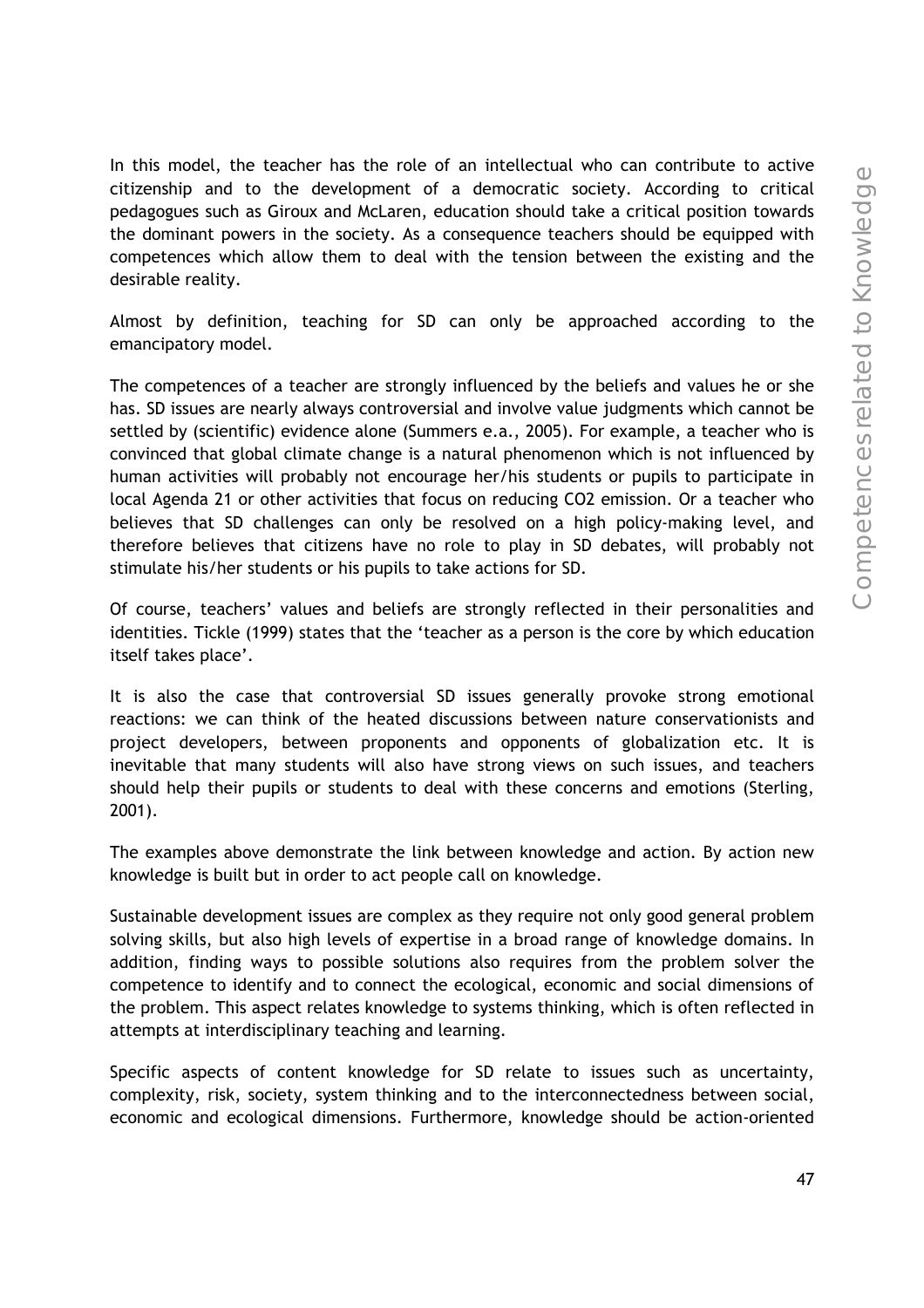In this model, the teacher has the role of an intellectual who can contribute to active citizenship and to the development of a democratic society. According to critical pedagogues such as Giroux and McLaren, education should take a critical position towards the dominant powers in the society. As a consequence teachers should be equipped with competences which allow them to deal with the tension between the existing and the desirable reality.

Almost by definition, teaching for SD can only be approached according to the emancipatory model.

The competences of a teacher are strongly influenced by the beliefs and values he or she has. SD issues are nearly always controversial and involve value judgments which cannot be settled by (scientific) evidence alone (Summers e.a., 2005). For example, a teacher who is convinced that global climate change is a natural phenomenon which is not influenced by human activities will probably not encourage her/his students or pupils to participate in local Agenda 21 or other activities that focus on reducing $CO_2$ emission. Or a teacher who believes that SD challenges can only be resolved on a high policy-making level, and therefore believes that citizens have no role to play in SD debates, will probably not stimulate his/her students or his pupils to take actions for SD.

Of course, teachers' values and beliefs are strongly reflected in their personalities and identities. Tickle (1999) states that the 'teacher as a person is the core by which education itself takes place'.

It is also the case that controversial SD issues generally provoke strong emotional reactions: we can think of the heated discussions between nature conservationists and project developers, between proponents and opponents of globalization etc. It is inevitable that many students will also have strong views on such issues, and teachers should help their pupils or students to deal with these concerns and emotions (Sterling, 2001).

The examples above demonstrate the link between knowledge and action. By action new knowledge is built but in order to act people call on knowledge.

Sustainable development issues are complex as they require not only good general problem solving skills, but also high levels of expertise in a broad range of knowledge domains. In addition, finding ways to possible solutions also requires from the problem solver the competence to identify and to connect the ecological, economic and social dimensions of the problem. This aspect relates knowledge to systems thinking, which is often reflected in attempts at interdisciplinary teaching and learning.

Specific aspects of content knowledge for SD relate to issues such as uncertainty, complexity, risk, society, system thinking and to the interconnectedness between social, economic and ecological dimensions. Furthermore, knowledge should be action-oriented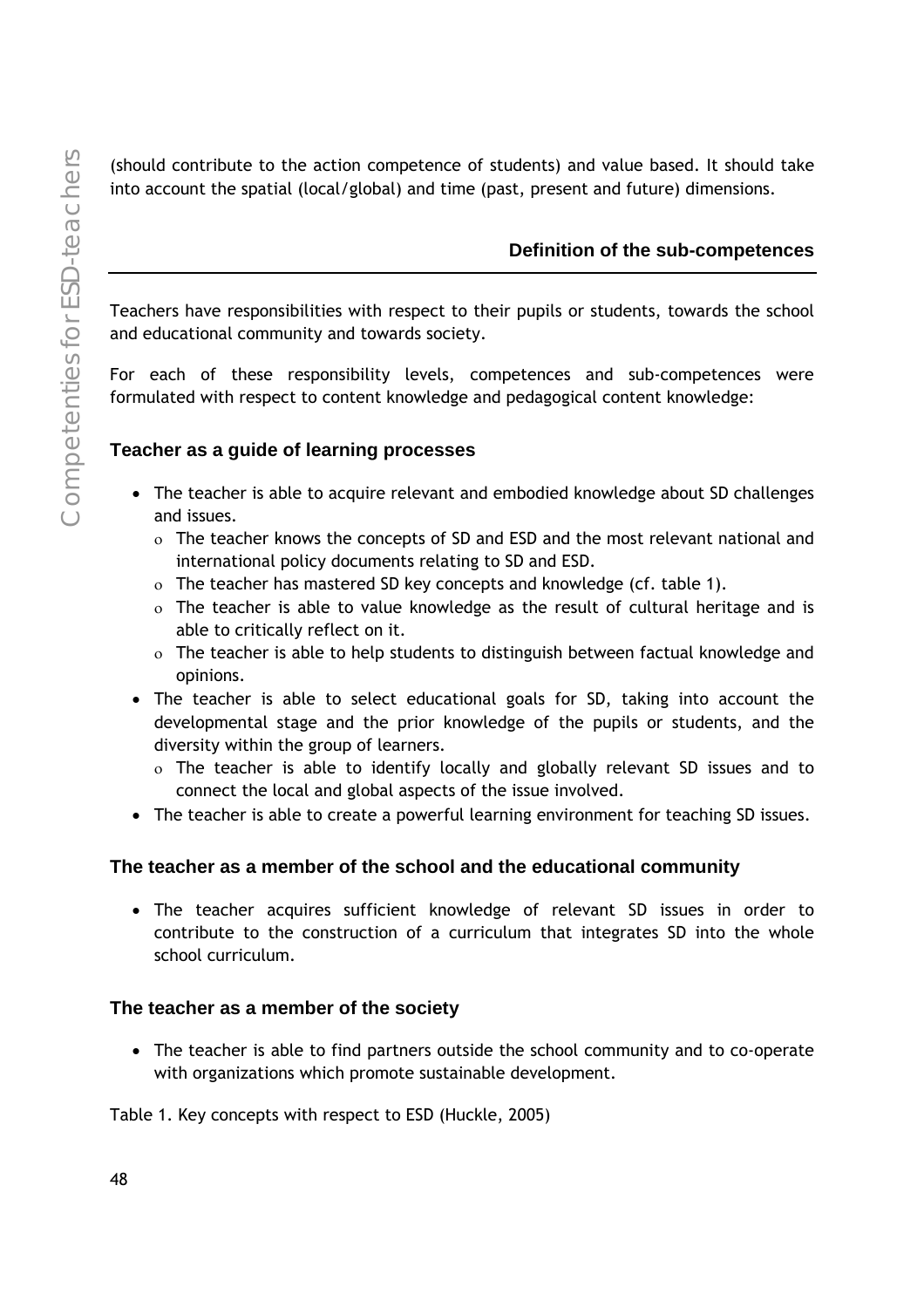(should contribute to the action competence of students) and value based. It should take into account the spatial (local/global) and time (past, present and future) dimensions.

## Definition of the sub-competences

Teachers have responsibilities with respect to their pupils or students, towards the school and educational community and towards society.

For each of these responsibility levels, competences and sub-competences were formulated with respect to content knowledge and pedagogical content knowledge:

### Teacher as a guide of learning processes

- The teacher is able to acquire relevant and embodied knowledge about SD challenges and issues.
  - The teacher knows the concepts of SD and ESD and the most relevant national and international policy documents relating to SD and ESD.
  - The teacher has mastered SD key concepts and knowledge (cf. table 1).
  - The teacher is able to value knowledge as the result of cultural heritage and is able to critically reflect on it.
  - The teacher is able to help students to distinguish between factual knowledge and opinions.
- The teacher is able to select educational goals for SD, taking into account the developmental stage and the prior knowledge of the pupils or students, and the diversity within the group of learners.
  - The teacher is able to identify locally and globally relevant SD issues and to connect the local and global aspects of the issue involved.
- The teacher is able to create a powerful learning environment for teaching SD issues.

### The teacher as a member of the school and the educational community

- The teacher acquires sufficient knowledge of relevant SD issues in order to contribute to the construction of a curriculum that integrates SD into the whole school curriculum.

### The teacher as a member of the society

- The teacher is able to find partners outside the school community and to co-operate with organizations which promote sustainable development.

Table 1. Key concepts with respect to ESD (Huckle, 2005)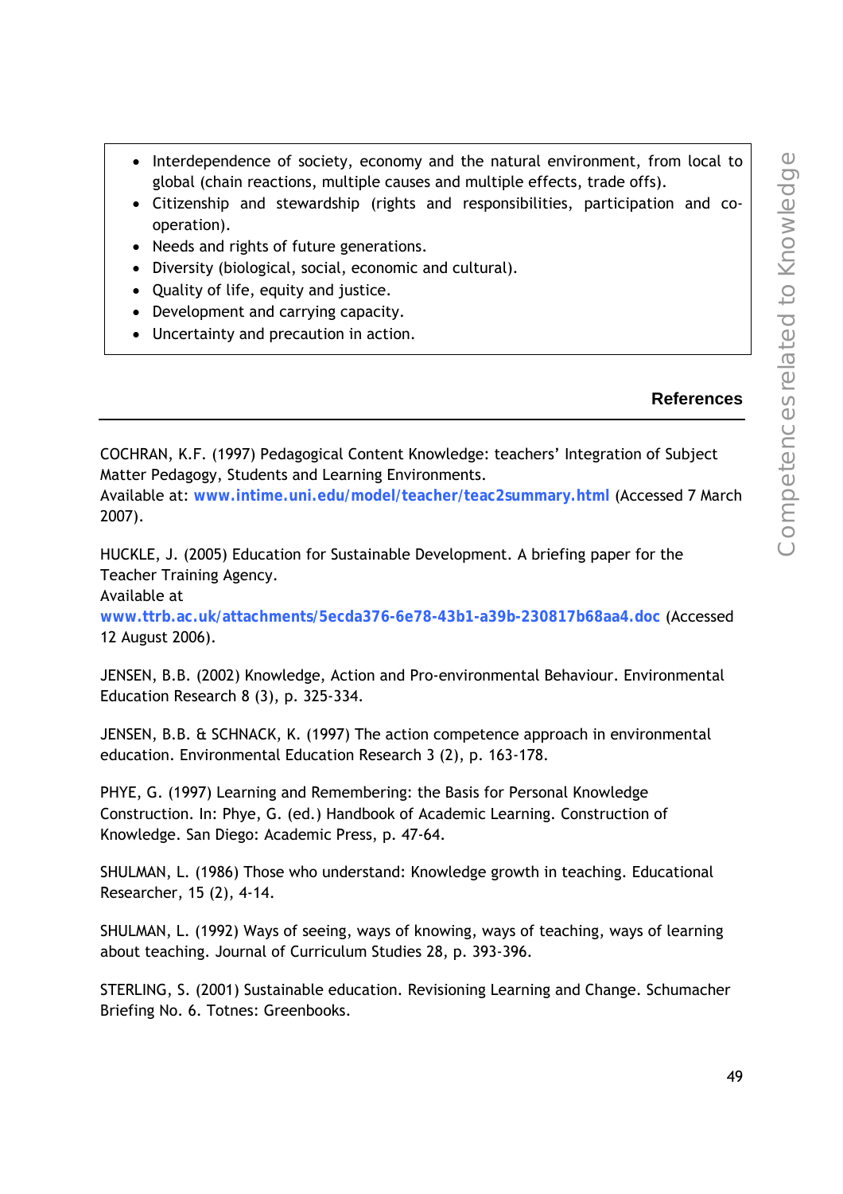- Interdependence of society, economy and the natural environment, from local to global (chain reactions, multiple causes and multiple effects, trade offs).
- Citizenship and stewardship (rights and responsibilities, participation and co-operation).
- Needs and rights of future generations.
- Diversity (biological, social, economic and cultural).
- Quality of life, equity and justice.
- Development and carrying capacity.
- Uncertainty and precaution in action.

## References

COCHRAN, K.F. (1997) Pedagogical Content Knowledge: teachers' Integration of Subject Matter Pedagogy, Students and Learning Environments.
Available at: **www.intime.uni.edu/model/teacher/teac2summary.html** (Accessed 7 March 2007).

HUCKLE, J. (2005) Education for Sustainable Development. A briefing paper for the Teacher Training Agency.
Available at
**www.ttrb.ac.uk/attachments/5ecda376-6e78-43b1-a39b-230817b68aa4.doc** (Accessed 12 August 2006).

JENSEN, B.B. (2002) Knowledge, Action and Pro-environmental Behaviour. Environmental Education Research 8 (3), p. 325-334.

JENSEN, B.B. & SCHNACK, K. (1997) The action competence approach in environmental education. Environmental Education Research 3 (2), p. 163-178.

PHYE, G. (1997) Learning and Remembering: the Basis for Personal Knowledge Construction. In: Phye, G. (ed.) Handbook of Academic Learning. Construction of Knowledge. San Diego: Academic Press, p. 47-64.

SHULMAN, L. (1986) Those who understand: Knowledge growth in teaching. Educational Researcher, 15 (2), 4-14.

SHULMAN, L. (1992) Ways of seeing, ways of knowing, ways of teaching, ways of learning about teaching. Journal of Curriculum Studies 28, p. 393-396.

STERLING, S. (2001) Sustainable education. Revisioning Learning and Change. Schumacher Briefing No. 6. Totnes: Greenbooks.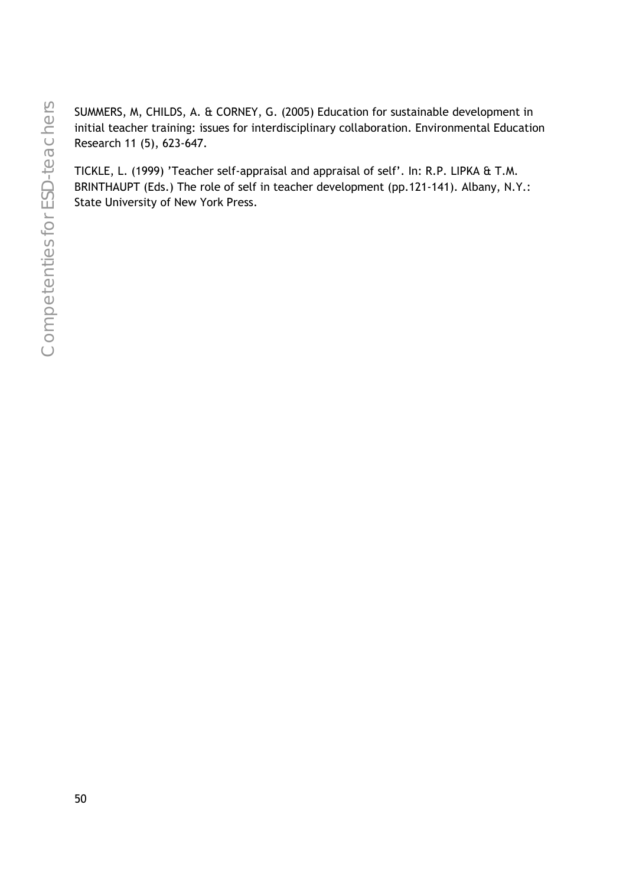SUMMERS, M, CHILDS, A. & CORNEY, G. (2005) Education for sustainable development in initial teacher training: issues for interdisciplinary collaboration. Environmental Education Research 11 (5), 623-647.

TICKLE, L. (1999) 'Teacher self-appraisal and appraisal of self'. In: R.P. LIPKA & T.M. BRINTHAUPT (Eds.) The role of self in teacher development (pp.121-141). Albany, N.Y.: State University of New York Press.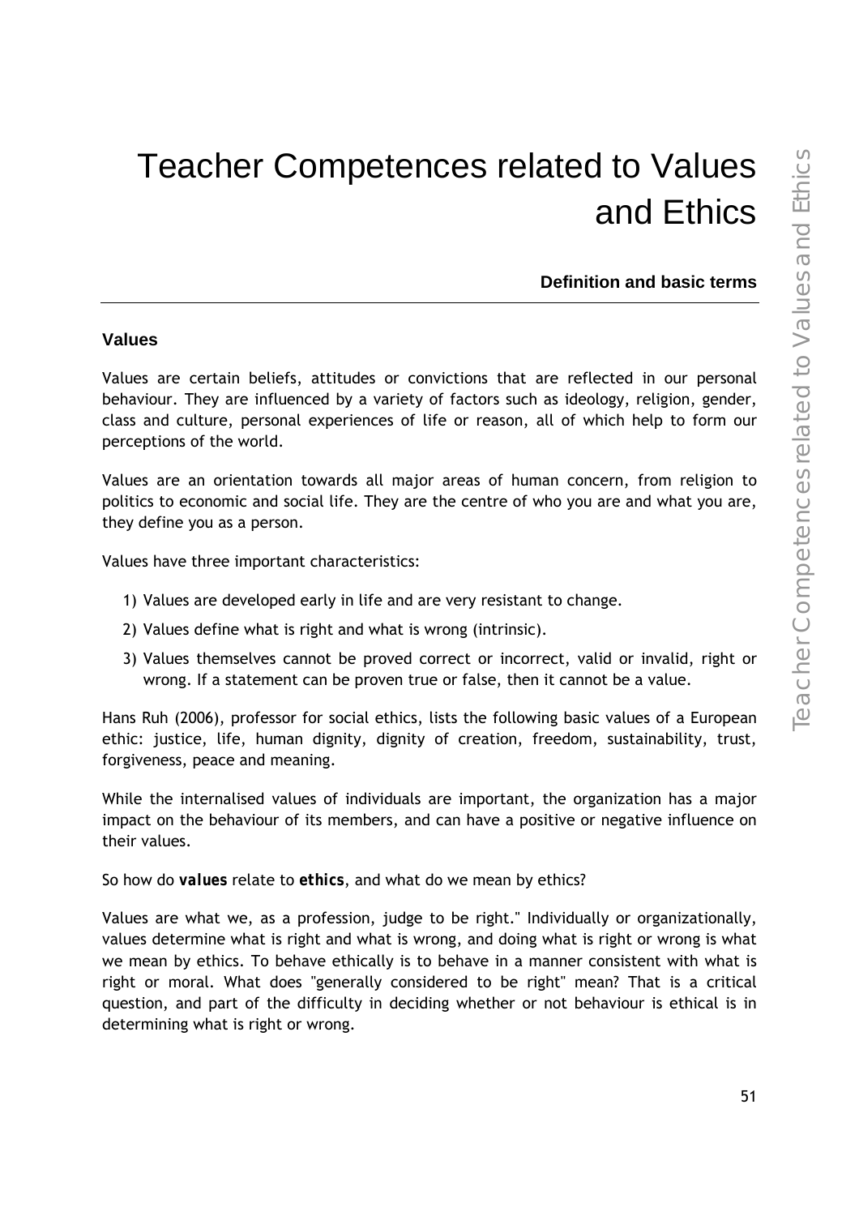# Teacher Competences related to Values and Ethics

### Definition and basic terms

### Values

Values are certain beliefs, attitudes or convictions that are reflected in our personal behaviour. They are influenced by a variety of factors such as ideology, religion, gender, class and culture, personal experiences of life or reason, all of which help to form our perceptions of the world.

Values are an orientation towards all major areas of human concern, from religion to politics to economic and social life. They are the centre of who you are and what you are, they define you as a person.

Values have three important characteristics:

1) Values are developed early in life and are very resistant to change.
2) Values define what is right and what is wrong (intrinsic).
3) Values themselves cannot be proved correct or incorrect, valid or invalid, right or wrong. If a statement can be proven true or false, then it cannot be a value.

Hans Ruh (2006), professor for social ethics, lists the following basic values of a European ethic: justice, life, human dignity, dignity of creation, freedom, sustainability, trust, forgiveness, peace and meaning.

While the internalised values of individuals are important, the organization has a major impact on the behaviour of its members, and can have a positive or negative influence on their values.

So how do ***values*** relate to ***ethics***, and what do we mean by ethics?

Values are what we, as a profession, judge to be right." Individually or organizationally, values determine what is right and what is wrong, and doing what is right or wrong is what we mean by ethics. To behave ethically is to behave in a manner consistent with what is right or moral. What does "generally considered to be right" mean? That is a critical question, and part of the difficulty in deciding whether or not behaviour is ethical is in determining what is right or wrong.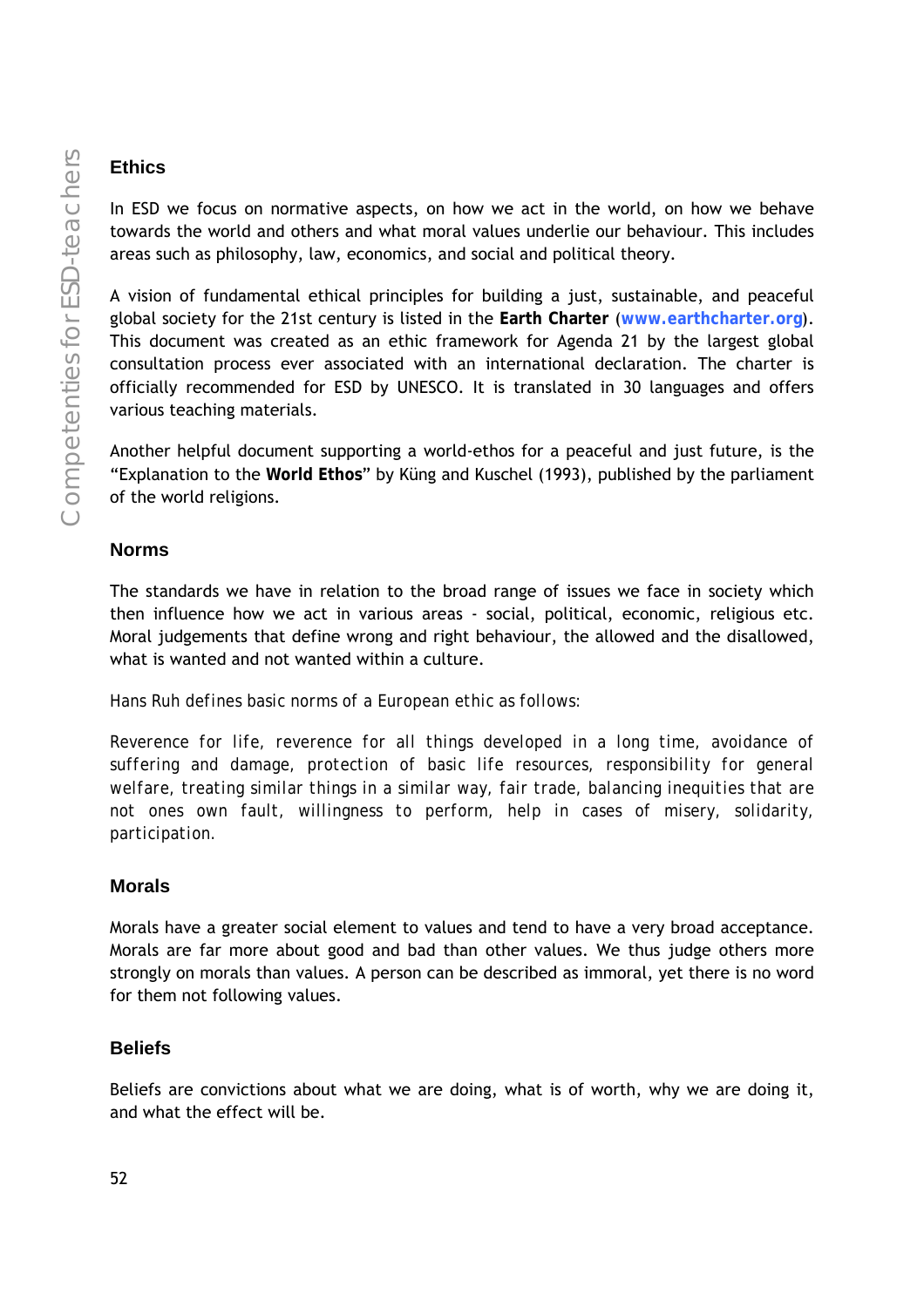## Ethics

In ESD we focus on normative aspects, on how we act in the world, on how we behave towards the world and others and what moral values underlie our behaviour. This includes areas such as philosophy, law, economics, and social and political theory.

A vision of fundamental ethical principles for building a just, sustainable, and peaceful global society for the 21st century is listed in the **Earth Charter** (**www.earthcharter.org**). This document was created as an ethic framework for Agenda 21 by the largest global consultation process ever associated with an international declaration. The charter is officially recommended for ESD by UNESCO. It is translated in 30 languages and offers various teaching materials.

Another helpful document supporting a world-ethos for a peaceful and just future, is the “Explanation to the **World Ethos**” by Küng and Kuschel (1993), published by the parliament of the world religions.

## Norms

The standards we have in relation to the broad range of issues we face in society which then influence how we act in various areas - social, political, economic, religious etc. Moral judgements that define wrong and right behaviour, the allowed and the disallowed, what is wanted and not wanted within a culture.

Hans Ruh defines basic norms of a European ethic as follows:

Reverence for life, reverence for all things developed in a long time, avoidance of suffering and damage, protection of basic life resources, responsibility for general welfare, treating similar things in a similar way, fair trade, balancing inequities that are not ones own fault, willingness to perform, help in cases of misery, solidarity, participation.

## Morals

Morals have a greater social element to values and tend to have a very broad acceptance. Morals are far more about good and bad than other values. We thus judge others more strongly on morals than values. A person can be described as immoral, yet there is no word for them not following values.

## Beliefs

Beliefs are convictions about what we are doing, what is of worth, why we are doing it, and what the effect will be.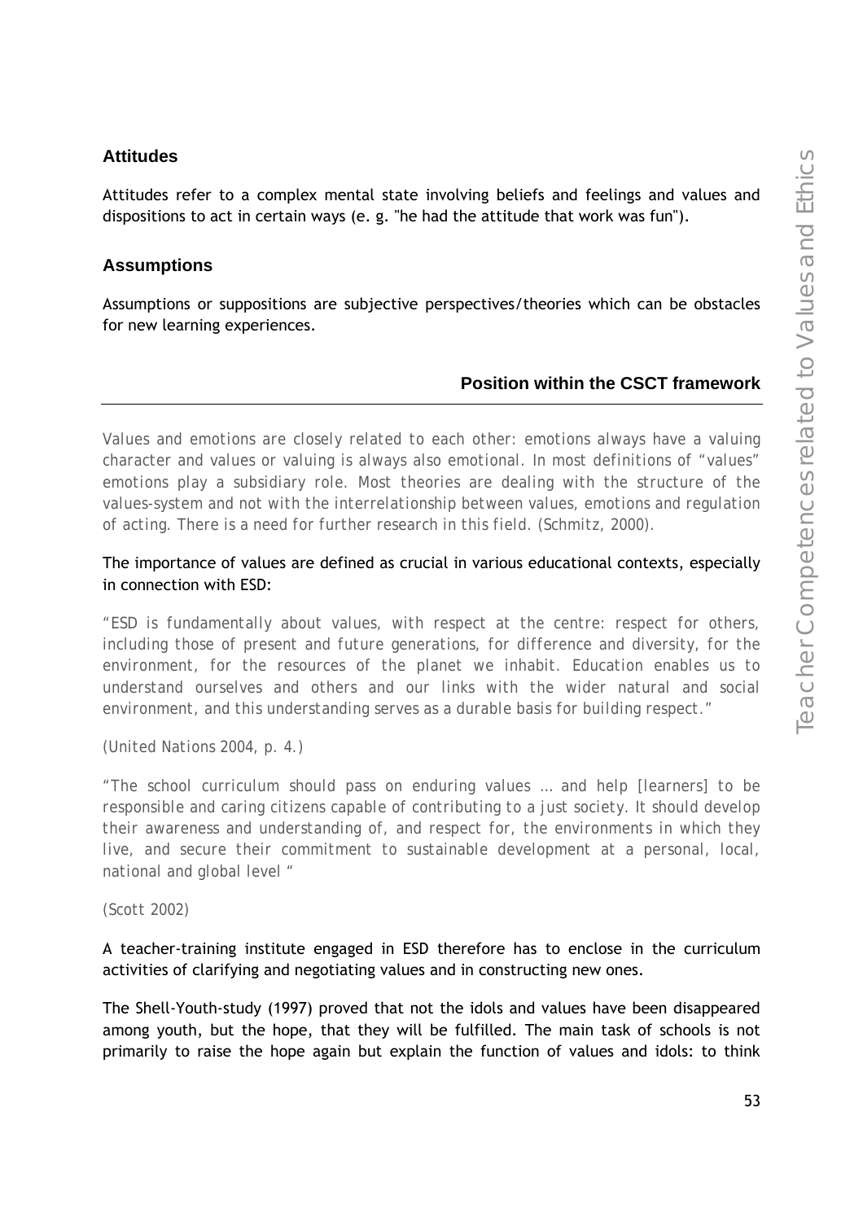### Attitudes

Attitudes refer to a complex mental state involving beliefs and feelings and values and dispositions to act in certain ways (e. g. "he had the attitude that work was fun").

### Assumptions

Assumptions or suppositions are subjective perspectives/theories which can be obstacles for new learning experiences.

## Position within the CSCT framework

*Values and emotions are closely related to each other: emotions always have a valuing character and values or valuing is always also emotional. In most definitions of "values" emotions play a subsidiary role. Most theories are dealing with the structure of the values-system and not with the interrelationship between values, emotions and regulation of acting. There is a need for further research in this field. (Schmitz, 2000).*

The importance of values are defined as crucial in various educational contexts, especially in connection with ESD:

*"ESD is fundamentally about values, with respect at the centre: respect for others, including those of present and future generations, for difference and diversity, for the environment, for the resources of the planet we inhabit. Education enables us to understand ourselves and others and our links with the wider natural and social environment, and this understanding serves as a durable basis for building respect."*

*(United Nations 2004, p. 4.)*

*"The school curriculum should pass on enduring values … and help [learners] to be responsible and caring citizens capable of contributing to a just society. It should develop their awareness and understanding of, and respect for, the environments in which they live, and secure their commitment to sustainable development at a personal, local, national and global level "*

*(Scott 2002)*

A teacher-training institute engaged in ESD therefore has to enclose in the curriculum activities of clarifying and negotiating values and in constructing new ones.

The Shell-Youth-study (1997) proved that not the idols and values have been disappeared among youth, but the hope, that they will be fulfilled. The main task of schools is not primarily to raise the hope again but explain the function of values and idols: to think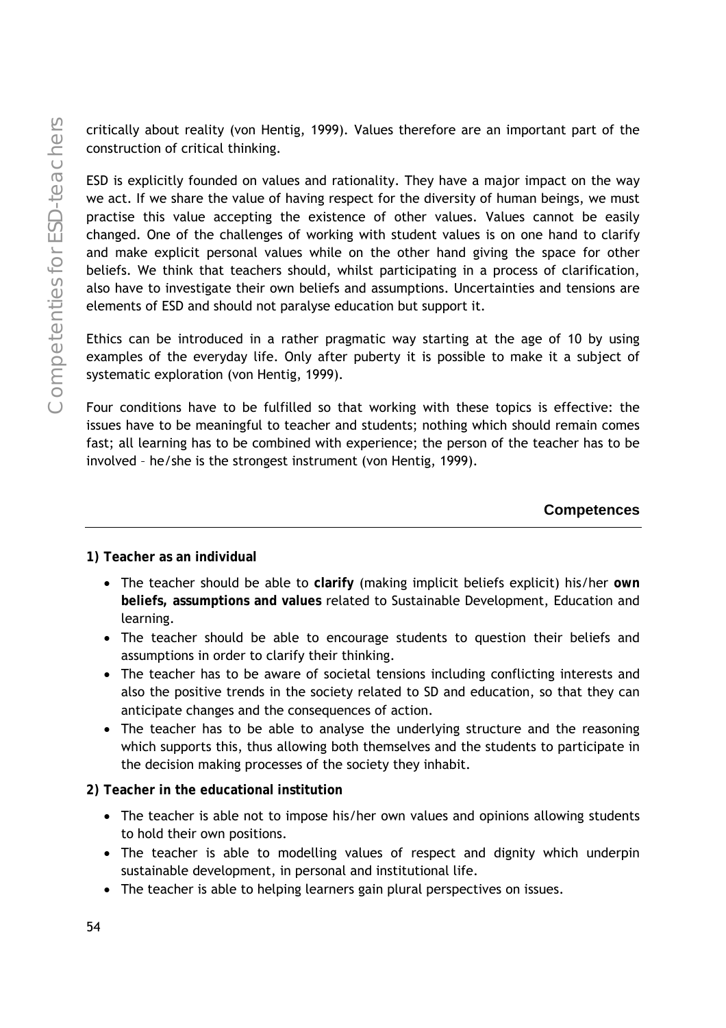critically about reality (von Hentig, 1999). Values therefore are an important part of the construction of critical thinking.

ESD is explicitly founded on values and rationality. They have a major impact on the way we act. If we share the value of having respect for the diversity of human beings, we must practise this value accepting the existence of other values. Values cannot be easily changed. One of the challenges of working with student values is on one hand to clarify and make explicit personal values while on the other hand giving the space for other beliefs. We think that teachers should, whilst participating in a process of clarification, also have to investigate their own beliefs and assumptions. Uncertainties and tensions are elements of ESD and should not paralyse education but support it.

Ethics can be introduced in a rather pragmatic way starting at the age of 10 by using examples of the everyday life. Only after puberty it is possible to make it a subject of systematic exploration (von Hentig, 1999).

Four conditions have to be fulfilled so that working with these topics is effective: the issues have to be meaningful to teacher and students; nothing which should remain comes fast; all learning has to be combined with experience; the person of the teacher has to be involved – he/she is the strongest instrument (von Hentig, 1999).

### Competences

**1) Teacher as an individual**

- The teacher should be able to **clarify** (making implicit beliefs explicit) his/her **own beliefs, assumptions and values** related to Sustainable Development, Education and learning.
- The teacher should be able to encourage students to question their beliefs and assumptions in order to clarify their thinking.
- The teacher has to be aware of societal tensions including conflicting interests and also the positive trends in the society related to SD and education, so that they can anticipate changes and the consequences of action.
- The teacher has to be able to analyse the underlying structure and the reasoning which supports this, thus allowing both themselves and the students to participate in the decision making processes of the society they inhabit.

**2) Teacher in the educational institution**

- The teacher is able not to impose his/her own values and opinions allowing students to hold their own positions.
- The teacher is able to modelling values of respect and dignity which underpin sustainable development, in personal and institutional life.
- The teacher is able to helping learners gain plural perspectives on issues.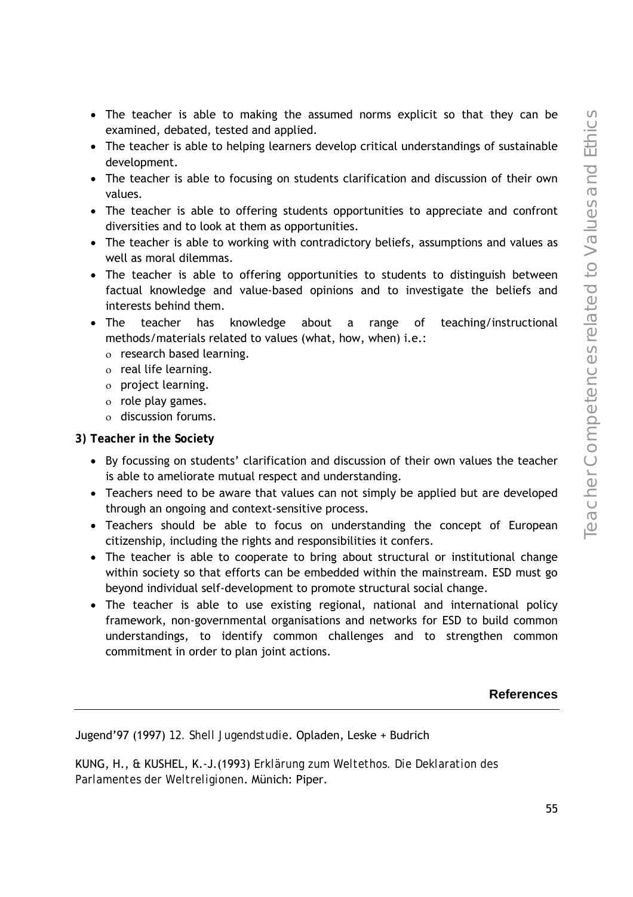- The teacher is able to making the assumed norms explicit so that they can be examined, debated, tested and applied.
- The teacher is able to helping learners develop critical understandings of sustainable development.
- The teacher is able to focusing on students clarification and discussion of their own values.
- The teacher is able to offering students opportunities to appreciate and confront diversities and to look at them as opportunities.
- The teacher is able to working with contradictory beliefs, assumptions and values as well as moral dilemmas.
- The teacher is able to offering opportunities to students to distinguish between factual knowledge and value-based opinions and to investigate the beliefs and interests behind them.
- The teacher has knowledge about a range of teaching/instructional methods/materials related to values (what, how, when) i.e.:
  - research based learning.
  - real life learning.
  - project learning.
  - role play games.
  - discussion forums.

**3) Teacher in the Society**

- By focussing on students' clarification and discussion of their own values the teacher is able to ameliorate mutual respect and understanding.
- Teachers need to be aware that values can not simply be applied but are developed through an ongoing and context-sensitive process.
- Teachers should be able to focus on understanding the concept of European citizenship, including the rights and responsibilities it confers.
- The teacher is able to cooperate to bring about structural or institutional change within society so that efforts can be embedded within the mainstream. ESD must go beyond individual self-development to promote structural social change.
- The teacher is able to use existing regional, national and international policy framework, non-governmental organisations and networks for ESD to build common understandings, to identify common challenges and to strengthen common commitment in order to plan joint actions.

## References

Jugend'97 (1997) *12. Shell Jugendstudie*. Opladen, Leske + Budrich

KUNG, H., & KUSHEL, K.-J.(1993) *Erklärung zum Weltethos. Die Deklaration des Parlamentes der Weltreligionen*. Münich: Piper.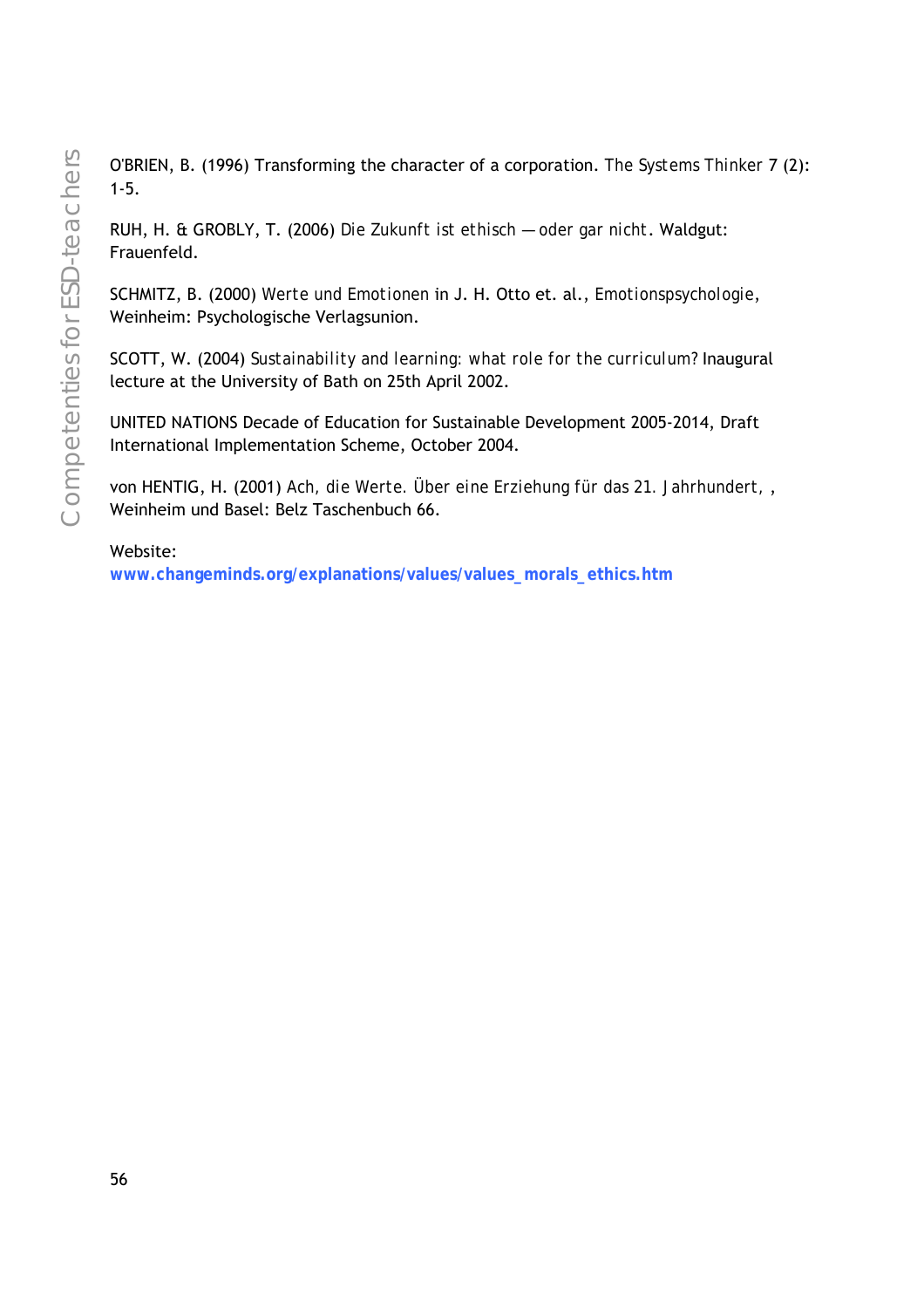O'BRIEN, B. (1996) Transforming the character of a corporation. *The Systems Thinker* 7 (2): 1-5.

RUH, H. & GROBLY, T. (2006) *Die Zukunft ist ethisch — oder gar nicht*. Waldgut: Frauenfeld.

SCHMITZ, B. (2000) *Werte und Emotionen* in J. H. Otto et. al., *Emotionspsychologie*, Weinheim: Psychologische Verlagsunion.

SCOTT, W. (2004) *Sustainability and learning: what role for the curriculum?* Inaugural lecture at the University of Bath on 25th April 2002.

UNITED NATIONS Decade of Education for Sustainable Development 2005-2014, Draft International Implementation Scheme, October 2004.

von HENTIG, H. (2001) *Ach, die Werte. Über eine Erziehung für das 21. Jahrhundert*, , Weinheim und Basel: Belz Taschenbuch 66.

Website:
**www.changeminds.org/explanations/values/values_morals_ethics.htm**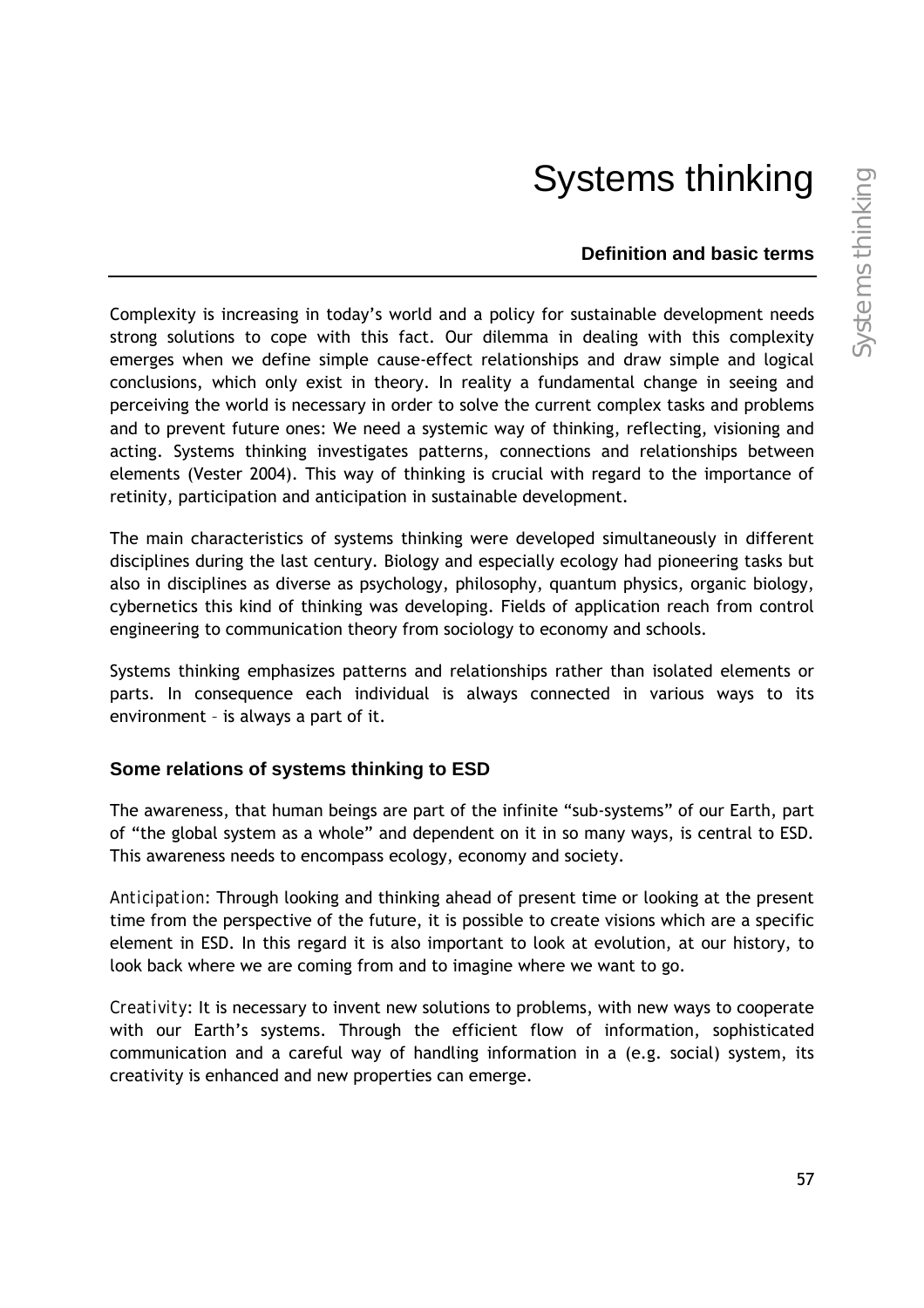# Systems thinking

## Definition and basic terms

Complexity is increasing in today's world and a policy for sustainable development needs strong solutions to cope with this fact. Our dilemma in dealing with this complexity emerges when we define simple cause-effect relationships and draw simple and logical conclusions, which only exist in theory. In reality a fundamental change in seeing and perceiving the world is necessary in order to solve the current complex tasks and problems and to prevent future ones: We need a systemic way of thinking, reflecting, visioning and acting. Systems thinking investigates patterns, connections and relationships between elements (Vester 2004). This way of thinking is crucial with regard to the importance of retinity, participation and anticipation in sustainable development.

The main characteristics of systems thinking were developed simultaneously in different disciplines during the last century. Biology and especially ecology had pioneering tasks but also in disciplines as diverse as psychology, philosophy, quantum physics, organic biology, cybernetics this kind of thinking was developing. Fields of application reach from control engineering to communication theory from sociology to economy and schools.

Systems thinking emphasizes patterns and relationships rather than isolated elements or parts. In consequence each individual is always connected in various ways to its environment – is always a part of it.

### Some relations of systems thinking to ESD

The awareness, that human beings are part of the infinite "sub-systems" of our Earth, part of "the global system as a whole" and dependent on it in so many ways, is central to ESD. This awareness needs to encompass ecology, economy and society.

*Anticipation*: Through looking and thinking ahead of present time or looking at the present time from the perspective of the future, it is possible to create visions which are a specific element in ESD. In this regard it is also important to look at evolution, at our history, to look back where we are coming from and to imagine where we want to go.

*Creativity*: It is necessary to invent new solutions to problems, with new ways to cooperate with our Earth's systems. Through the efficient flow of information, sophisticated communication and a careful way of handling information in a (e.g. social) system, its creativity is enhanced and new properties can emerge.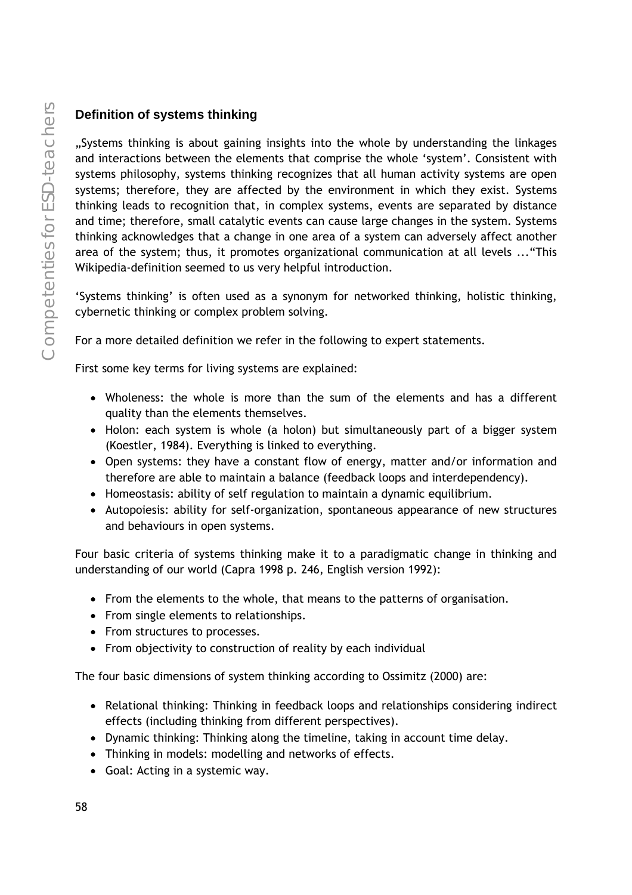## Definition of systems thinking

„Systems thinking is about gaining insights into the whole by understanding the linkages and interactions between the elements that comprise the whole 'system'. Consistent with systems philosophy, systems thinking recognizes that all human activity systems are open systems; therefore, they are affected by the environment in which they exist. Systems thinking leads to recognition that, in complex systems, events are separated by distance and time; therefore, small catalytic events can cause large changes in the system. Systems thinking acknowledges that a change in one area of a system can adversely affect another area of the system; thus, it promotes organizational communication at all levels ..."This Wikipedia-definition seemed to us very helpful introduction.

'Systems thinking' is often used as a synonym for networked thinking, holistic thinking, cybernetic thinking or complex problem solving.

For a more detailed definition we refer in the following to expert statements.

First some key terms for living systems are explained:

- Wholeness: the whole is more than the sum of the elements and has a different quality than the elements themselves.
- Holon: each system is whole (a holon) but simultaneously part of a bigger system (Koestler, 1984). Everything is linked to everything.
- Open systems: they have a constant flow of energy, matter and/or information and therefore are able to maintain a balance (feedback loops and interdependency).
- Homeostasis: ability of self regulation to maintain a dynamic equilibrium.
- Autopoiesis: ability for self-organization, spontaneous appearance of new structures and behaviours in open systems.

Four basic criteria of systems thinking make it to a paradigmatic change in thinking and understanding of our world (Capra 1998 p. 246, English version 1992):

- From the elements to the whole, that means to the patterns of organisation.
- From single elements to relationships.
- From structures to processes.
- From objectivity to construction of reality by each individual

The four basic dimensions of system thinking according to Ossimitz (2000) are:

- Relational thinking: Thinking in feedback loops and relationships considering indirect effects (including thinking from different perspectives).
- Dynamic thinking: Thinking along the timeline, taking in account time delay.
- Thinking in models: modelling and networks of effects.
- Goal: Acting in a systemic way.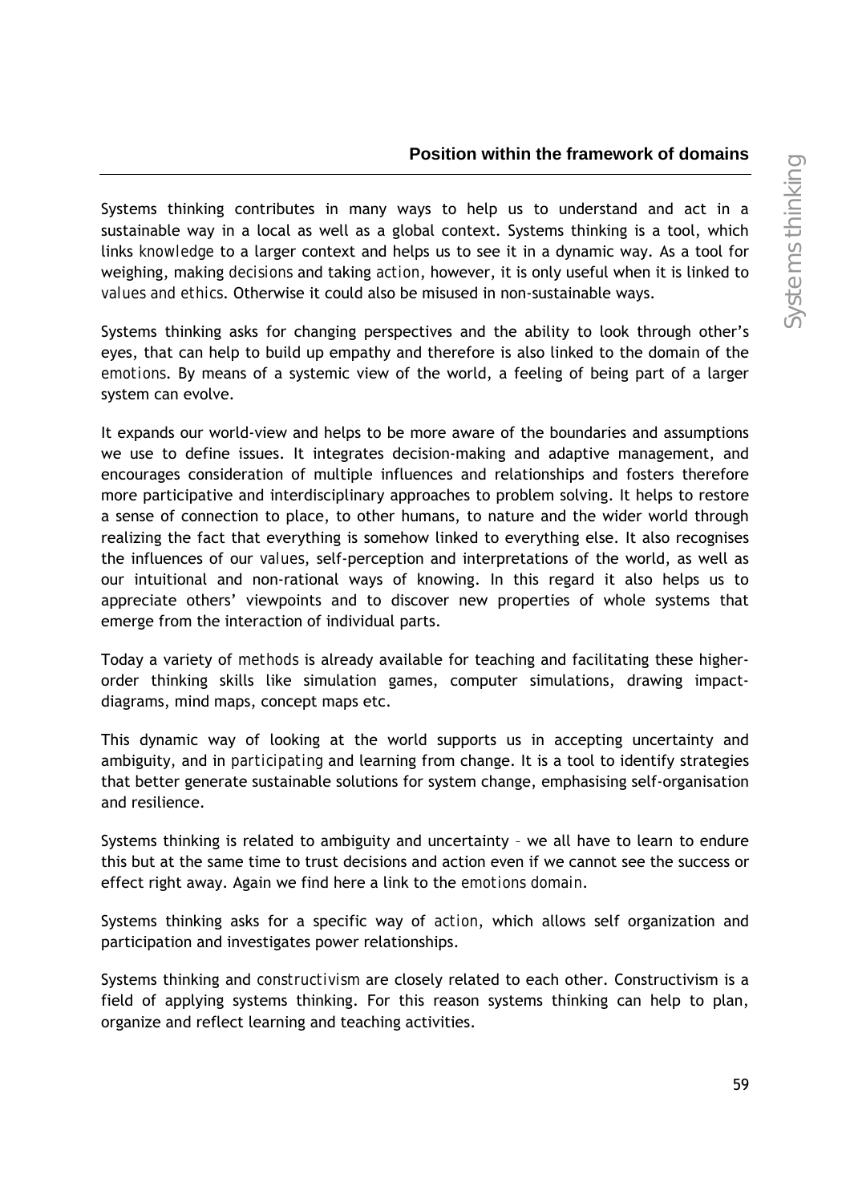## Position within the framework of domains

Systems thinking contributes in many ways to help us to understand and act in a sustainable way in a local as well as a global context. Systems thinking is a tool, which links *knowledge* to a larger context and helps us to see it in a dynamic way. As a tool for weighing, making *decisions* and taking *action*, however, it is only useful when it is linked to *values and ethics*. Otherwise it could also be misused in non-sustainable ways.

Systems thinking asks for changing perspectives and the ability to look through other's eyes, that can help to build up empathy and therefore is also linked to the domain of the *emotions*. By means of a systemic view of the world, a feeling of being part of a larger system can evolve.

It expands our world-view and helps to be more aware of the boundaries and assumptions we use to define issues. It integrates decision-making and adaptive management, and encourages consideration of multiple influences and relationships and fosters therefore more participative and interdisciplinary approaches to problem solving. It helps to restore a sense of connection to place, to other humans, to nature and the wider world through realizing the fact that everything is somehow linked to everything else. It also recognises the influences of our *values*, self-perception and interpretations of the world, as well as our intuitional and non-rational ways of knowing. In this regard it also helps us to appreciate others' viewpoints and to discover new properties of whole systems that emerge from the interaction of individual parts.

Today a variety of *methods* is already available for teaching and facilitating these higher-order thinking skills like simulation games, computer simulations, drawing impact-diagrams, mind maps, concept maps etc.

This dynamic way of looking at the world supports us in accepting uncertainty and ambiguity, and in *participating* and learning from change. It is a tool to identify strategies that better generate sustainable solutions for system change, emphasising self-organisation and resilience.

Systems thinking is related to ambiguity and uncertainty – we all have to learn to endure this but at the same time to trust decisions and action even if we cannot see the success or effect right away. Again we find here a link to the *emotions domain*.

Systems thinking asks for a specific way of *action*, which allows self organization and participation and investigates power relationships.

Systems thinking and *constructivism* are closely related to each other. Constructivism is a field of applying systems thinking. For this reason systems thinking can help to plan, organize and reflect learning and teaching activities.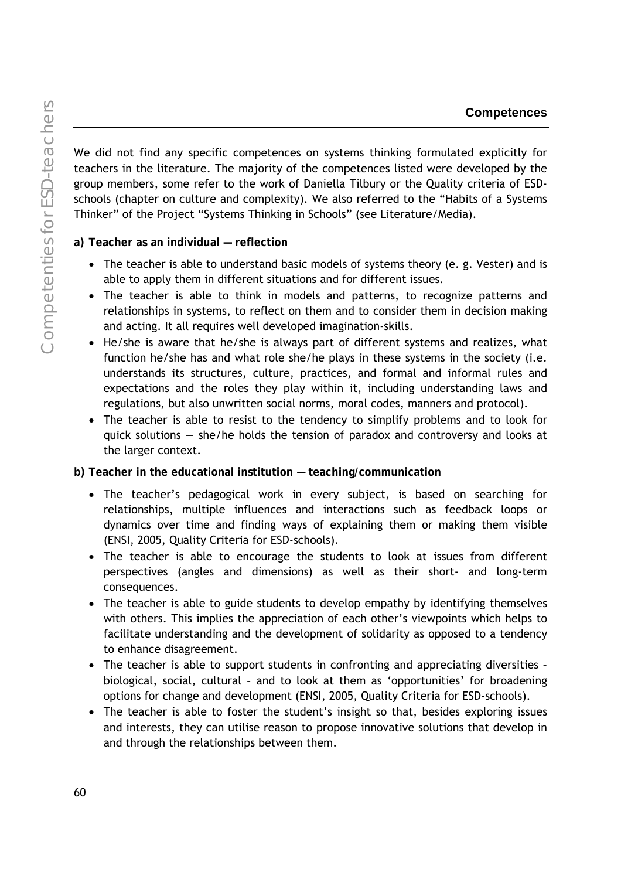We did not find any specific competences on systems thinking formulated explicitly for teachers in the literature. The majority of the competences listed were developed by the group members, some refer to the work of Daniella Tilbury or the Quality criteria of ESD-schools (chapter on culture and complexity). We also referred to the “Habits of a Systems Thinker” of the Project “Systems Thinking in Schools” (see Literature/Media).

**a) Teacher as an individual — reflection**

- The teacher is able to understand basic models of systems theory (e. g. Vester) and is able to apply them in different situations and for different issues.
- The teacher is able to think in models and patterns, to recognize patterns and relationships in systems, to reflect on them and to consider them in decision making and acting. It all requires well developed imagination-skills.
- He/she is aware that he/she is always part of different systems and realizes, what function he/she has and what role she/he plays in these systems in the society (i.e. understands its structures, culture, practices, and formal and informal rules and expectations and the roles they play within it, including understanding laws and regulations, but also unwritten social norms, moral codes, manners and protocol).
- The teacher is able to resist to the tendency to simplify problems and to look for quick solutions — she/he holds the tension of paradox and controversy and looks at the larger context.

**b) Teacher in the educational institution — teaching/communication**

- The teacher’s pedagogical work in every subject, is based on searching for relationships, multiple influences and interactions such as feedback loops or dynamics over time and finding ways of explaining them or making them visible (ENSI, 2005, Quality Criteria for ESD-schools).
- The teacher is able to encourage the students to look at issues from different perspectives (angles and dimensions) as well as their short- and long-term consequences.
- The teacher is able to guide students to develop empathy by identifying themselves with others. This implies the appreciation of each other’s viewpoints which helps to facilitate understanding and the development of solidarity as opposed to a tendency to enhance disagreement.
- The teacher is able to support students in confronting and appreciating diversities – biological, social, cultural – and to look at them as ‘opportunities’ for broadening options for change and development (ENSI, 2005, Quality Criteria for ESD-schools).
- The teacher is able to foster the student’s insight so that, besides exploring issues and interests, they can utilise reason to propose innovative solutions that develop in and through the relationships between them.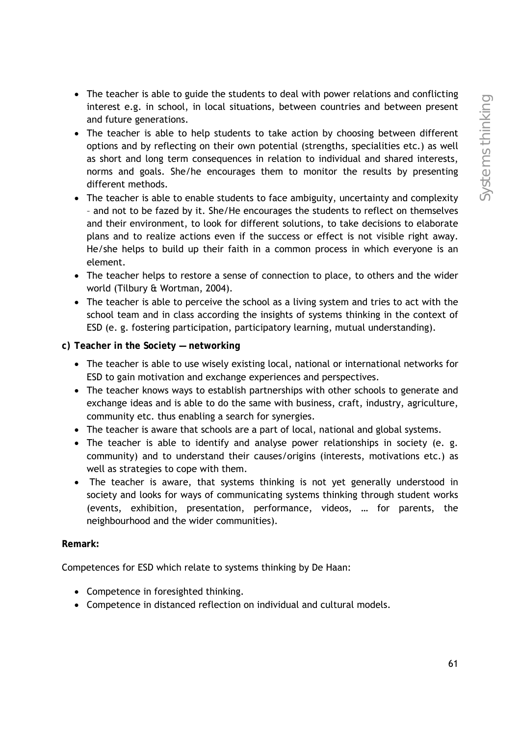- The teacher is able to guide the students to deal with power relations and conflicting interest e.g. in school, in local situations, between countries and between present and future generations.
- The teacher is able to help students to take action by choosing between different options and by reflecting on their own potential (strengths, specialities etc.) as well as short and long term consequences in relation to individual and shared interests, norms and goals. She/he encourages them to monitor the results by presenting different methods.
- The teacher is able to enable students to face ambiguity, uncertainty and complexity – and not to be fazed by it. She/He encourages the students to reflect on themselves and their environment, to look for different solutions, to take decisions to elaborate plans and to realize actions even if the success or effect is not visible right away. He/she helps to build up their faith in a common process in which everyone is an element.
- The teacher helps to restore a sense of connection to place, to others and the wider world (Tilbury & Wortman, 2004).
- The teacher is able to perceive the school as a living system and tries to act with the school team and in class according the insights of systems thinking in the context of ESD (e. g. fostering participation, participatory learning, mutual understanding).

**c) Teacher in the Society — networking**

- The teacher is able to use wisely existing local, national or international networks for ESD to gain motivation and exchange experiences and perspectives.
- The teacher knows ways to establish partnerships with other schools to generate and exchange ideas and is able to do the same with business, craft, industry, agriculture, community etc. thus enabling a search for synergies.
- The teacher is aware that schools are a part of local, national and global systems.
- The teacher is able to identify and analyse power relationships in society (e. g. community) and to understand their causes/origins (interests, motivations etc.) as well as strategies to cope with them.
- The teacher is aware, that systems thinking is not yet generally understood in society and looks for ways of communicating systems thinking through student works (events, exhibition, presentation, performance, videos, … for parents, the neighbourhood and the wider communities).

**Remark:**

Competences for ESD which relate to systems thinking by De Haan:

- Competence in foresighted thinking.
- Competence in distanced reflection on individual and cultural models.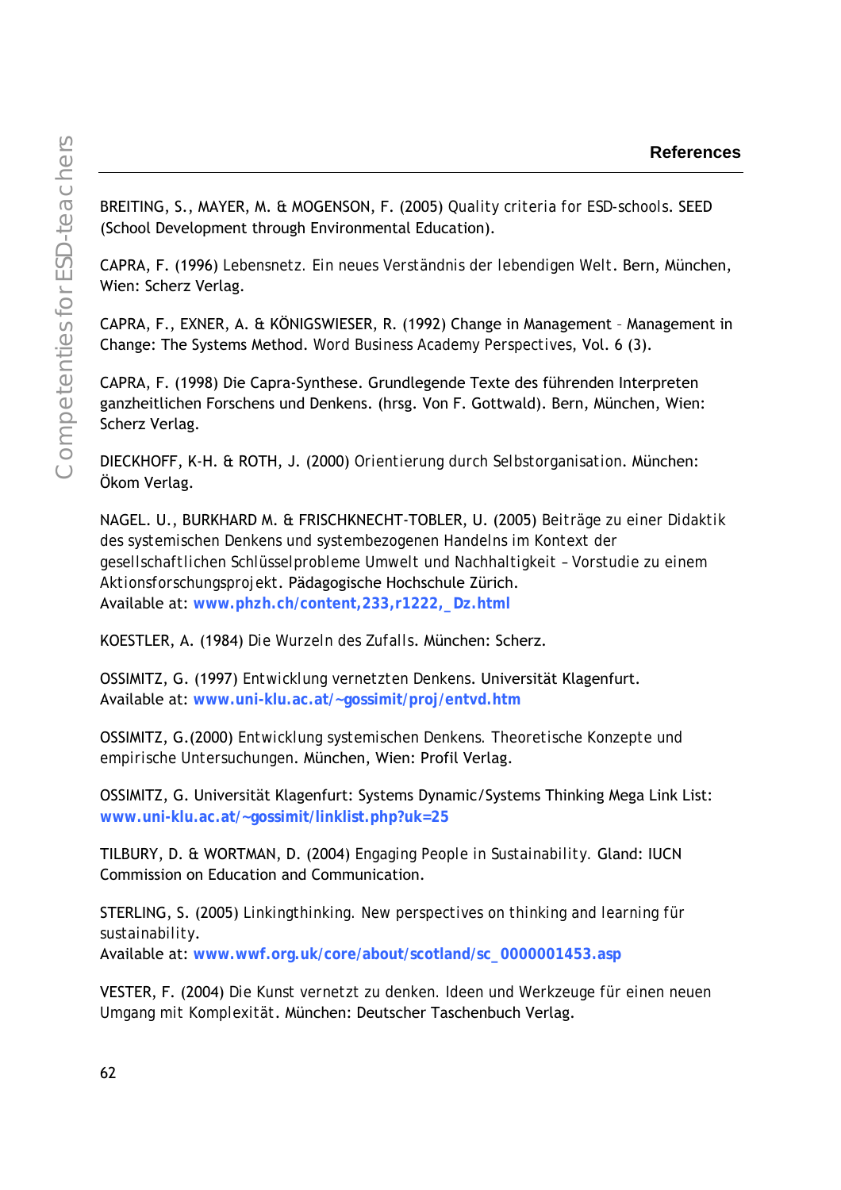## References

BREITING, S., MAYER, M. & MOGENSON, F. (2005) *Quality criteria for ESD-schools.* SEED (School Development through Environmental Education).

CAPRA, F. (1996) *Lebensnetz. Ein neues Verständnis der lebendigen Welt.* Bern, München, Wien: Scherz Verlag.

CAPRA, F., EXNER, A. & KÖNIGSWIESER, R. (1992) Change in Management – Management in Change: The Systems Method. *Word Business Academy Perspectives, Vol. 6 (3).*

CAPRA, F. (1998) Die Capra-Synthese. Grundlegende Texte des führenden Interpreten ganzheitlichen Forschens und Denkens. (hrsg. Von F. Gottwald). Bern, München, Wien: Scherz Verlag.

DIECKHOFF, K-H. & ROTH, J. (2000) *Orientierung durch Selbstorganisation.* München: Ökom Verlag.

NAGEL. U., BURKHARD M. & FRISCHKNECHT-TOBLER, U. (2005) *Beiträge zu einer Didaktik des systemischen Denkens und systembezogenen Handelns im Kontext der gesellschaftlichen Schlüsselprobleme Umwelt und Nachhaltigkeit – Vorstudie zu einem Aktionsforschungsprojekt.* Pädagogische Hochschule Zürich.
Available at: **www.phzh.ch/content,233,r1222,_Dz.html**

KOESTLER, A. (1984) *Die Wurzeln des Zufalls.* München: Scherz.

OSSIMITZ, G. (1997) *Entwicklung vernetzten Denkens.* Universität Klagenfurt.
Available at: **www.uni-klu.ac.at/~gossimit/proj/entvd.htm**

OSSIMITZ, G.(2000) *Entwicklung systemischen Denkens. Theoretische Konzepte und empirische Untersuchungen.* München, Wien: Profil Verlag.

OSSIMITZ, G. Universität Klagenfurt: Systems Dynamic/Systems Thinking Mega Link List: **www.uni-klu.ac.at/~gossimit/linklist.php?uk=25**

TILBURY, D. & WORTMAN, D. (2004) *Engaging People in Sustainability.* Gland: IUCN Commission on Education and Communication.

STERLING, S. (2005) *Linkingthinking. New perspectives on thinking and learning für sustainability.*
Available at: **www.wwf.org.uk/core/about/scotland/sc_0000001453.asp**

VESTER, F. (2004) *Die Kunst vernetzt zu denken. Ideen und Werkzeuge für einen neuen Umgang mit Komplexität.* München: Deutscher Taschenbuch Verlag.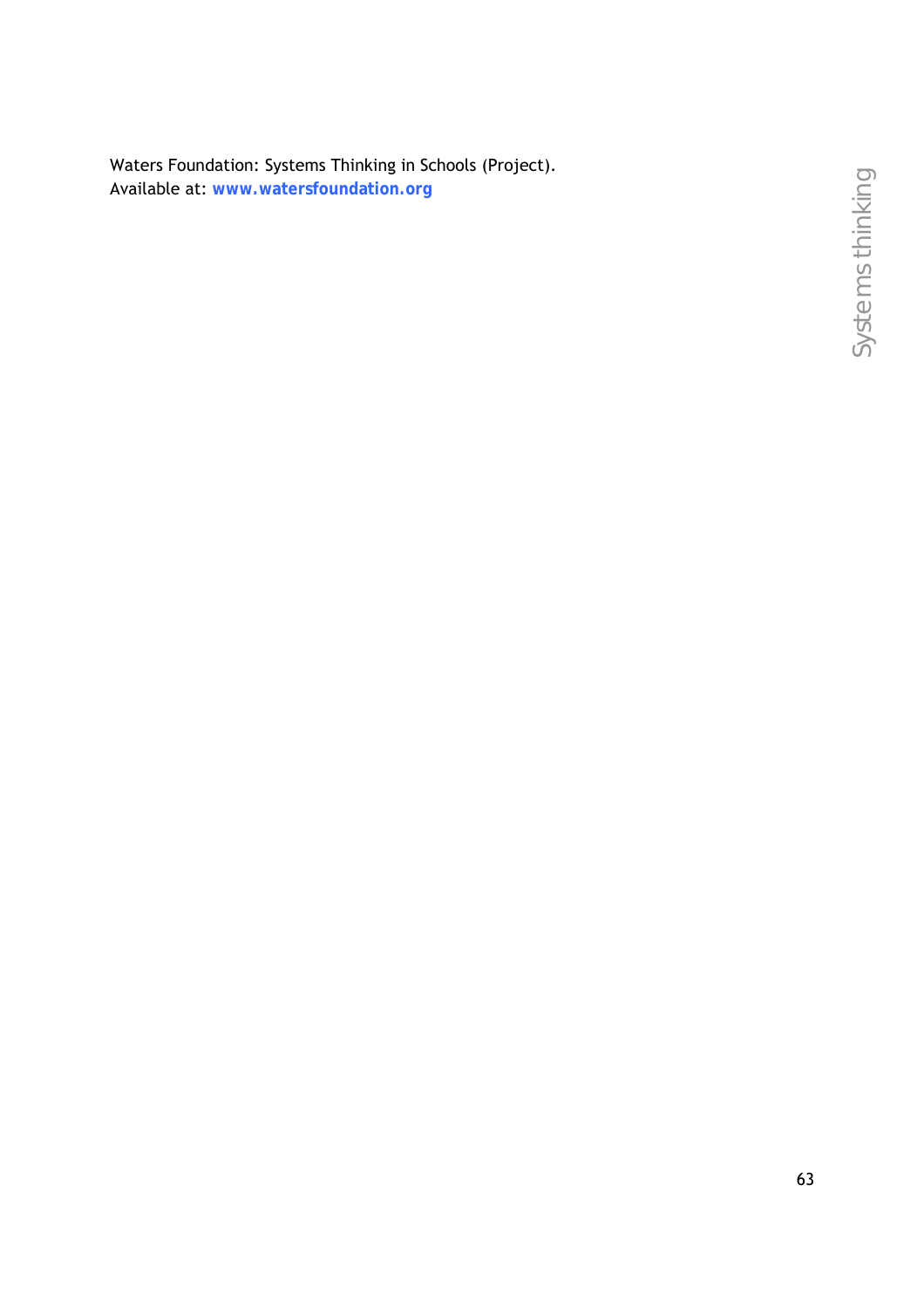Waters Foundation: Systems Thinking in Schools (Project).
Available at: **www.watersfoundation.org**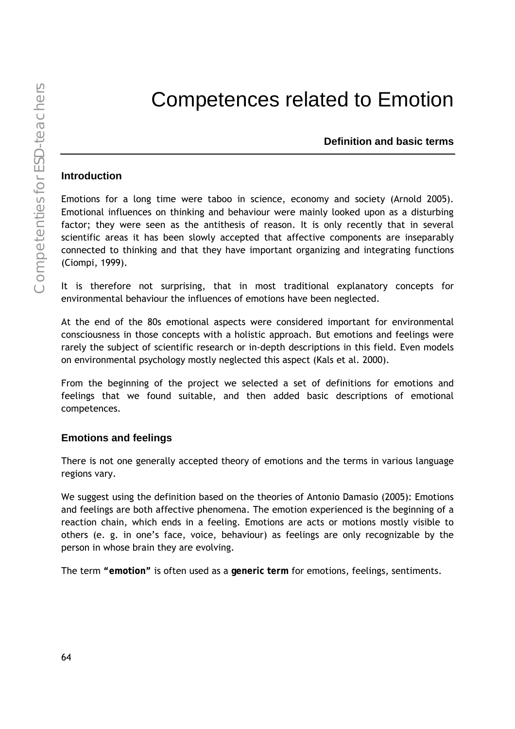# Competences related to Emotion

**Definition and basic terms**

## Introduction

Emotions for a long time were taboo in science, economy and society (Arnold 2005). Emotional influences on thinking and behaviour were mainly looked upon as a disturbing factor; they were seen as the antithesis of reason. It is only recently that in several scientific areas it has been slowly accepted that affective components are inseparably connected to thinking and that they have important organizing and integrating functions (Ciompi, 1999).

It is therefore not surprising, that in most traditional explanatory concepts for environmental behaviour the influences of emotions have been neglected.

At the end of the 80s emotional aspects were considered important for environmental consciousness in those concepts with a holistic approach. But emotions and feelings were rarely the subject of scientific research or in-depth descriptions in this field. Even models on environmental psychology mostly neglected this aspect (Kals et al. 2000).

From the beginning of the project we selected a set of definitions for emotions and feelings that we found suitable, and then added basic descriptions of emotional competences.

## Emotions and feelings

There is not one generally accepted theory of emotions and the terms in various language regions vary.

We suggest using the definition based on the theories of Antonio Damasio (2005): Emotions and feelings are both affective phenomena. The emotion experienced is the beginning of a reaction chain, which ends in a feeling. Emotions are acts or motions mostly visible to others (e. g. in one's face, voice, behaviour) as feelings are only recognizable by the person in whose brain they are evolving.

The term **"emotion"** is often used as a **generic term** for emotions, feelings, sentiments.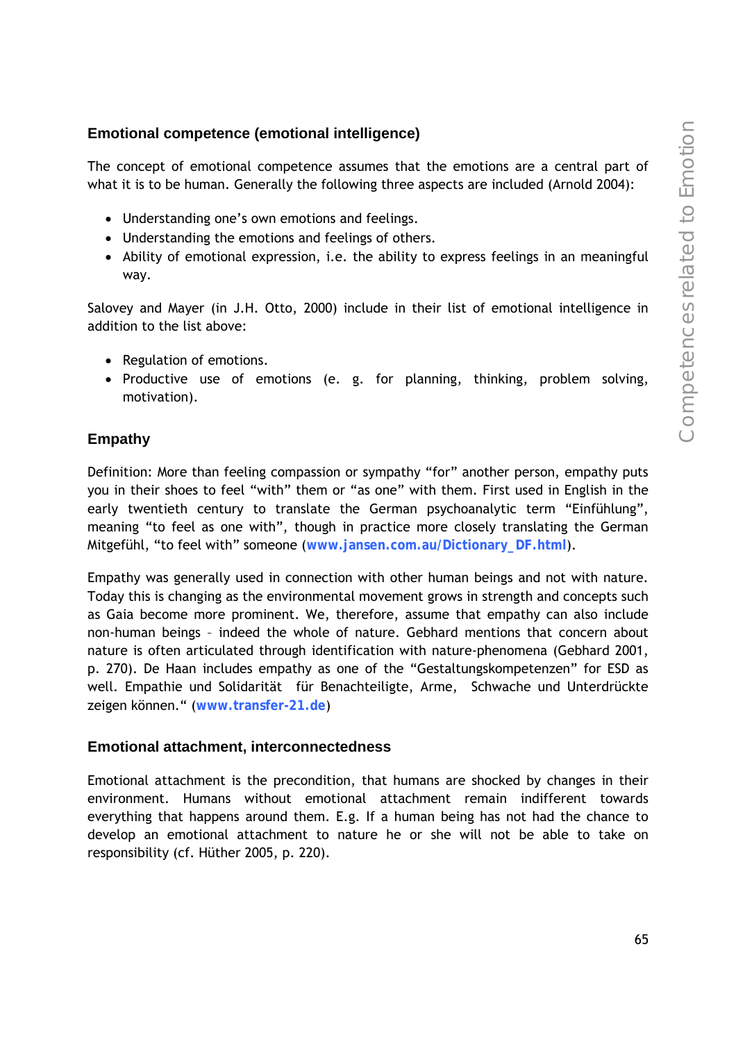### Emotional competence (emotional intelligence)

The concept of emotional competence assumes that the emotions are a central part of what it is to be human. Generally the following three aspects are included (Arnold 2004):

- Understanding one's own emotions and feelings.
- Understanding the emotions and feelings of others.
- Ability of emotional expression, i.e. the ability to express feelings in an meaningful way.

Salovey and Mayer (in J.H. Otto, 2000) include in their list of emotional intelligence in addition to the list above:

- Regulation of emotions.
- Productive use of emotions (e. g. for planning, thinking, problem solving, motivation).

### Empathy

Definition: More than feeling compassion or sympathy "for" another person, empathy puts you in their shoes to feel "with" them or "as one" with them. First used in English in the early twentieth century to translate the German psychoanalytic term "Einfühlung", meaning "to feel as one with", though in practice more closely translating the German Mitgefühl, "to feel with" someone (**www.jansen.com.au/Dictionary_DF.html**).

Empathy was generally used in connection with other human beings and not with nature. Today this is changing as the environmental movement grows in strength and concepts such as Gaia become more prominent. We, therefore, assume that empathy can also include non-human beings – indeed the whole of nature. Gebhard mentions that concern about nature is often articulated through identification with nature-phenomena (Gebhard 2001, p. 270). De Haan includes empathy as one of the "Gestaltungskompetenzen" for ESD as well. Empathie und Solidarität für Benachteiligte, Arme, Schwache und Unterdrückte zeigen können." (**www.transfer-21.de**)

### Emotional attachment, interconnectedness

Emotional attachment is the precondition, that humans are shocked by changes in their environment. Humans without emotional attachment remain indifferent towards everything that happens around them. E.g. If a human being has not had the chance to develop an emotional attachment to nature he or she will not be able to take on responsibility (cf. Hüther 2005, p. 220).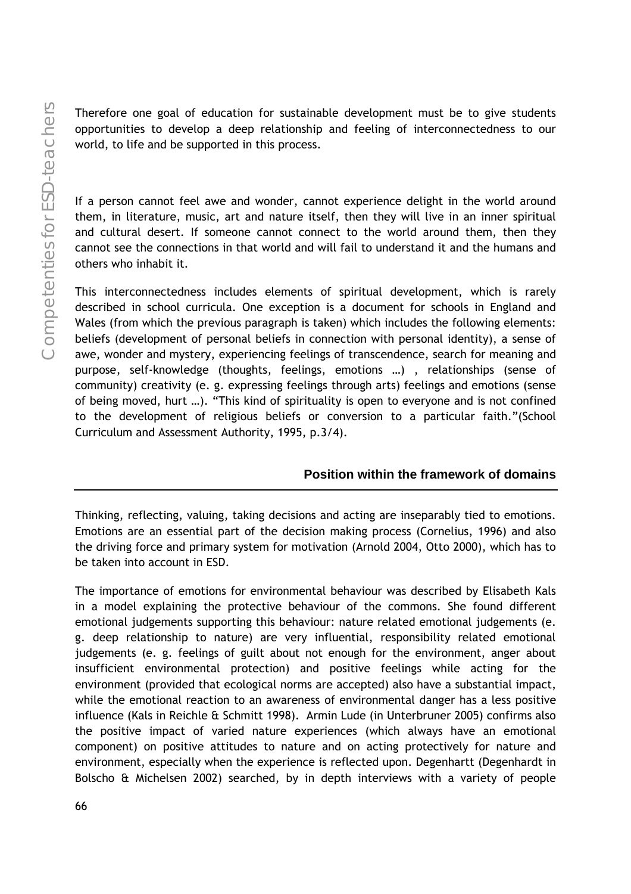Therefore one goal of education for sustainable development must be to give students opportunities to develop a deep relationship and feeling of interconnectedness to our world, to life and be supported in this process.

If a person cannot feel awe and wonder, cannot experience delight in the world around them, in literature, music, art and nature itself, then they will live in an inner spiritual and cultural desert. If someone cannot connect to the world around them, then they cannot see the connections in that world and will fail to understand it and the humans and others who inhabit it.

This interconnectedness includes elements of spiritual development, which is rarely described in school curricula. One exception is a document for schools in England and Wales (from which the previous paragraph is taken) which includes the following elements: beliefs (development of personal beliefs in connection with personal identity), a sense of awe, wonder and mystery, experiencing feelings of transcendence, search for meaning and purpose, self-knowledge (thoughts, feelings, emotions …) , relationships (sense of community) creativity (e. g. expressing feelings through arts) feelings and emotions (sense of being moved, hurt …). "This kind of spirituality is open to everyone and is not confined to the development of religious beliefs or conversion to a particular faith."(School Curriculum and Assessment Authority, 1995, p.3/4).

### Position within the framework of domains

Thinking, reflecting, valuing, taking decisions and acting are inseparably tied to emotions. Emotions are an essential part of the decision making process (Cornelius, 1996) and also the driving force and primary system for motivation (Arnold 2004, Otto 2000), which has to be taken into account in ESD.

The importance of emotions for environmental behaviour was described by Elisabeth Kals in a model explaining the protective behaviour of the commons. She found different emotional judgements supporting this behaviour: nature related emotional judgements (e. g. deep relationship to nature) are very influential, responsibility related emotional judgements (e. g. feelings of guilt about not enough for the environment, anger about insufficient environmental protection) and positive feelings while acting for the environment (provided that ecological norms are accepted) also have a substantial impact, while the emotional reaction to an awareness of environmental danger has a less positive influence (Kals in Reichle & Schmitt 1998). Armin Lude (in Unterbruner 2005) confirms also the positive impact of varied nature experiences (which always have an emotional component) on positive attitudes to nature and on acting protectively for nature and environment, especially when the experience is reflected upon. Degenhartt (Degenhardt in Bolscho & Michelsen 2002) searched, by in depth interviews with a variety of people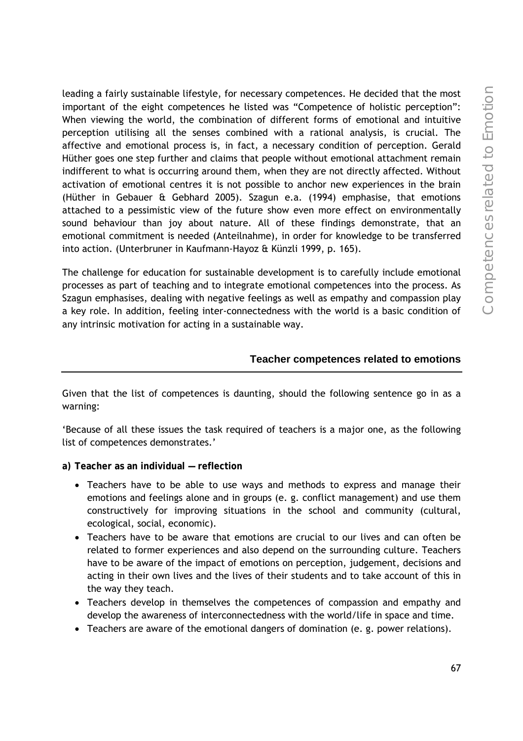leading a fairly sustainable lifestyle, for necessary competences. He decided that the most important of the eight competences he listed was "Competence of holistic perception": When viewing the world, the combination of different forms of emotional and intuitive perception utilising all the senses combined with a rational analysis, is crucial. The affective and emotional process is, in fact, a necessary condition of perception. Gerald Hüther goes one step further and claims that people without emotional attachment remain indifferent to what is occurring around them, when they are not directly affected. Without activation of emotional centres it is not possible to anchor new experiences in the brain (Hüther in Gebauer & Gebhard 2005). Szagun e.a. (1994) emphasise, that emotions attached to a pessimistic view of the future show even more effect on environmentally sound behaviour than joy about nature. All of these findings demonstrate, that an emotional commitment is needed (Anteilnahme), in order for knowledge to be transferred into action. (Unterbruner in Kaufmann-Hayoz & Künzli 1999, p. 165).

The challenge for education for sustainable development is to carefully include emotional processes as part of teaching and to integrate emotional competences into the process. As Szagun emphasises, dealing with negative feelings as well as empathy and compassion play a key role. In addition, feeling inter-connectedness with the world is a basic condition of any intrinsic motivation for acting in a sustainable way.

## Teacher competences related to emotions

Given that the list of competences is daunting, should the following sentence go in as a warning:

'Because of all these issues the task required of teachers is a major one, as the following list of competences demonstrates.'

**a) Teacher as an individual — reflection**

- Teachers have to be able to use ways and methods to express and manage their emotions and feelings alone and in groups (e. g. conflict management) and use them constructively for improving situations in the school and community (cultural, ecological, social, economic).
- Teachers have to be aware that emotions are crucial to our lives and can often be related to former experiences and also depend on the surrounding culture. Teachers have to be aware of the impact of emotions on perception, judgement, decisions and acting in their own lives and the lives of their students and to take account of this in the way they teach.
- Teachers develop in themselves the competences of compassion and empathy and develop the awareness of interconnectedness with the world/life in space and time.
- Teachers are aware of the emotional dangers of domination (e. g. power relations).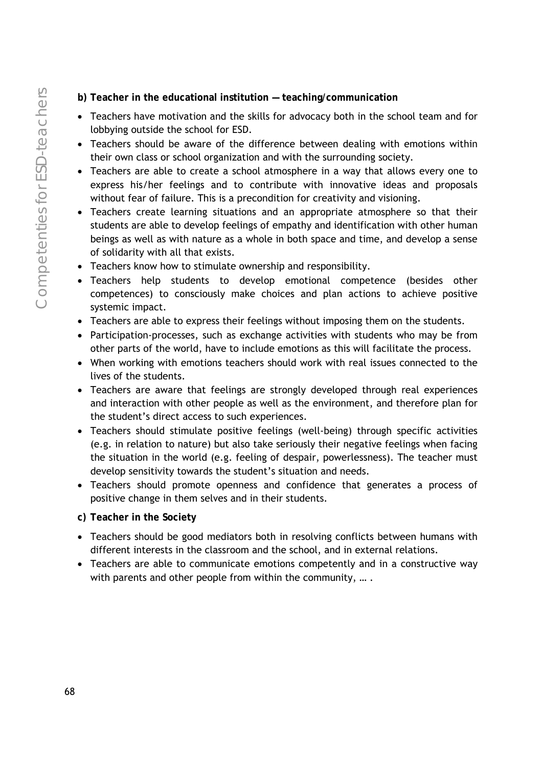**b) Teacher in the educational institution — teaching/communication**

- Teachers have motivation and the skills for advocacy both in the school team and for lobbying outside the school for ESD.
- Teachers should be aware of the difference between dealing with emotions within their own class or school organization and with the surrounding society.
- Teachers are able to create a school atmosphere in a way that allows every one to express his/her feelings and to contribute with innovative ideas and proposals without fear of failure. This is a precondition for creativity and visioning.
- Teachers create learning situations and an appropriate atmosphere so that their students are able to develop feelings of empathy and identification with other human beings as well as with nature as a whole in both space and time, and develop a sense of solidarity with all that exists.
- Teachers know how to stimulate ownership and responsibility.
- Teachers help students to develop emotional competence (besides other competences) to consciously make choices and plan actions to achieve positive systemic impact.
- Teachers are able to express their feelings without imposing them on the students.
- Participation-processes, such as exchange activities with students who may be from other parts of the world, have to include emotions as this will facilitate the process.
- When working with emotions teachers should work with real issues connected to the lives of the students.
- Teachers are aware that feelings are strongly developed through real experiences and interaction with other people as well as the environment, and therefore plan for the student's direct access to such experiences.
- Teachers should stimulate positive feelings (well-being) through specific activities (e.g. in relation to nature) but also take seriously their negative feelings when facing the situation in the world (e.g. feeling of despair, powerlessness). The teacher must develop sensitivity towards the student's situation and needs.
- Teachers should promote openness and confidence that generates a process of positive change in them selves and in their students.

**c) Teacher in the Society**

- Teachers should be good mediators both in resolving conflicts between humans with different interests in the classroom and the school, and in external relations.
- Teachers are able to communicate emotions competently and in a constructive way with parents and other people from within the community, … .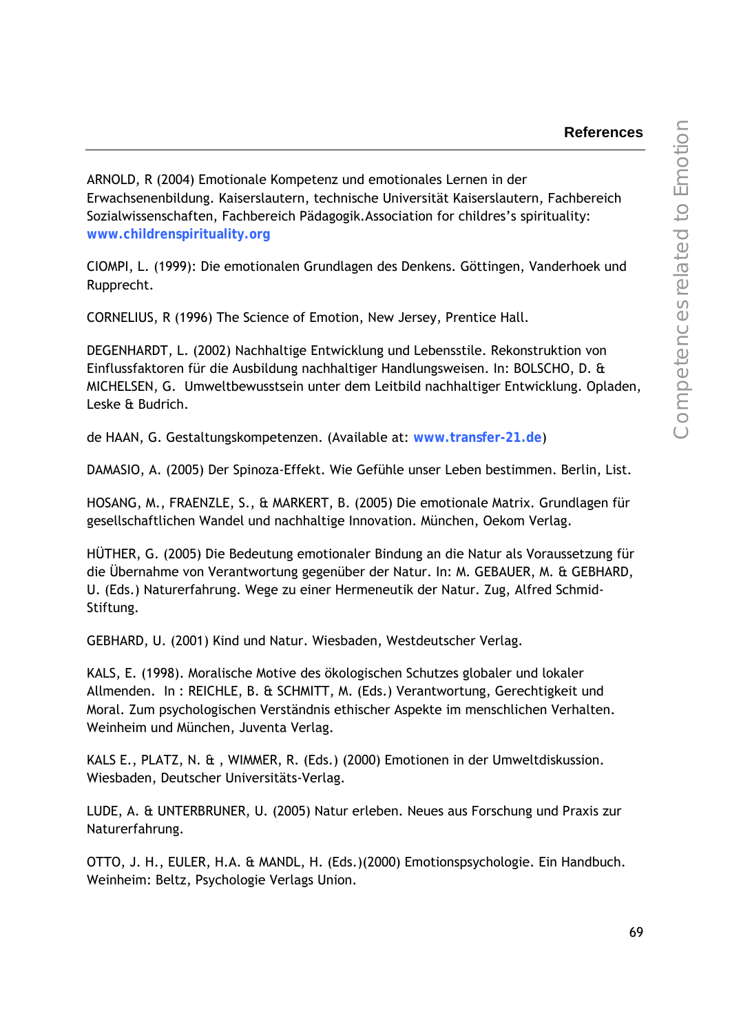## References

ARNOLD, R (2004) Emotionale Kompetenz und emotionales Lernen in der Erwachsenenbildung. Kaiserslautern, technische Universität Kaiserslautern, Fachbereich Sozialwissenschaften, Fachbereich Pädagogik.Association for childres's spirituality: **www.childrenspirituality.org**

CIOMPI, L. (1999): Die emotionalen Grundlagen des Denkens. Göttingen, Vanderhoek und Rupprecht.

CORNELIUS, R (1996) The Science of Emotion, New Jersey, Prentice Hall.

DEGENHARDT, L. (2002) Nachhaltige Entwicklung und Lebensstile. Rekonstruktion von Einflussfaktoren für die Ausbildung nachhaltiger Handlungsweisen. In: BOLSCHO, D. & MICHELSEN, G. Umweltbewusstsein unter dem Leitbild nachhaltiger Entwicklung. Opladen, Leske & Budrich.

de HAAN, G. Gestaltungskompetenzen. (Available at: **www.transfer-21.de**)

DAMASIO, A. (2005) Der Spinoza-Effekt. Wie Gefühle unser Leben bestimmen. Berlin, List.

HOSANG, M., FRAENZLE, S., & MARKERT, B. (2005) Die emotionale Matrix. Grundlagen für gesellschaftlichen Wandel und nachhaltige Innovation. München, Oekom Verlag.

HÜTHER, G. (2005) Die Bedeutung emotionaler Bindung an die Natur als Voraussetzung für die Übernahme von Verantwortung gegenüber der Natur. In: M. GEBAUER, M. & GEBHARD, U. (Eds.) Naturerfahrung. Wege zu einer Hermeneutik der Natur. Zug, Alfred Schmid-Stiftung.

GEBHARD, U. (2001) Kind und Natur. Wiesbaden, Westdeutscher Verlag.

KALS, E. (1998). Moralische Motive des ökologischen Schutzes globaler und lokaler Allmenden. In : REICHLE, B. & SCHMITT, M. (Eds.) Verantwortung, Gerechtigkeit und Moral. Zum psychologischen Verständnis ethischer Aspekte im menschlichen Verhalten. Weinheim und München, Juventa Verlag.

KALS E., PLATZ, N. & , WIMMER, R. (Eds.) (2000) Emotionen in der Umweltdiskussion. Wiesbaden, Deutscher Universitäts-Verlag.

LUDE, A. & UNTERBRUNER, U. (2005) Natur erleben. Neues aus Forschung und Praxis zur Naturerfahrung.

OTTO, J. H., EULER, H.A. & MANDL, H. (Eds.)(2000) Emotionspsychologie. Ein Handbuch. Weinheim: Beltz, Psychologie Verlags Union.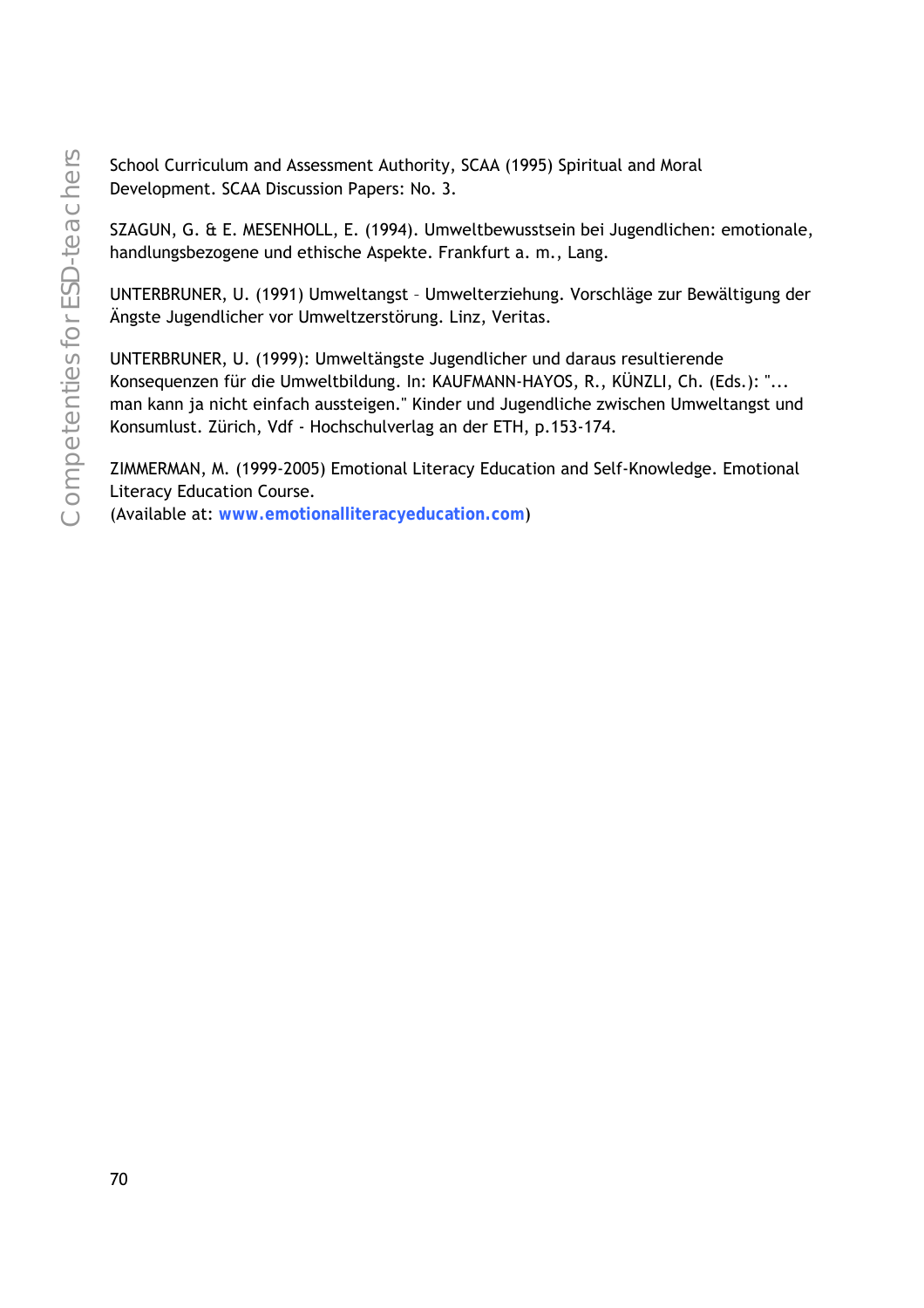School Curriculum and Assessment Authority, SCAA (1995) Spiritual and Moral Development. SCAA Discussion Papers: No. 3.

SZAGUN, G. & E. MESENHOLL, E. (1994). Umweltbewusstsein bei Jugendlichen: emotionale, handlungsbezogene und ethische Aspekte. Frankfurt a. m., Lang.

UNTERBRUNER, U. (1991) Umweltangst – Umwelterziehung. Vorschläge zur Bewältigung der Ängste Jugendlicher vor Umweltzerstörung. Linz, Veritas.

UNTERBRUNER, U. (1999): Umweltängste Jugendlicher und daraus resultierende Konsequenzen für die Umweltbildung. In: KAUFMANN-HAYOS, R., KÜNZLI, Ch. (Eds.): "... man kann ja nicht einfach aussteigen." Kinder und Jugendliche zwischen Umweltangst und Konsumlust. Zürich, Vdf - Hochschulverlag an der ETH, p.153-174.

ZIMMERMAN, M. (1999-2005) Emotional Literacy Education and Self-Knowledge. Emotional Literacy Education Course.
(Available at: **www.emotionalliteracyeducation.com**)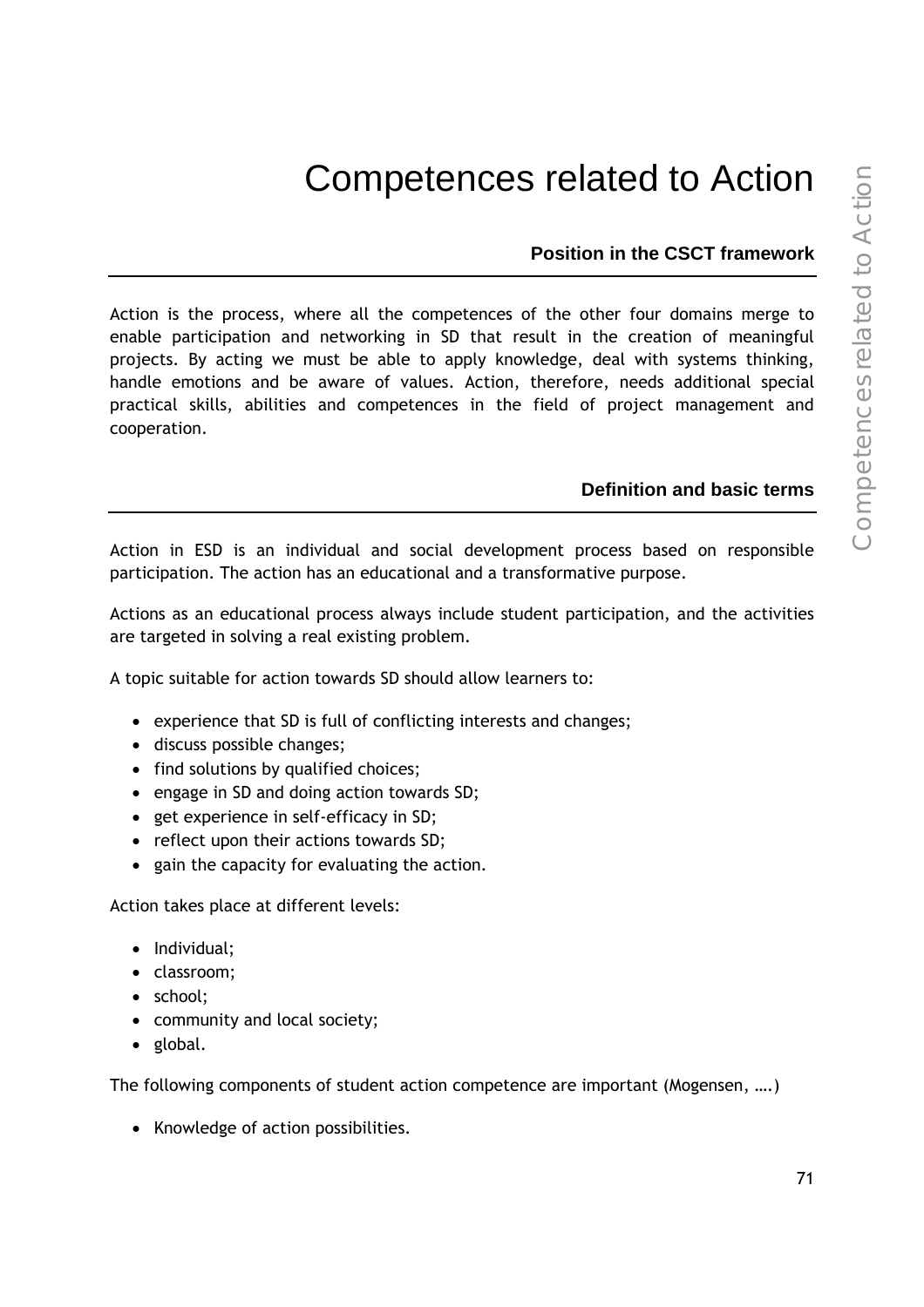# Competences related to Action

### Position in the CSCT framework

Action is the process, where all the competences of the other four domains merge to enable participation and networking in SD that result in the creation of meaningful projects. By acting we must be able to apply knowledge, deal with systems thinking, handle emotions and be aware of values. Action, therefore, needs additional special practical skills, abilities and competences in the field of project management and cooperation.

### Definition and basic terms

Action in ESD is an individual and social development process based on responsible participation. The action has an educational and a transformative purpose.

Actions as an educational process always include student participation, and the activities are targeted in solving a real existing problem.

A topic suitable for action towards SD should allow learners to:

- experience that SD is full of conflicting interests and changes;
- discuss possible changes;
- find solutions by qualified choices;
- engage in SD and doing action towards SD;
- get experience in self-efficacy in SD;
- reflect upon their actions towards SD;
- gain the capacity for evaluating the action.

Action takes place at different levels:

- Individual;
- classroom;
- school;
- community and local society;
- global.

The following components of student action competence are important (Mogensen, ….)

- Knowledge of action possibilities.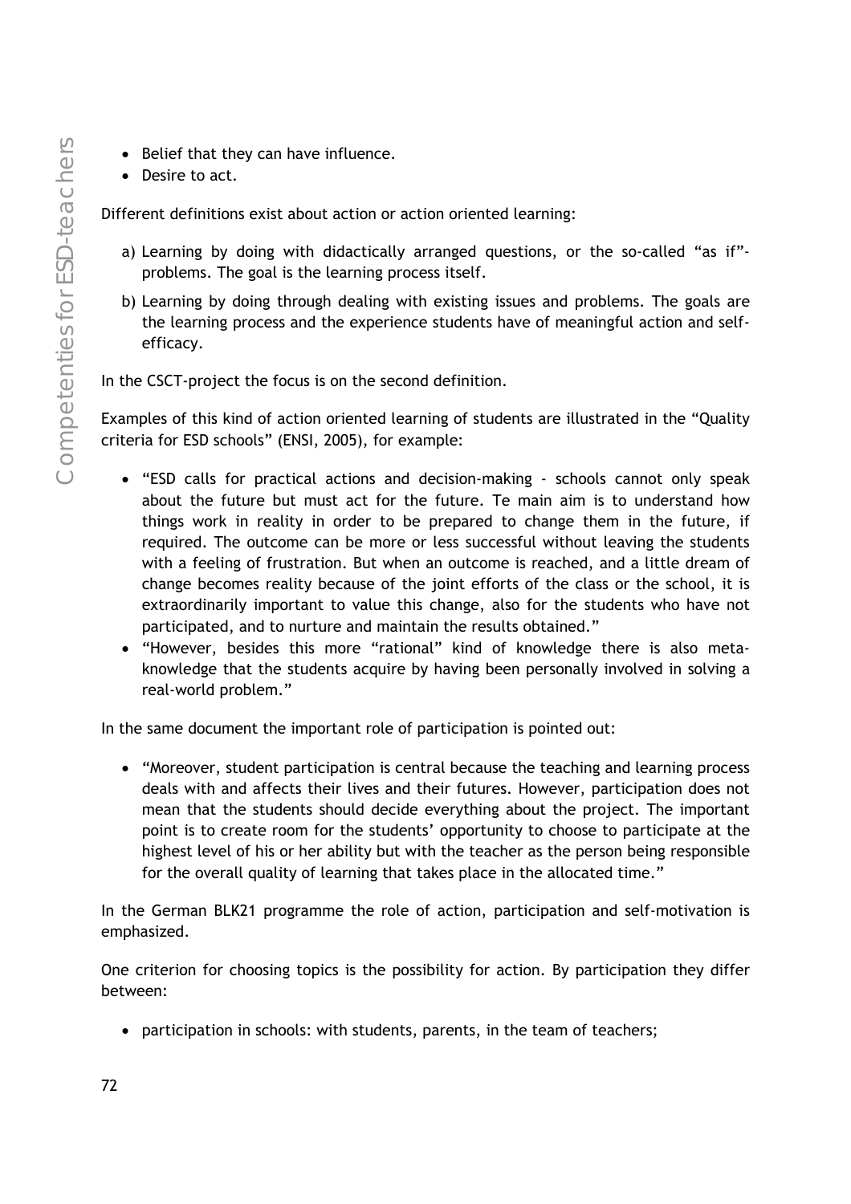- Belief that they can have influence.
- Desire to act.

Different definitions exist about action or action oriented learning:

a) Learning by doing with didactically arranged questions, or the so-called "as if"-problems. The goal is the learning process itself.

b) Learning by doing through dealing with existing issues and problems. The goals are the learning process and the experience students have of meaningful action and self-efficacy.

In the CSCT-project the focus is on the second definition.

Examples of this kind of action oriented learning of students are illustrated in the "Quality criteria for ESD schools" (ENSI, 2005), for example:

- "ESD calls for practical actions and decision-making - schools cannot only speak about the future but must act for the future. Te main aim is to understand how things work in reality in order to be prepared to change them in the future, if required. The outcome can be more or less successful without leaving the students with a feeling of frustration. But when an outcome is reached, and a little dream of change becomes reality because of the joint efforts of the class or the school, it is extraordinarily important to value this change, also for the students who have not participated, and to nurture and maintain the results obtained."
- "However, besides this more "rational" kind of knowledge there is also meta-knowledge that the students acquire by having been personally involved in solving a real-world problem."

In the same document the important role of participation is pointed out:

- "Moreover, student participation is central because the teaching and learning process deals with and affects their lives and their futures. However, participation does not mean that the students should decide everything about the project. The important point is to create room for the students' opportunity to choose to participate at the highest level of his or her ability but with the teacher as the person being responsible for the overall quality of learning that takes place in the allocated time."

In the German BLK21 programme the role of action, participation and self-motivation is emphasized.

One criterion for choosing topics is the possibility for action. By participation they differ between:

- participation in schools: with students, parents, in the team of teachers;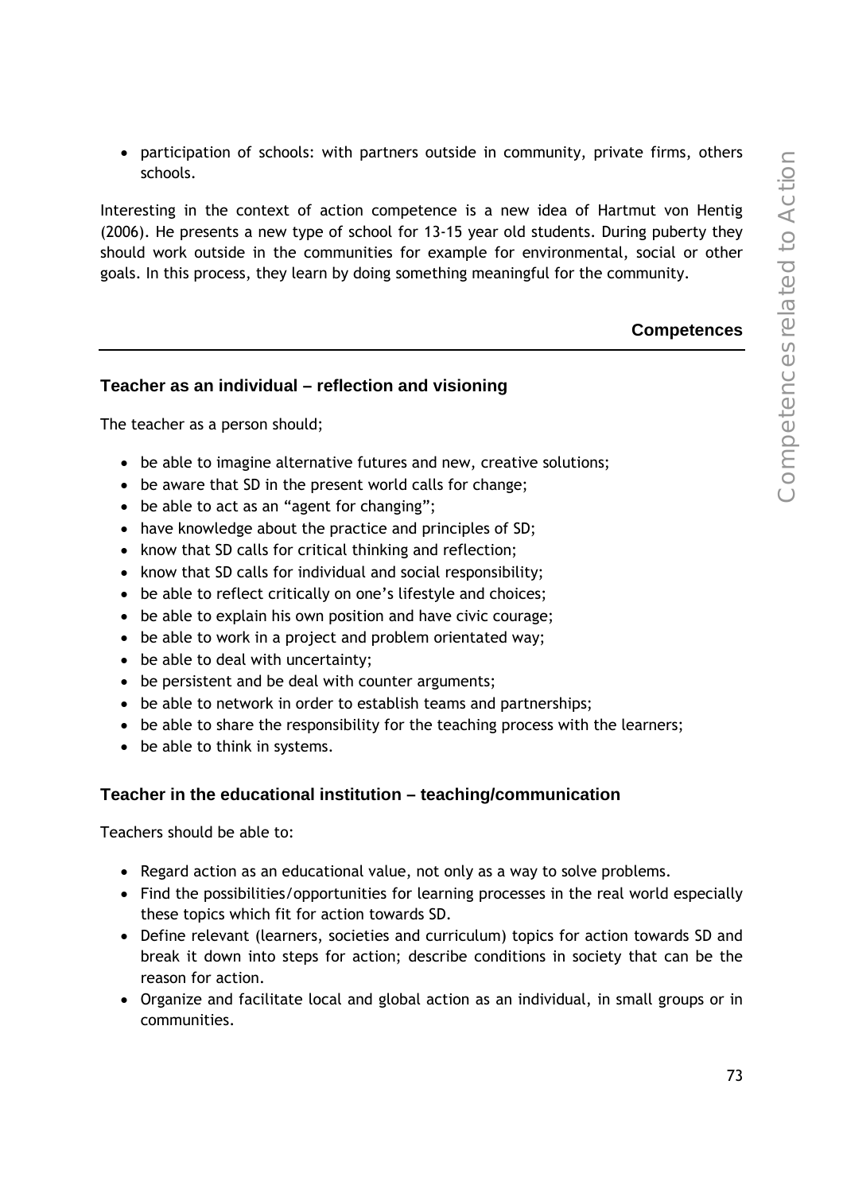- participation of schools: with partners outside in community, private firms, others schools.

Interesting in the context of action competence is a new idea of Hartmut von Hentig (2006). He presents a new type of school for 13-15 year old students. During puberty they should work outside in the communities for example for environmental, social or other goals. In this process, they learn by doing something meaningful for the community.

## Competences

### Teacher as an individual – reflection and visioning

The teacher as a person should;

- be able to imagine alternative futures and new, creative solutions;
- be aware that SD in the present world calls for change;
- be able to act as an "agent for changing";
- have knowledge about the practice and principles of SD;
- know that SD calls for critical thinking and reflection;
- know that SD calls for individual and social responsibility;
- be able to reflect critically on one's lifestyle and choices;
- be able to explain his own position and have civic courage;
- be able to work in a project and problem orientated way;
- be able to deal with uncertainty;
- be persistent and be deal with counter arguments;
- be able to network in order to establish teams and partnerships;
- be able to share the responsibility for the teaching process with the learners;
- be able to think in systems.

### Teacher in the educational institution – teaching/communication

Teachers should be able to:

- Regard action as an educational value, not only as a way to solve problems.
- Find the possibilities/opportunities for learning processes in the real world especially these topics which fit for action towards SD.
- Define relevant (learners, societies and curriculum) topics for action towards SD and break it down into steps for action; describe conditions in society that can be the reason for action.
- Organize and facilitate local and global action as an individual, in small groups or in communities.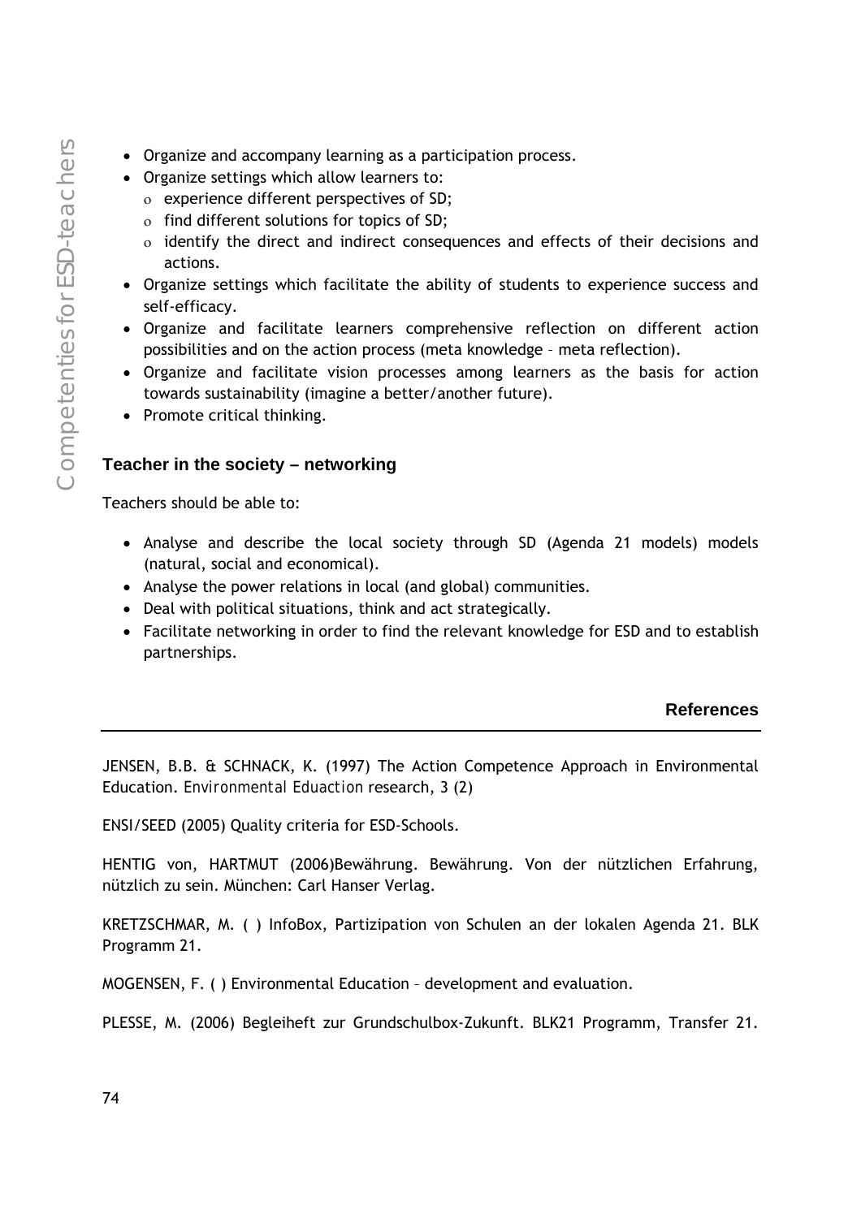- Organize and accompany learning as a participation process.
- Organize settings which allow learners to:
  - experience different perspectives of SD;
  - find different solutions for topics of SD;
  - identify the direct and indirect consequences and effects of their decisions and actions.
- Organize settings which facilitate the ability of students to experience success and self-efficacy.
- Organize and facilitate learners comprehensive reflection on different action possibilities and on the action process (meta knowledge – meta reflection).
- Organize and facilitate vision processes among learners as the basis for action towards sustainability (imagine a better/another future).
- Promote critical thinking.

### Teacher in the society – networking

Teachers should be able to:

- Analyse and describe the local society through SD (Agenda 21 models) models (natural, social and economical).
- Analyse the power relations in local (and global) communities.
- Deal with political situations, think and act strategically.
- Facilitate networking in order to find the relevant knowledge for ESD and to establish partnerships.

## References

JENSEN, B.B. & SCHNACK, K. (1997) The Action Competence Approach in Environmental Education. *Environmental Eduaction* research, 3 (2)

ENSI/SEED (2005) Quality criteria for ESD-Schools.

HENTIG von, HARTMUT (2006)Bewährung. Bewährung. Von der nützlichen Erfahrung, nützlich zu sein. München: Carl Hanser Verlag.

KRETZSCHMAR, M. ( ) InfoBox, Partizipation von Schulen an der lokalen Agenda 21. BLK Programm 21.

MOGENSEN, F. ( ) Environmental Education – development and evaluation.

PLESSE, M. (2006) Begleiheft zur Grundschulbox-Zukunft. BLK21 Programm, Transfer 21.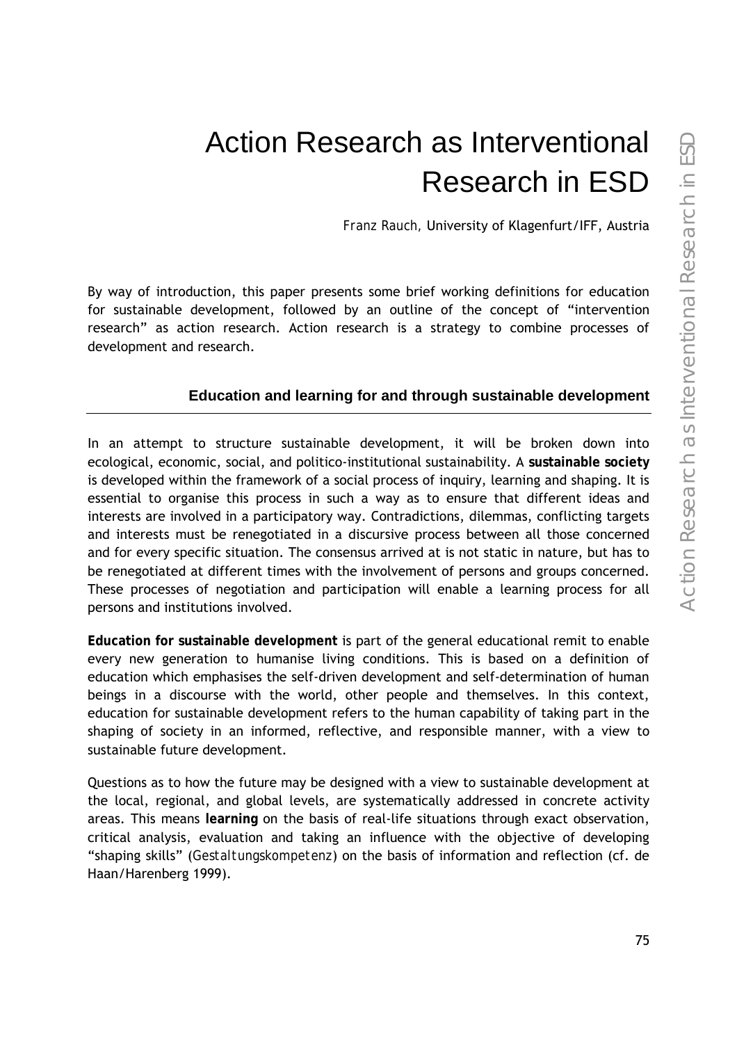# Action Research as Interventional Research in ESD

Franz Rauch, University of Klagenfurt/IFF, Austria

By way of introduction, this paper presents some brief working definitions for education for sustainable development, followed by an outline of the concept of "intervention research" as action research. Action research is a strategy to combine processes of development and research.

## Education and learning for and through sustainable development

In an attempt to structure sustainable development, it will be broken down into ecological, economic, social, and politico-institutional sustainability. A **sustainable society** is developed within the framework of a social process of inquiry, learning and shaping. It is essential to organise this process in such a way as to ensure that different ideas and interests are involved in a participatory way. Contradictions, dilemmas, conflicting targets and interests must be renegotiated in a discursive process between all those concerned and for every specific situation. The consensus arrived at is not static in nature, but has to be renegotiated at different times with the involvement of persons and groups concerned. These processes of negotiation and participation will enable a learning process for all persons and institutions involved.

**Education for sustainable development** is part of the general educational remit to enable every new generation to humanise living conditions. This is based on a definition of education which emphasises the self-driven development and self-determination of human beings in a discourse with the world, other people and themselves. In this context, education for sustainable development refers to the human capability of taking part in the shaping of society in an informed, reflective, and responsible manner, with a view to sustainable future development.

Questions as to how the future may be designed with a view to sustainable development at the local, regional, and global levels, are systematically addressed in concrete activity areas. This means **learning** on the basis of real-life situations through exact observation, critical analysis, evaluation and taking an influence with the objective of developing "shaping skills" (*Gestaltungskompetenz*) on the basis of information and reflection (cf. de Haan/Harenberg 1999).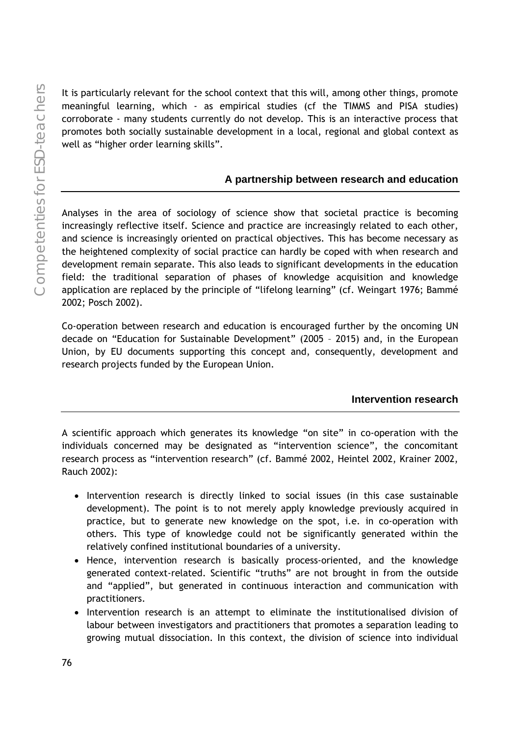It is particularly relevant for the school context that this will, among other things, promote meaningful learning, which - as empirical studies (cf the TIMMS and PISA studies) corroborate - many students currently do not develop. This is an interactive process that promotes both socially sustainable development in a local, regional and global context as well as “higher order learning skills”.

## A partnership between research and education

Analyses in the area of sociology of science show that societal practice is becoming increasingly reflective itself. Science and practice are increasingly related to each other, and science is increasingly oriented on practical objectives. This has become necessary as the heightened complexity of social practice can hardly be coped with when research and development remain separate. This also leads to significant developments in the education field: the traditional separation of phases of knowledge acquisition and knowledge application are replaced by the principle of “lifelong learning” (cf. Weingart 1976; Bammé 2002; Posch 2002).

Co-operation between research and education is encouraged further by the oncoming UN decade on “Education for Sustainable Development” (2005 – 2015) and, in the European Union, by EU documents supporting this concept and, consequently, development and research projects funded by the European Union.

## Intervention research

A scientific approach which generates its knowledge “on site” in co-operation with the individuals concerned may be designated as “intervention science”, the concomitant research process as “intervention research” (cf. Bammé 2002, Heintel 2002, Krainer 2002, Rauch 2002):

- Intervention research is directly linked to social issues (in this case sustainable development). The point is to not merely apply knowledge previously acquired in practice, but to generate new knowledge on the spot, i.e. in co-operation with others. This type of knowledge could not be significantly generated within the relatively confined institutional boundaries of a university.
- Hence, intervention research is basically process-oriented, and the knowledge generated context-related. Scientific “truths” are not brought in from the outside and “applied”, but generated in continuous interaction and communication with practitioners.
- Intervention research is an attempt to eliminate the institutionalised division of labour between investigators and practitioners that promotes a separation leading to growing mutual dissociation. In this context, the division of science into individual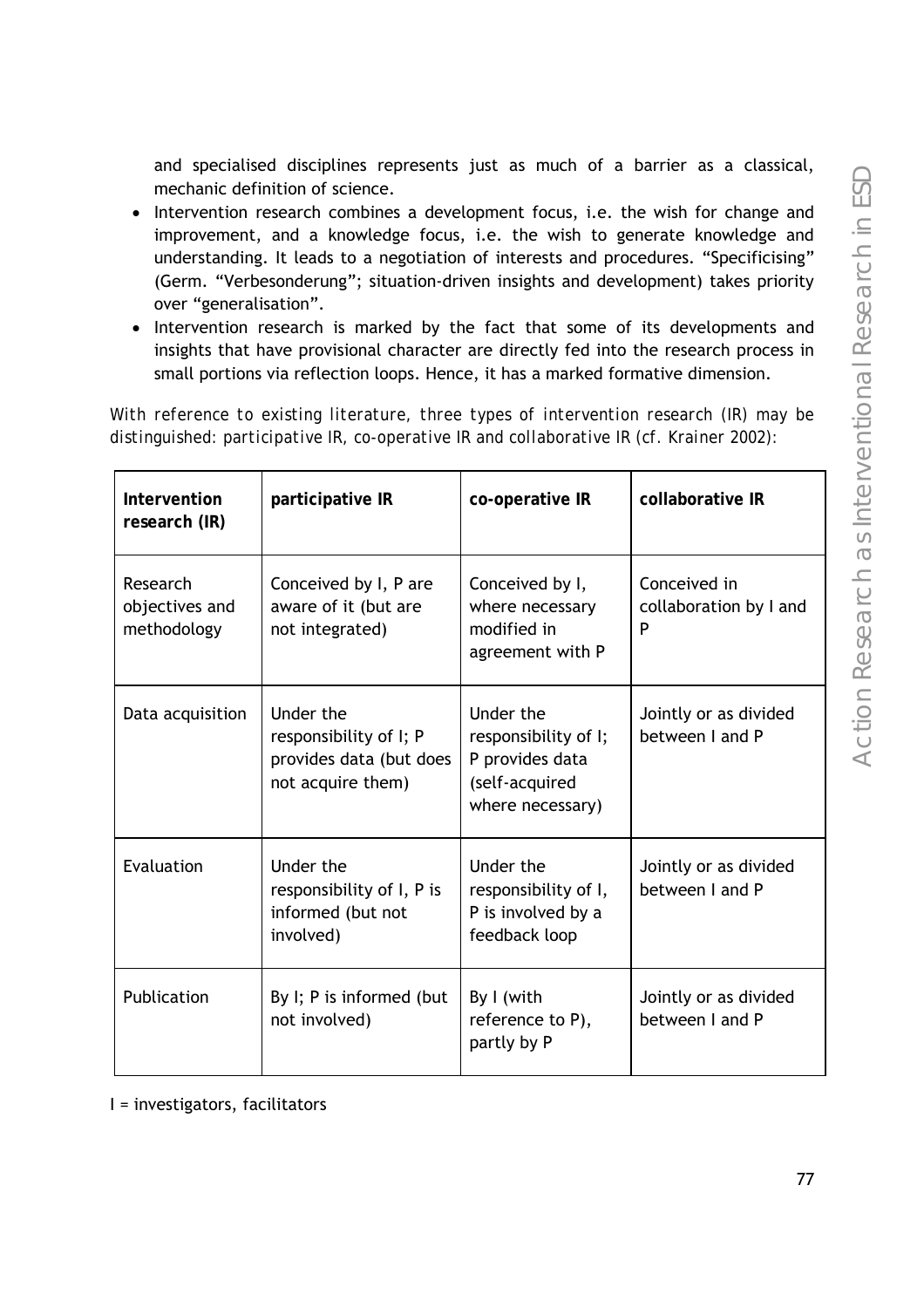and specialised disciplines represents just as much of a barrier as a classical, mechanic definition of science.

- Intervention research combines a development focus, i.e. the wish for change and improvement, and a knowledge focus, i.e. the wish to generate knowledge and understanding. It leads to a negotiation of interests and procedures. "Specificising" (Germ. "Verbesonderung"; situation-driven insights and development) takes priority over "generalisation".
- Intervention research is marked by the fact that some of its developments and insights that have provisional character are directly fed into the research process in small portions via reflection loops. Hence, it has a marked formative dimension.

*With reference to existing literature, three types of intervention research (IR) may be distinguished: participative IR, co-operative IR and collaborative IR (cf. Krainer 2002):*

| **Intervention research (IR)** | **participative IR** | **co-operative IR** | **collaborative IR** |
|---|---|---|---|
| Research objectives and methodology | Conceived by I, P are aware of it (but are not integrated) | Conceived by I, where necessary modified in agreement with P | Conceived in collaboration by I and P |
| Data acquisition | Under the responsibility of I; P provides data (but does not acquire them) | Under the responsibility of I; P provides data (self-acquired where necessary) | Jointly or as divided between I and P |
| Evaluation | Under the responsibility of I, P is informed (but not involved) | Under the responsibility of I, P is involved by a feedback loop | Jointly or as divided between I and P |
| Publication | By I; P is informed (but not involved) | By I (with reference to P), partly by P | Jointly or as divided between I and P |

I = investigators, facilitators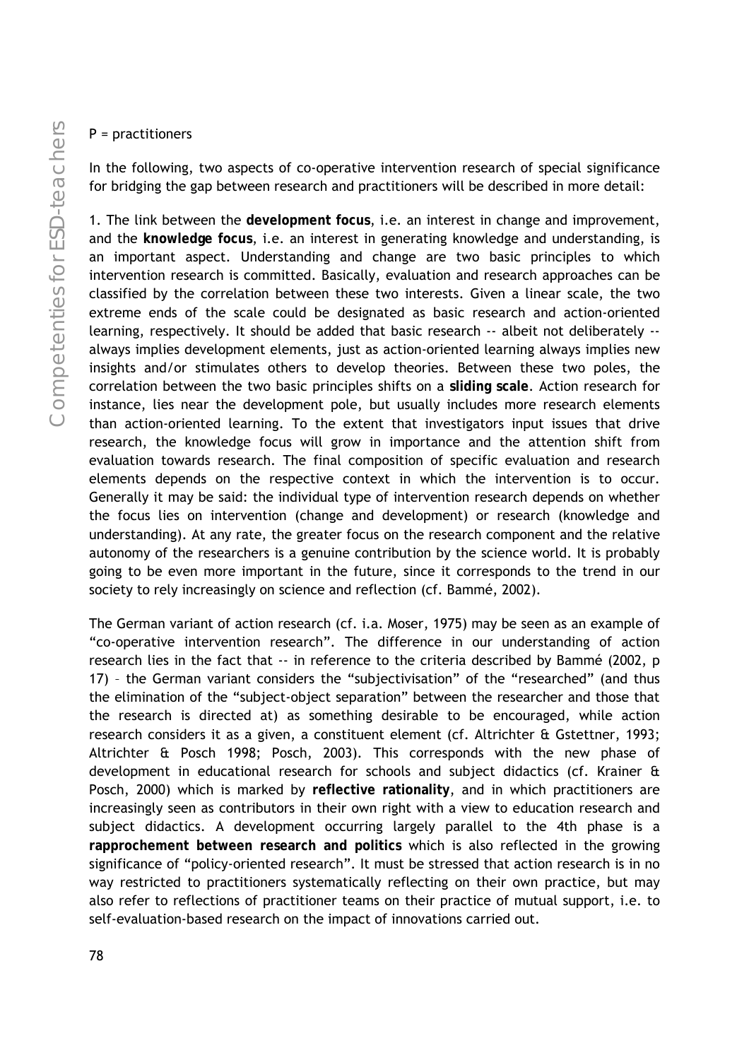P = practitioners

In the following, two aspects of co-operative intervention research of special significance for bridging the gap between research and practitioners will be described in more detail:

1. The link between the **development focus**, i.e. an interest in change and improvement, and the **knowledge focus**, i.e. an interest in generating knowledge and understanding, is an important aspect. Understanding and change are two basic principles to which intervention research is committed. Basically, evaluation and research approaches can be classified by the correlation between these two interests. Given a linear scale, the two extreme ends of the scale could be designated as basic research and action-oriented learning, respectively. It should be added that basic research -- albeit not deliberately -- always implies development elements, just as action-oriented learning always implies new insights and/or stimulates others to develop theories. Between these two poles, the correlation between the two basic principles shifts on a **sliding scale**. Action research for instance, lies near the development pole, but usually includes more research elements than action-oriented learning. To the extent that investigators input issues that drive research, the knowledge focus will grow in importance and the attention shift from evaluation towards research. The final composition of specific evaluation and research elements depends on the respective context in which the intervention is to occur. Generally it may be said: the individual type of intervention research depends on whether the focus lies on intervention (change and development) or research (knowledge and understanding). At any rate, the greater focus on the research component and the relative autonomy of the researchers is a genuine contribution by the science world. It is probably going to be even more important in the future, since it corresponds to the trend in our society to rely increasingly on science and reflection (cf. Bammé, 2002).

The German variant of action research (cf. i.a. Moser, 1975) may be seen as an example of "co-operative intervention research". The difference in our understanding of action research lies in the fact that -- in reference to the criteria described by Bammé (2002, p 17) – the German variant considers the "subjectivisation" of the "researched" (and thus the elimination of the "subject-object separation" between the researcher and those that the research is directed at) as something desirable to be encouraged, while action research considers it as a given, a constituent element (cf. Altrichter & Gstettner, 1993; Altrichter & Posch 1998; Posch, 2003). This corresponds with the new phase of development in educational research for schools and subject didactics (cf. Krainer & Posch, 2000) which is marked by **reflective rationality**, and in which practitioners are increasingly seen as contributors in their own right with a view to education research and subject didactics. A development occurring largely parallel to the 4th phase is a **rapprochement between research and politics** which is also reflected in the growing significance of "policy-oriented research". It must be stressed that action research is in no way restricted to practitioners systematically reflecting on their own practice, but may also refer to reflections of practitioner teams on their practice of mutual support, i.e. to self-evaluation-based research on the impact of innovations carried out.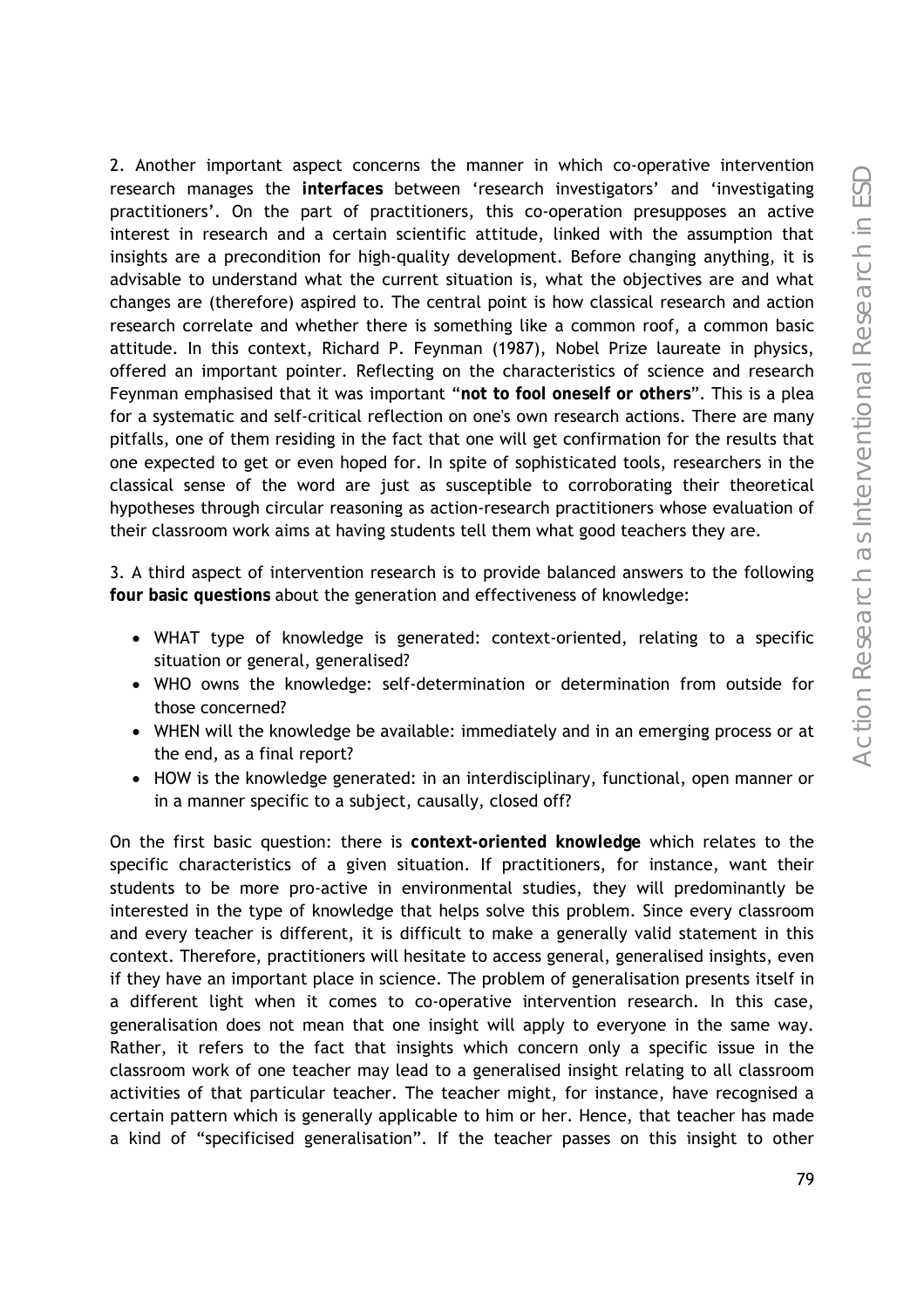2. Another important aspect concerns the manner in which co-operative intervention research manages the **interfaces** between 'research investigators' and 'investigating practitioners'. On the part of practitioners, this co-operation presupposes an active interest in research and a certain scientific attitude, linked with the assumption that insights are a precondition for high-quality development. Before changing anything, it is advisable to understand what the current situation is, what the objectives are and what changes are (therefore) aspired to. The central point is how classical research and action research correlate and whether there is something like a common roof, a common basic attitude. In this context, Richard P. Feynman (1987), Nobel Prize laureate in physics, offered an important pointer. Reflecting on the characteristics of science and research Feynman emphasised that it was important "**not to fool oneself or others**". This is a plea for a systematic and self-critical reflection on one's own research actions. There are many pitfalls, one of them residing in the fact that one will get confirmation for the results that one expected to get or even hoped for. In spite of sophisticated tools, researchers in the classical sense of the word are just as susceptible to corroborating their theoretical hypotheses through circular reasoning as action-research practitioners whose evaluation of their classroom work aims at having students tell them what good teachers they are.

3. A third aspect of intervention research is to provide balanced answers to the following **four basic questions** about the generation and effectiveness of knowledge:

- WHAT type of knowledge is generated: context-oriented, relating to a specific situation or general, generalised?
- WHO owns the knowledge: self-determination or determination from outside for those concerned?
- WHEN will the knowledge be available: immediately and in an emerging process or at the end, as a final report?
- HOW is the knowledge generated: in an interdisciplinary, functional, open manner or in a manner specific to a subject, causally, closed off?

On the first basic question: there is **context-oriented knowledge** which relates to the specific characteristics of a given situation. If practitioners, for instance, want their students to be more pro-active in environmental studies, they will predominantly be interested in the type of knowledge that helps solve this problem. Since every classroom and every teacher is different, it is difficult to make a generally valid statement in this context. Therefore, practitioners will hesitate to access general, generalised insights, even if they have an important place in science. The problem of generalisation presents itself in a different light when it comes to co-operative intervention research. In this case, generalisation does not mean that one insight will apply to everyone in the same way. Rather, it refers to the fact that insights which concern only a specific issue in the classroom work of one teacher may lead to a generalised insight relating to all classroom activities of that particular teacher. The teacher might, for instance, have recognised a certain pattern which is generally applicable to him or her. Hence, that teacher has made a kind of "specificised generalisation". If the teacher passes on this insight to other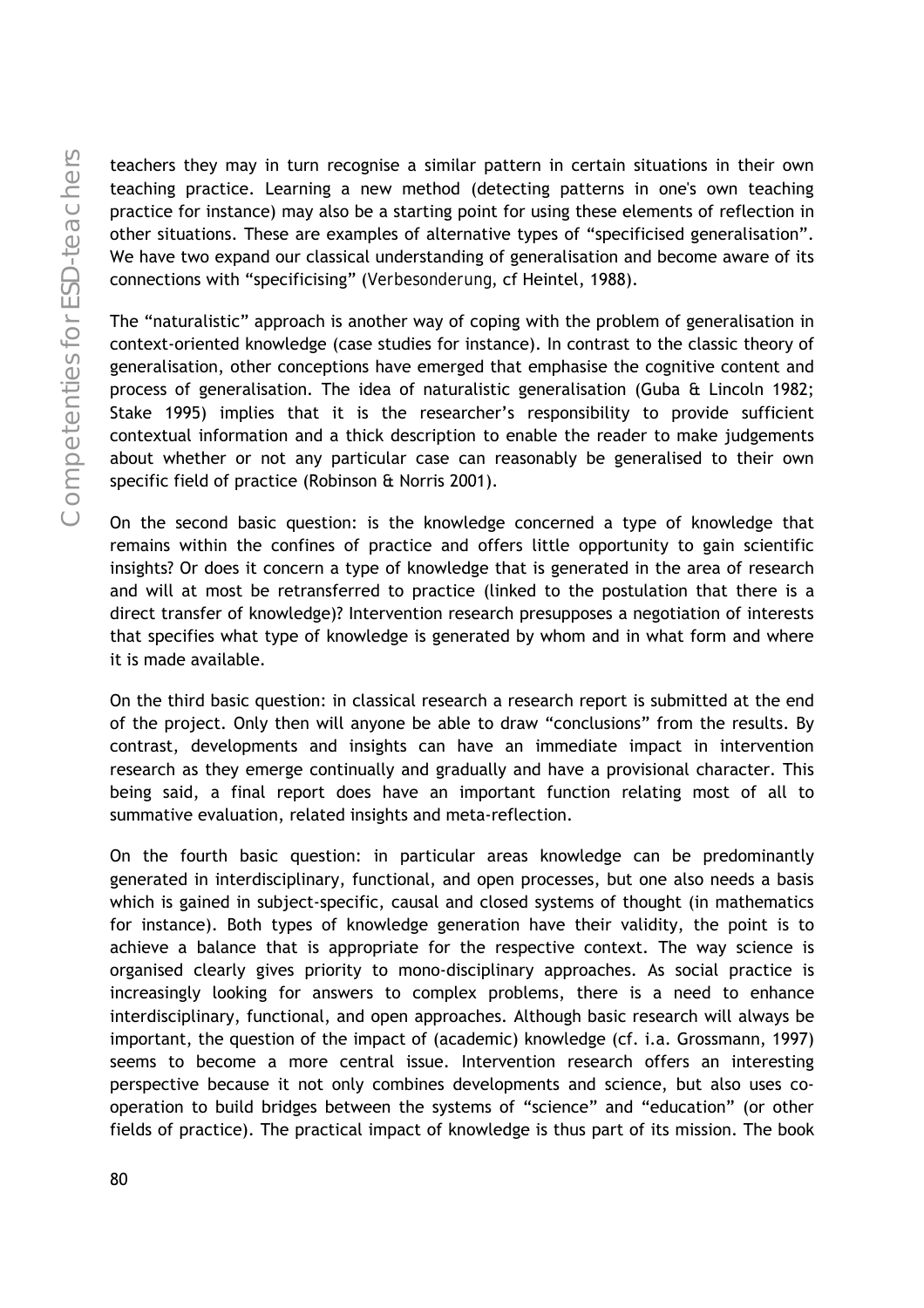teachers they may in turn recognise a similar pattern in certain situations in their own teaching practice. Learning a new method (detecting patterns in one's own teaching practice for instance) may also be a starting point for using these elements of reflection in other situations. These are examples of alternative types of "specificised generalisation". We have two expand our classical understanding of generalisation and become aware of its connections with "specificising" (*Verbesonderung*, cf Heintel, 1988).

The "naturalistic" approach is another way of coping with the problem of generalisation in context-oriented knowledge (case studies for instance). In contrast to the classic theory of generalisation, other conceptions have emerged that emphasise the cognitive content and process of generalisation. The idea of naturalistic generalisation (Guba & Lincoln 1982; Stake 1995) implies that it is the researcher's responsibility to provide sufficient contextual information and a thick description to enable the reader to make judgements about whether or not any particular case can reasonably be generalised to their own specific field of practice (Robinson & Norris 2001).

On the second basic question: is the knowledge concerned a type of knowledge that remains within the confines of practice and offers little opportunity to gain scientific insights? Or does it concern a type of knowledge that is generated in the area of research and will at most be retransferred to practice (linked to the postulation that there is a direct transfer of knowledge)? Intervention research presupposes a negotiation of interests that specifies what type of knowledge is generated by whom and in what form and where it is made available.

On the third basic question: in classical research a research report is submitted at the end of the project. Only then will anyone be able to draw "conclusions" from the results. By contrast, developments and insights can have an immediate impact in intervention research as they emerge continually and gradually and have a provisional character. This being said, a final report does have an important function relating most of all to summative evaluation, related insights and meta-reflection.

On the fourth basic question: in particular areas knowledge can be predominantly generated in interdisciplinary, functional, and open processes, but one also needs a basis which is gained in subject-specific, causal and closed systems of thought (in mathematics for instance). Both types of knowledge generation have their validity, the point is to achieve a balance that is appropriate for the respective context. The way science is organised clearly gives priority to mono-disciplinary approaches. As social practice is increasingly looking for answers to complex problems, there is a need to enhance interdisciplinary, functional, and open approaches. Although basic research will always be important, the question of the impact of (academic) knowledge (cf. i.a. Grossmann, 1997) seems to become a more central issue. Intervention research offers an interesting perspective because it not only combines developments and science, but also uses co-operation to build bridges between the systems of "science" and "education" (or other fields of practice). The practical impact of knowledge is thus part of its mission. The book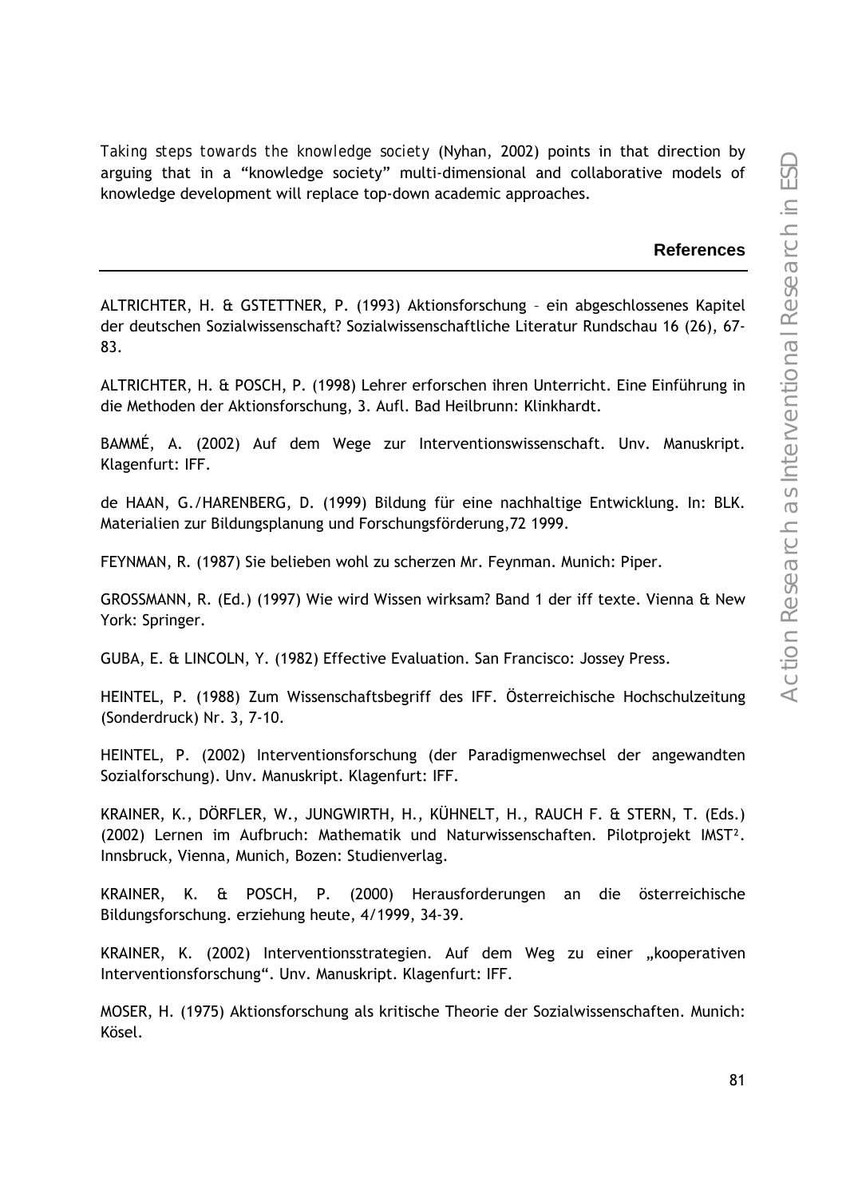*Taking steps towards the knowledge society* (Nyhan, 2002) points in that direction by arguing that in a "knowledge society" multi-dimensional and collaborative models of knowledge development will replace top-down academic approaches.

## References

ALTRICHTER, H. & GSTETTNER, P. (1993) Aktionsforschung – ein abgeschlossenes Kapitel der deutschen Sozialwissenschaft? Sozialwissenschaftliche Literatur Rundschau 16 (26), 67-83.

ALTRICHTER, H. & POSCH, P. (1998) Lehrer erforschen ihren Unterricht. Eine Einführung in die Methoden der Aktionsforschung, 3. Aufl. Bad Heilbrunn: Klinkhardt.

BAMMÉ, A. (2002) Auf dem Wege zur Interventionswissenschaft. Unv. Manuskript. Klagenfurt: IFF.

de HAAN, G./HARENBERG, D. (1999) Bildung für eine nachhaltige Entwicklung. In: BLK. Materialien zur Bildungsplanung und Forschungsförderung,72 1999.

FEYNMAN, R. (1987) Sie belieben wohl zu scherzen Mr. Feynman. Munich: Piper.

GROSSMANN, R. (Ed.) (1997) Wie wird Wissen wirksam? Band 1 der iff texte. Vienna & New York: Springer.

GUBA, E. & LINCOLN, Y. (1982) Effective Evaluation. San Francisco: Jossey Press.

HEINTEL, P. (1988) Zum Wissenschaftsbegriff des IFF. Österreichische Hochschulzeitung (Sonderdruck) Nr. 3, 7-10.

HEINTEL, P. (2002) Interventionsforschung (der Paradigmenwechsel der angewandten Sozialforschung). Unv. Manuskript. Klagenfurt: IFF.

KRAINER, K., DÖRFLER, W., JUNGWIRTH, H., KÜHNELT, H., RAUCH F. & STERN, T. (Eds.) (2002) Lernen im Aufbruch: Mathematik und Naturwissenschaften. Pilotprojekt IMST². Innsbruck, Vienna, Munich, Bozen: Studienverlag.

KRAINER, K. & POSCH, P. (2000) Herausforderungen an die österreichische Bildungsforschung. erziehung heute, 4/1999, 34-39.

KRAINER, K. (2002) Interventionsstrategien. Auf dem Weg zu einer „kooperativen Interventionsforschung". Unv. Manuskript. Klagenfurt: IFF.

MOSER, H. (1975) Aktionsforschung als kritische Theorie der Sozialwissenschaften. Munich: Kösel.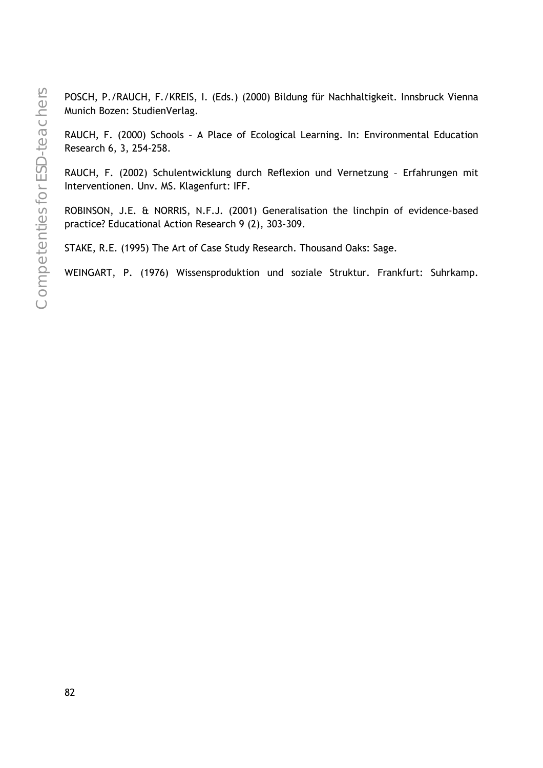POSCH, P./RAUCH, F./KREIS, I. (Eds.) (2000) Bildung für Nachhaltigkeit. Innsbruck Vienna Munich Bozen: StudienVerlag.

RAUCH, F. (2000) Schools – A Place of Ecological Learning. In: Environmental Education Research 6, 3, 254-258.

RAUCH, F. (2002) Schulentwicklung durch Reflexion und Vernetzung – Erfahrungen mit Interventionen. Unv. MS. Klagenfurt: IFF.

ROBINSON, J.E. & NORRIS, N.F.J. (2001) Generalisation the linchpin of evidence-based practice? Educational Action Research 9 (2), 303-309.

STAKE, R.E. (1995) The Art of Case Study Research. Thousand Oaks: Sage.

WEINGART, P. (1976) Wissensproduktion und soziale Struktur. Frankfurt: Suhrkamp.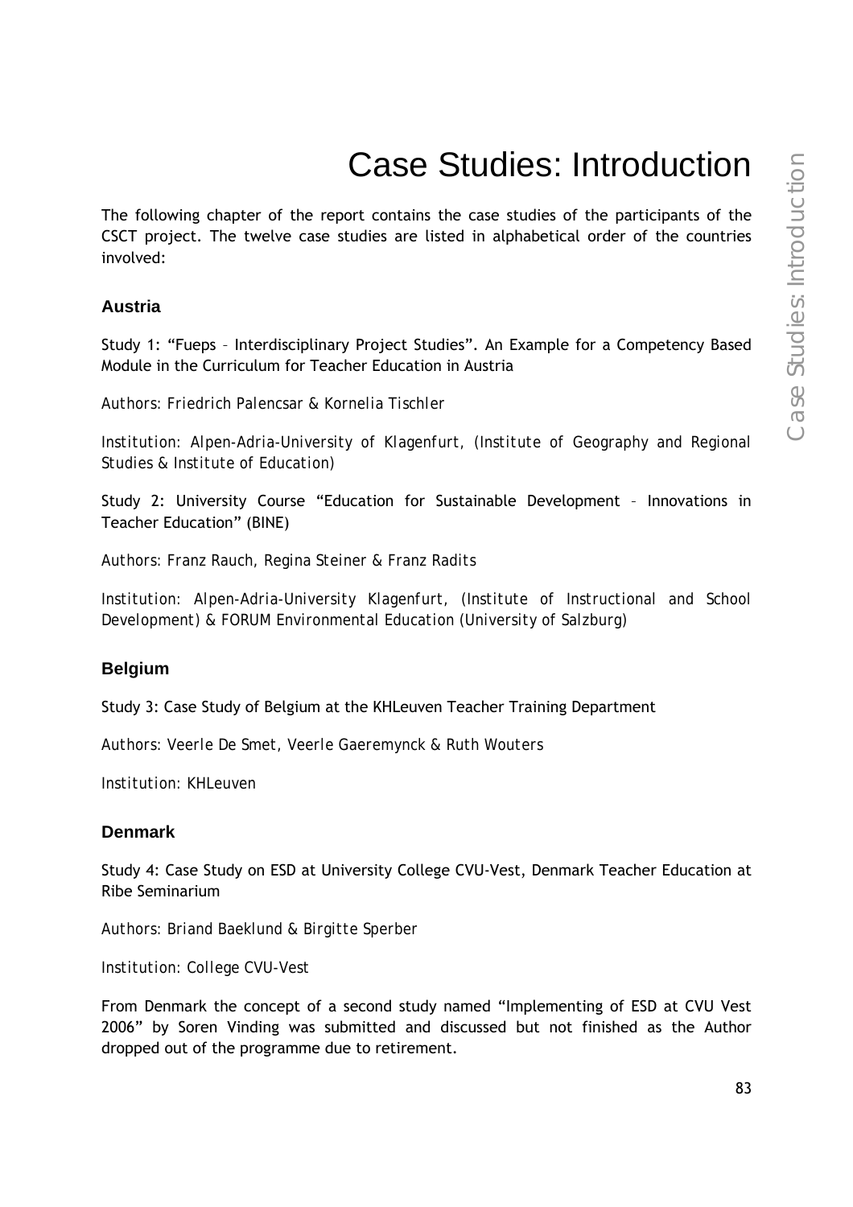# Case Studies: Introduction

The following chapter of the report contains the case studies of the participants of the CSCT project. The twelve case studies are listed in alphabetical order of the countries involved:

## Austria

Study 1: "Fueps – Interdisciplinary Project Studies". An Example for a Competency Based Module in the Curriculum for Teacher Education in Austria

*Authors: Friedrich Palencsar & Kornelia Tischler*

*Institution: Alpen-Adria-University of Klagenfurt, (Institute of Geography and Regional Studies & Institute of Education)*

Study 2: University Course "Education for Sustainable Development – Innovations in Teacher Education" (BINE)

*Authors: Franz Rauch, Regina Steiner & Franz Radits*

*Institution: Alpen-Adria-University Klagenfurt, (Institute of Instructional and School Development) & FORUM Environmental Education (University of Salzburg)*

## Belgium

Study 3: Case Study of Belgium at the KHLeuven Teacher Training Department

*Authors: Veerle De Smet, Veerle Gaeremynck & Ruth Wouters*

*Institution: KHLeuven*

## Denmark

Study 4: Case Study on ESD at University College CVU-Vest, Denmark Teacher Education at Ribe Seminarium

*Authors: Briand Baeklund & Birgitte Sperber*

*Institution: College CVU-Vest*

From Denmark the concept of a second study named "Implementing of ESD at CVU Vest 2006" by Soren Vinding was submitted and discussed but not finished as the Author dropped out of the programme due to retirement.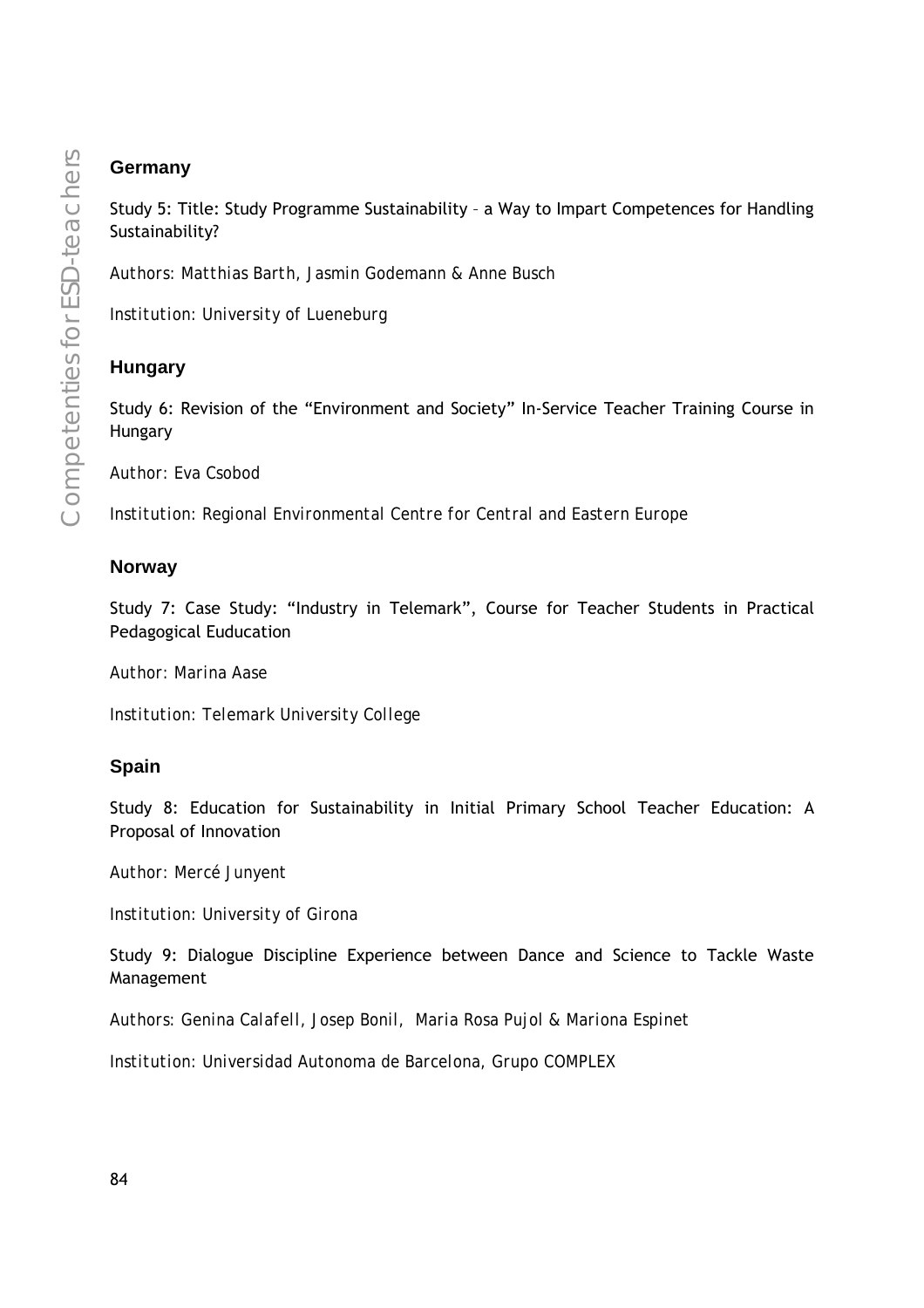### Germany

Study 5: Title: Study Programme Sustainability – a Way to Impart Competences for Handling Sustainability?

*Authors: Matthias Barth, Jasmin Godemann & Anne Busch*

*Institution: University of Lueneburg*

### Hungary

Study 6: Revision of the "Environment and Society" In-Service Teacher Training Course in Hungary

*Author: Eva Csobod*

*Institution: Regional Environmental Centre for Central and Eastern Europe*

### Norway

Study 7: Case Study: "Industry in Telemark", Course for Teacher Students in Practical Pedagogical Euducation

*Author: Marina Aase*

*Institution: Telemark University College*

### Spain

Study 8: Education for Sustainability in Initial Primary School Teacher Education: A Proposal of Innovation

*Author: Mercé Junyent*

*Institution: University of Girona*

Study 9: Dialogue Discipline Experience between Dance and Science to Tackle Waste Management

*Authors: Genina Calafell, Josep Bonil, Maria Rosa Pujol & Mariona Espinet*

*Institution: Universidad Autonoma de Barcelona, Grupo COMPLEX*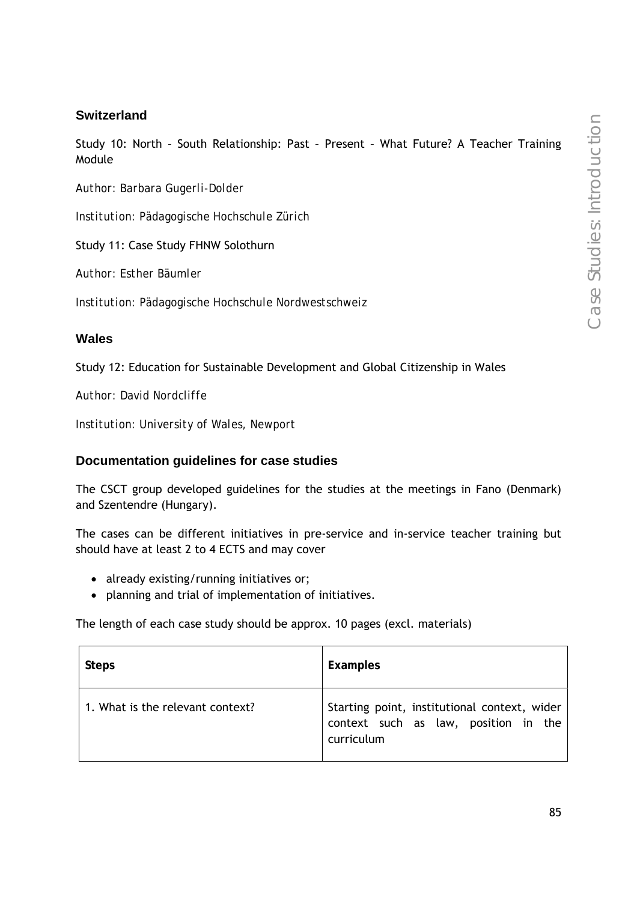## Switzerland

Study 10: North – South Relationship: Past – Present – What Future? A Teacher Training Module

*Author: Barbara Gugerli-Dolder*

*Institution: Pädagogische Hochschule Zürich*

Study 11: Case Study FHNW Solothurn

*Author: Esther Bäumler*

*Institution: Pädagogische Hochschule Nordwestschweiz*

## Wales

Study 12: Education for Sustainable Development and Global Citizenship in Wales

*Author: David Nordcliffe*

*Institution: University of Wales, Newport*

## Documentation guidelines for case studies

The CSCT group developed guidelines for the studies at the meetings in Fano (Denmark) and Szentendre (Hungary).

The cases can be different initiatives in pre-service and in-service teacher training but should have at least 2 to 4 ECTS and may cover

- already existing/running initiatives or;
- planning and trial of implementation of initiatives.

The length of each case study should be approx. 10 pages (excl. materials)

| Steps | Examples |
|---|---|
| 1. What is the relevant context? | Starting point, institutional context, wider context such as law, position in the curriculum |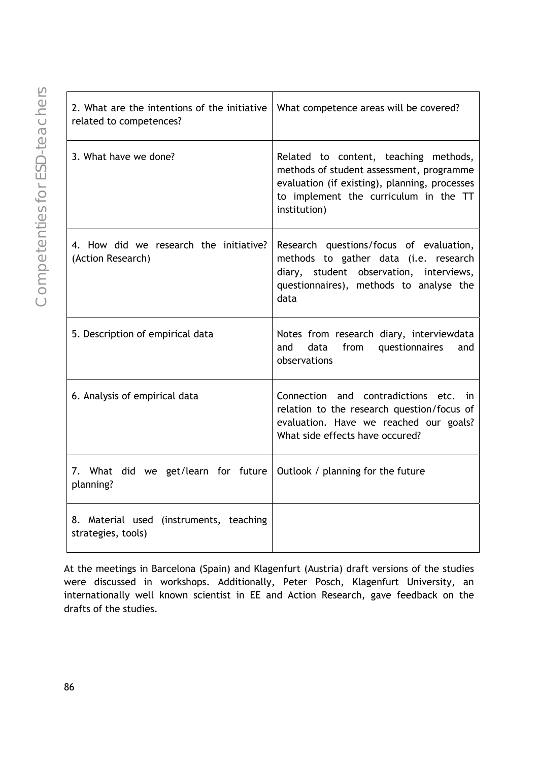| | |
|---|---|
| 2. What are the intentions of the initiative related to competences? | What competence areas will be covered? |
| 3. What have we done? | Related to content, teaching methods, methods of student assessment, programme evaluation (if existing), planning, processes to implement the curriculum in the TT institution) |
| 4. How did we research the initiative? (Action Research) | Research questions/focus of evaluation, methods to gather data (i.e. research diary, student observation, interviews, questionnaires), methods to analyse the data |
| 5. Description of empirical data | Notes from research diary, interviewdata and data from questionnaires and observations |
| 6. Analysis of empirical data | Connection and contradictions etc. in relation to the research question/focus of evaluation. Have we reached our goals? What side effects have occured? |
| 7. What did we get/learn for future planning? | Outlook / planning for the future |
| 8. Material used (instruments, teaching strategies, tools) | |

At the meetings in Barcelona (Spain) and Klagenfurt (Austria) draft versions of the studies were discussed in workshops. Additionally, Peter Posch, Klagenfurt University, an internationally well known scientist in EE and Action Research, gave feedback on the drafts of the studies.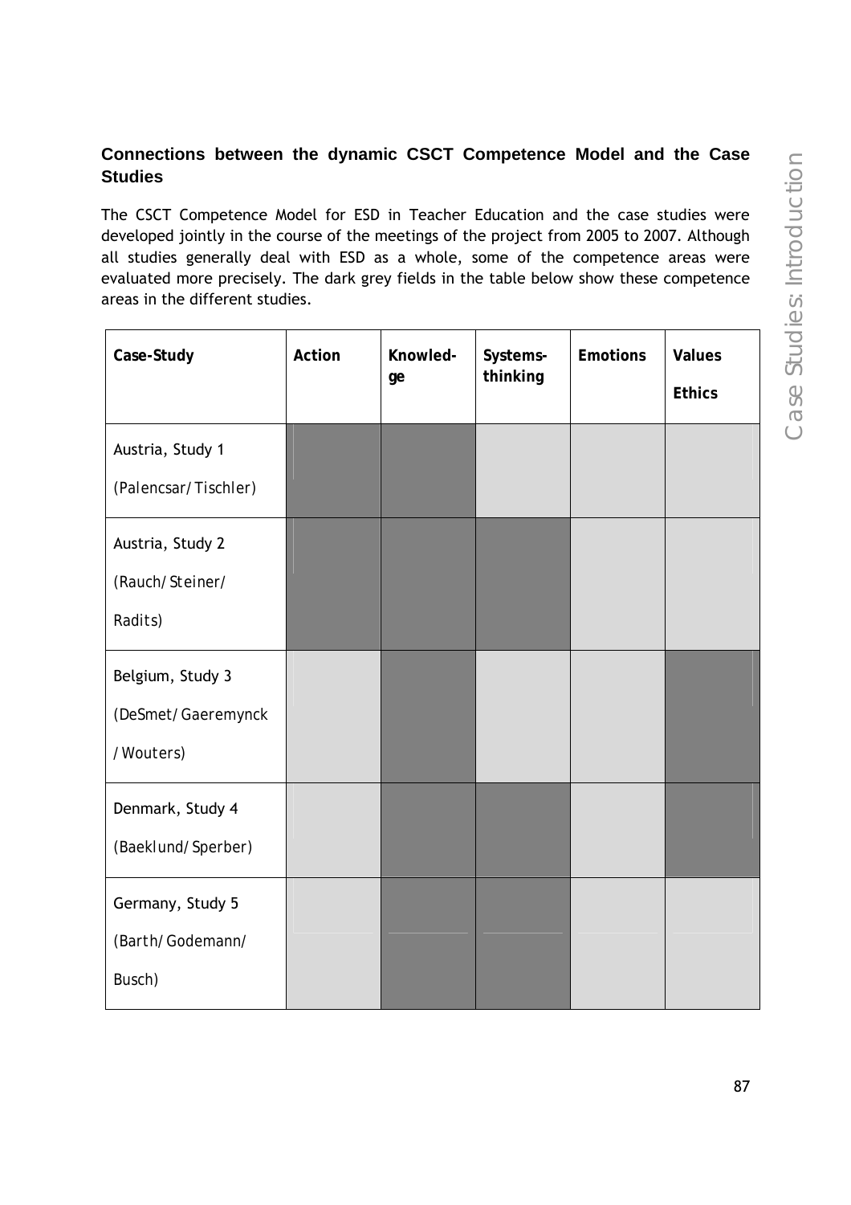## Connections between the dynamic CSCT Competence Model and the Case Studies

The CSCT Competence Model for ESD in Teacher Education and the case studies were developed jointly in the course of the meetings of the project from 2005 to 2007. Although all studies generally deal with ESD as a whole, some of the competence areas were evaluated more precisely. The dark grey fields in the table below show these competence areas in the different studies.

| Case-Study | Action | Knowled-ge | Systems-thinking | Emotions | Values Ethics |
|---|---|---|---|---|---|
| Austria, Study 1 (Palencsar/ Tischler) | ■ | ■ | | | |
| Austria, Study 2 (Rauch/ Steiner/ Radits) | ■ | ■ | ■ | | |
| Belgium, Study 3 (DeSmet/ Gaeremynck / Wouters) | | ■ | | | ■ |
| Denmark, Study 4 (Baeklund/ Sperber) | | ■ | ■ | | ■ |
| Germany, Study 5 (Barth/ Godemann/ Busch) | | ■ | ■ | | |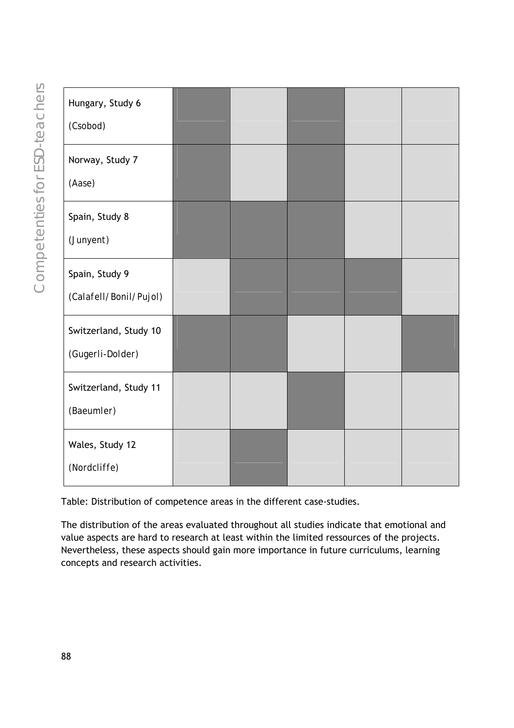| | | | | | |
|---|---|---|---|---|---|
| Hungary, Study 6 (Csobod) | ■ | | ■ | | |
| Norway, Study 7 (Aase) | ■ | | ■ | | |
| Spain, Study 8 (Junyent) | ■ | ■ | ■ | | |
| Spain, Study 9 (Calafell/Bonil/Pujol) | | ■ | ■ | ■ | |
| Switzerland, Study 10 (Gugerli-Dolder) | ■ | ■ | | | ■ |
| Switzerland, Study 11 (Baeumler) | | | ■ | | |
| Wales, Study 12 (Nordcliffe) | | ■ | | | |

Table: Distribution of competence areas in the different case-studies.

The distribution of the areas evaluated throughout all studies indicate that emotional and value aspects are hard to research at least within the limited ressources of the projects. Nevertheless, these aspects should gain more importance in future curriculums, learning concepts and research activities.